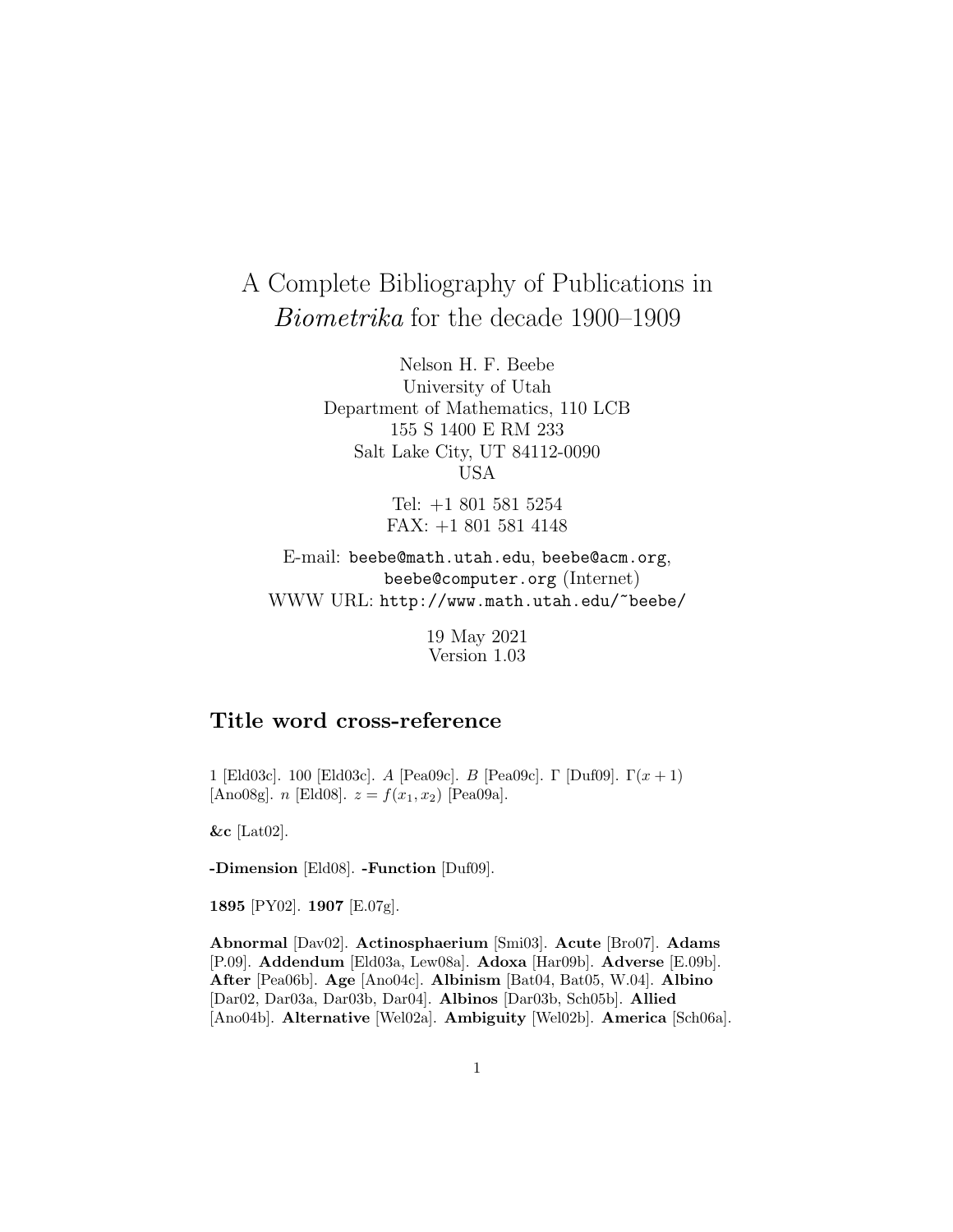# A Complete Bibliography of Publications in *Biometrika* for the decade 1900–1909

Nelson H. F. Beebe
University of Utah
Department of Mathematics, 110 LCB
155 S 1400 E RM 233
Salt Lake City, UT 84112-0090
USA

Tel: +1 801 581 5254
FAX: +1 801 581 4148

E-mail: beebe@math.utah.edu, beebe@acm.org, beebe@computer.org (Internet)
WWW URL: http://www.math.utah.edu/~beebe/

19 May 2021
Version 1.03

## Title word cross-reference

1 [Eld03c]. 100 [Eld03c]. $A$ [Pea09c]. $B$ [Pea09c]. $\Gamma$ [Duf09]. $\Gamma(x+1)$ [Ano08g]. $n$ [Eld08]. $z = f(x_1, x_2)$ [Pea09a].

**&c** [Lat02].

**-Dimension** [Eld08]. **-Function** [Duf09].

**1895** [PY02]. **1907** [E.07g].

**Abnormal** [Dav02]. **Actinosphaerium** [Smi03]. **Acute** [Bro07]. **Adams** [P.09]. **Addendum** [Eld03a, Lew08a]. **Adoxa** [Har09b]. **Adverse** [E.09b]. **After** [Pea06b]. **Age** [Ano04c]. **Albinism** [Bat04, Bat05, W.04]. **Albino** [Dar02, Dar03a, Dar03b, Dar04]. **Albinos** [Dar03b, Sch05b]. **Allied** [Ano04b]. **Alternative** [Wel02a]. **Ambiguity** [Wel02b]. **America** [Sch06a].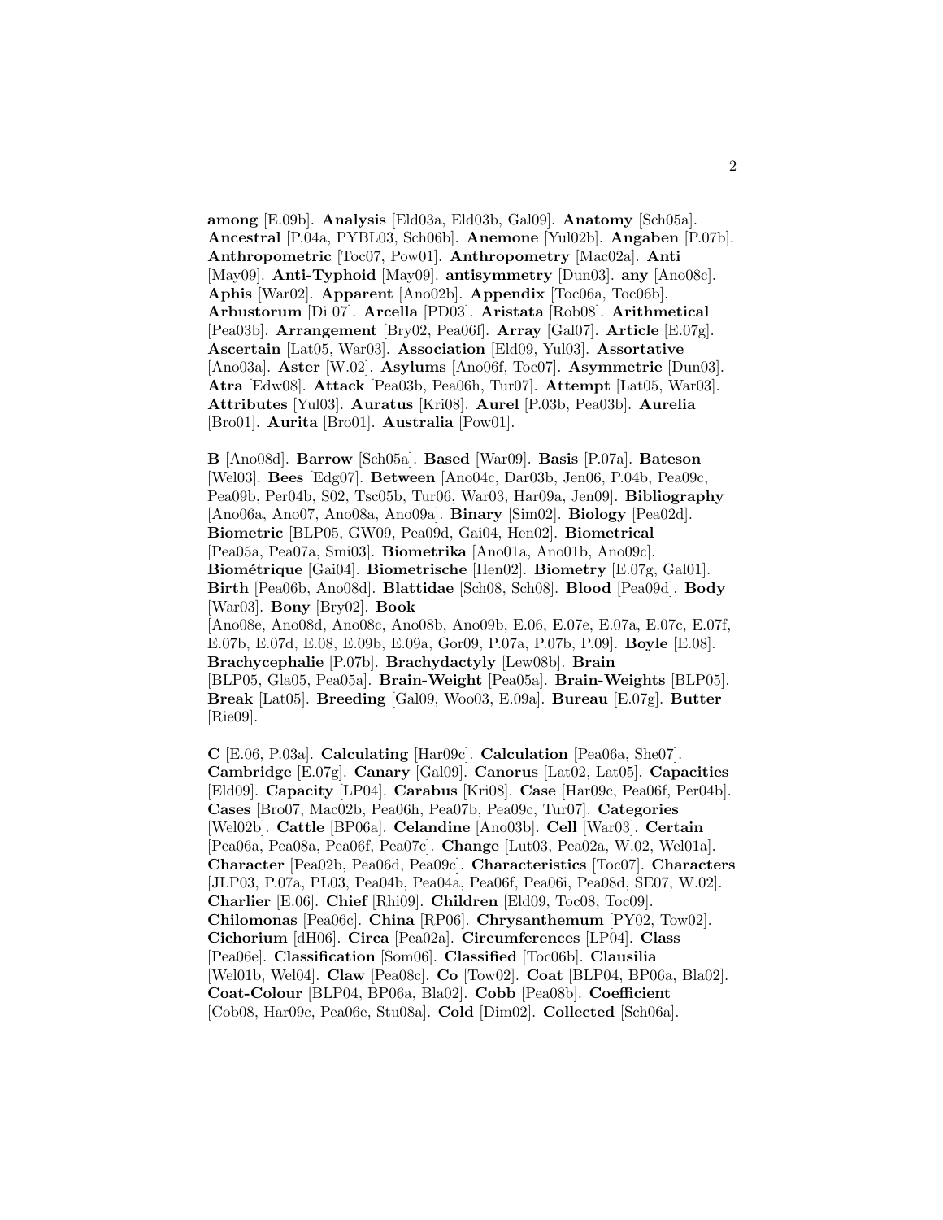**among** [E.09b]. **Analysis** [Eld03a, Eld03b, Gal09]. **Anatomy** [Sch05a]. **Ancestral** [P.04a, PYBL03, Sch06b]. **Anemone** [Yul02b]. **Angaben** [P.07b]. **Anthropometric** [Toc07, Pow01]. **Anthropometry** [Mac02a]. **Anti** [May09]. **Anti-Typhoid** [May09]. **antisymmetry** [Dun03]. **any** [Ano08c]. **Aphis** [War02]. **Apparent** [Ano02b]. **Appendix** [Toc06a, Toc06b]. **Arbustorum** [Di 07]. **Arcella** [PD03]. **Aristata** [Rob08]. **Arithmetical** [Pea03b]. **Arrangement** [Bry02, Pea06f]. **Array** [Gal07]. **Article** [E.07g]. **Ascertain** [Lat05, War03]. **Association** [Eld09, Yul03]. **Assortative** [Ano03a]. **Aster** [W.02]. **Asylums** [Ano06f, Toc07]. **Asymmetrie** [Dun03]. **Atra** [Edw08]. **Attack** [Pea03b, Pea06h, Tur07]. **Attempt** [Lat05, War03]. **Attributes** [Yul03]. **Auratus** [Kri08]. **Aurel** [P.03b, Pea03b]. **Aurelia** [Bro01]. **Aurita** [Bro01]. **Australia** [Pow01].

**B** [Ano08d]. **Barrow** [Sch05a]. **Based** [War09]. **Basis** [P.07a]. **Bateson** [Wel03]. **Bees** [Edg07]. **Between** [Ano04c, Dar03b, Jen06, P.04b, Pea09c, Pea09b, Per04b, S02, Tsc05b, Tur06, War03, Har09a, Jen09]. **Bibliography** [Ano06a, Ano07, Ano08a, Ano09a]. **Binary** [Sim02]. **Biology** [Pea02d]. **Biometric** [BLP05, GW09, Pea09d, Gai04, Hen02]. **Biometrical** [Pea05a, Pea07a, Smi03]. **Biometrika** [Ano01a, Ano01b, Ano09c]. **Biométrique** [Gai04]. **Biometrische** [Hen02]. **Biometry** [E.07g, Gal01]. **Birth** [Pea06b, Ano08d]. **Blattidae** [Sch08, Sch08]. **Blood** [Pea09d]. **Body** [War03]. **Bony** [Bry02]. **Book** [Ano08e, Ano08d, Ano08c, Ano08b, Ano09b, E.06, E.07e, E.07a, E.07c, E.07f, E.07b, E.07d, E.08, E.09b, E.09a, Gor09, P.07a, P.07b, P.09]. **Boyle** [E.08]. **Brachycephalie** [P.07b]. **Brachydactyly** [Lew08b]. **Brain** [BLP05, Gla05, Pea05a]. **Brain-Weight** [Pea05a]. **Brain-Weights** [BLP05]. **Break** [Lat05]. **Breeding** [Gal09, Woo03, E.09a]. **Bureau** [E.07g]. **Butter** [Rie09].

**C** [E.06, P.03a]. **Calculating** [Har09c]. **Calculation** [Pea06a, She07]. **Cambridge** [E.07g]. **Canary** [Gal09]. **Canorus** [Lat02, Lat05]. **Capacities** [Eld09]. **Capacity** [LP04]. **Carabus** [Kri08]. **Case** [Har09c, Pea06f, Per04b]. **Cases** [Bro07, Mac02b, Pea06h, Pea07b, Pea09c, Tur07]. **Categories** [Wel02b]. **Cattle** [BP06a]. **Celandine** [Ano03b]. **Cell** [War03]. **Certain** [Pea06a, Pea08a, Pea06f, Pea07c]. **Change** [Lut03, Pea02a, W.02, Wel01a]. **Character** [Pea02b, Pea06d, Pea09c]. **Characteristics** [Toc07]. **Characters** [JLP03, P.07a, PL03, Pea04b, Pea04a, Pea06f, Pea06i, Pea08d, SE07, W.02]. **Charlier** [E.06]. **Chief** [Rhi09]. **Children** [Eld09, Toc08, Toc09]. **Chilomonas** [Pea06c]. **China** [RP06]. **Chrysanthemum** [PY02, Tow02]. **Cichorium** [dH06]. **Circa** [Pea02a]. **Circumferences** [LP04]. **Class** [Pea06e]. **Classification** [Som06]. **Classified** [Toc06b]. **Clausilia** [Wel01b, Wel04]. **Claw** [Pea08c]. **Co** [Tow02]. **Coat** [BLP04, BP06a, Bla02]. **Coat-Colour** [BLP04, BP06a, Bla02]. **Cobb** [Pea08b]. **Coefficient** [Cob08, Har09c, Pea06e, Stu08a]. **Cold** [Dim02]. **Collected** [Sch06a].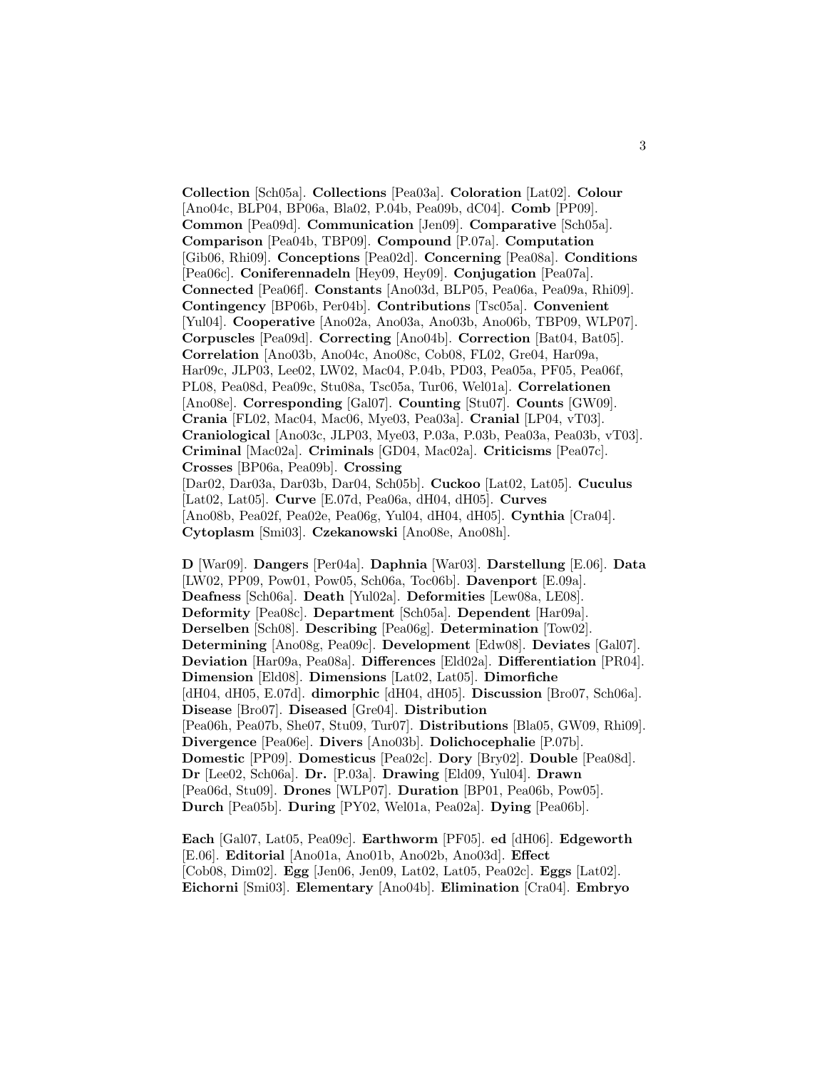**Collection** [Sch05a]. **Collections** [Pea03a]. **Coloration** [Lat02]. **Colour** [Ano04c, BLP04, BP06a, Bla02, P.04b, Pea09b, dC04]. **Comb** [PP09]. **Common** [Pea09d]. **Communication** [Jen09]. **Comparative** [Sch05a]. **Comparison** [Pea04b, TBP09]. **Compound** [P.07a]. **Computation** [Gib06, Rhi09]. **Conceptions** [Pea02d]. **Concerning** [Pea08a]. **Conditions** [Pea06c]. **Coniferennadeln** [Hey09, Hey09]. **Conjugation** [Pea07a]. **Connected** [Pea06f]. **Constants** [Ano03d, BLP05, Pea06a, Pea09a, Rhi09]. **Contingency** [BP06b, Per04b]. **Contributions** [Tsc05a]. **Convenient** [Yul04]. **Cooperative** [Ano02a, Ano03a, Ano03b, Ano06b, TBP09, WLP07]. **Corpuscles** [Pea09d]. **Correcting** [Ano04b]. **Correction** [Bat04, Bat05]. **Correlation** [Ano03b, Ano04c, Ano08c, Cob08, FL02, Gre04, Har09a, Har09c, JLP03, Lee02, LW02, Mac04, P.04b, PD03, Pea05a, PF05, Pea06f, PL08, Pea08d, Pea09c, Stu08a, Tsc05a, Tur06, Wel01a]. **Correlationen** [Ano08e]. **Corresponding** [Gal07]. **Counting** [Stu07]. **Counts** [GW09]. **Crania** [FL02, Mac04, Mac06, Mye03, Pea03a]. **Cranial** [LP04, vT03]. **Craniological** [Ano03c, JLP03, Mye03, P.03a, P.03b, Pea03a, Pea03b, vT03]. **Criminal** [Mac02a]. **Criminals** [GD04, Mac02a]. **Criticisms** [Pea07c]. **Crosses** [BP06a, Pea09b]. **Crossing** [Dar02, Dar03a, Dar03b, Dar04, Sch05b]. **Cuckoo** [Lat02, Lat05]. **Cuculus** [Lat02, Lat05]. **Curve** [E.07d, Pea06a, dH04, dH05]. **Curves** [Ano08b, Pea02f, Pea02e, Pea06g, Yul04, dH04, dH05]. **Cynthia** [Cra04]. **Cytoplasm** [Smi03]. **Czekanowski** [Ano08e, Ano08h].

**D** [War09]. **Dangers** [Per04a]. **Daphnia** [War03]. **Darstellung** [E.06]. **Data** [LW02, PP09, Pow01, Pow05, Sch06a, Toc06b]. **Davenport** [E.09a]. **Deafness** [Sch06a]. **Death** [Yul02a]. **Deformities** [Lew08a, LE08]. **Deformity** [Pea08c]. **Department** [Sch05a]. **Dependent** [Har09a]. **Derselben** [Sch08]. **Describing** [Pea06g]. **Determination** [Tow02]. **Determining** [Ano08g, Pea09c]. **Development** [Edw08]. **Deviates** [Gal07]. **Deviation** [Har09a, Pea08a]. **Differences** [Eld02a]. **Differentiation** [PR04]. **Dimension** [Eld08]. **Dimensions** [Lat02, Lat05]. **Dimorfiche** [dH04, dH05, E.07d]. **dimorphic** [dH04, dH05]. **Discussion** [Bro07, Sch06a]. **Disease** [Bro07]. **Diseased** [Gre04]. **Distribution** [Pea06h, Pea07b, She07, Stu09, Tur07]. **Distributions** [Bla05, GW09, Rhi09]. **Divergence** [Pea06e]. **Divers** [Ano03b]. **Dolichocephalie** [P.07b]. **Domestic** [PP09]. **Domesticus** [Pea02c]. **Dory** [Bry02]. **Double** [Pea08d]. **Dr** [Lee02, Sch06a]. **Dr.** [P.03a]. **Drawing** [Eld09, Yul04]. **Drawn** [Pea06d, Stu09]. **Drones** [WLP07]. **Duration** [BP01, Pea06b, Pow05]. **Durch** [Pea05b]. **During** [PY02, Wel01a, Pea02a]. **Dying** [Pea06b].

**Each** [Gal07, Lat05, Pea09c]. **Earthworm** [PF05]. **ed** [dH06]. **Edgeworth** [E.06]. **Editorial** [Ano01a, Ano01b, Ano02b, Ano03d]. **Effect** [Cob08, Dim02]. **Egg** [Jen06, Jen09, Lat02, Lat05, Pea02c]. **Eggs** [Lat02]. **Eichorni** [Smi03]. **Elementary** [Ano04b]. **Elimination** [Cra04]. **Embryo**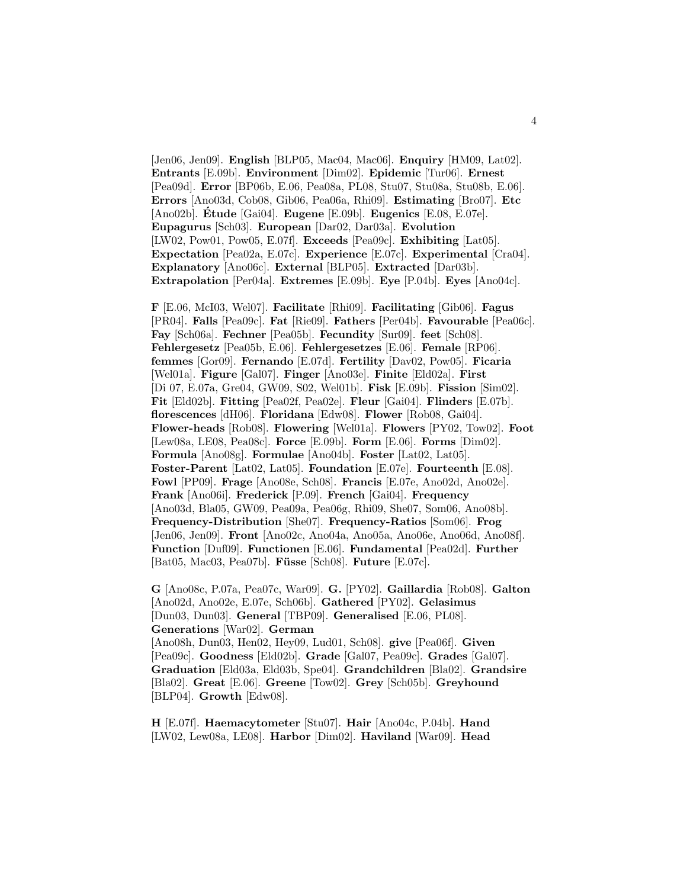[Jen06, Jen09]. **English** [BLP05, Mac04, Mac06]. **Enquiry** [HM09, Lat02]. **Entrants** [E.09b]. **Environment** [Dim02]. **Epidemic** [Tur06]. **Ernest** [Pea09d]. **Error** [BP06b, E.06, Pea08a, PL08, Stu07, Stu08a, Stu08b, E.06]. **Errors** [Ano03d, Cob08, Gib06, Pea06a, Rhi09]. **Estimating** [Bro07]. **Etc** [Ano02b]. **Étude** [Gai04]. **Eugene** [E.09b]. **Eugenics** [E.08, E.07e]. **Eupagurus** [Sch03]. **European** [Dar02, Dar03a]. **Evolution** [LW02, Pow01, Pow05, E.07f]. **Exceeds** [Pea09c]. **Exhibiting** [Lat05]. **Expectation** [Pea02a, E.07c]. **Experience** [E.07c]. **Experimental** [Cra04]. **Explanatory** [Ano06c]. **External** [BLP05]. **Extracted** [Dar03b]. **Extrapolation** [Per04a]. **Extremes** [E.09b]. **Eye** [P.04b]. **Eyes** [Ano04c].

**F** [E.06, McI03, Wel07]. **Facilitate** [Rhi09]. **Facilitating** [Gib06]. **Fagus** [PR04]. **Falls** [Pea09c]. **Fat** [Rie09]. **Fathers** [Per04b]. **Favourable** [Pea06c]. **Fay** [Sch06a]. **Fechner** [Pea05b]. **Fecundity** [Sur09]. **feet** [Sch08]. **Fehlergesetz** [Pea05b, E.06]. **Fehlergesetzes** [E.06]. **Female** [RP06]. **femmes** [Gor09]. **Fernando** [E.07d]. **Fertility** [Dav02, Pow05]. **Ficaria** [Wel01a]. **Figure** [Gal07]. **Finger** [Ano03e]. **Finite** [Eld02a]. **First** [Di 07, E.07a, Gre04, GW09, S02, Wel01b]. **Fisk** [E.09b]. **Fission** [Sim02]. **Fit** [Eld02b]. **Fitting** [Pea02f, Pea02e]. **Fleur** [Gai04]. **Flinders** [E.07b]. **florescences** [dH06]. **Floridana** [Edw08]. **Flower** [Rob08, Gai04]. **Flower-heads** [Rob08]. **Flowering** [Wel01a]. **Flowers** [PY02, Tow02]. **Foot** [Lew08a, LE08, Pea08c]. **Force** [E.09b]. **Form** [E.06]. **Forms** [Dim02]. **Formula** [Ano08g]. **Formulae** [Ano04b]. **Foster** [Lat02, Lat05]. **Foster-Parent** [Lat02, Lat05]. **Foundation** [E.07e]. **Fourteenth** [E.08]. **Fowl** [PP09]. **Frage** [Ano08e, Sch08]. **Francis** [E.07e, Ano02d, Ano02e]. **Frank** [Ano06i]. **Frederick** [P.09]. **French** [Gai04]. **Frequency** [Ano03d, Bla05, GW09, Pea09a, Pea06g, Rhi09, She07, Som06, Ano08b]. **Frequency-Distribution** [She07]. **Frequency-Ratios** [Som06]. **Frog** [Jen06, Jen09]. **Front** [Ano02c, Ano04a, Ano05a, Ano06e, Ano06d, Ano08f]. **Function** [Duf09]. **Functionen** [E.06]. **Fundamental** [Pea02d]. **Further** [Bat05, Mac03, Pea07b]. **Füsse** [Sch08]. **Future** [E.07c].

**G** [Ano08c, P.07a, Pea07c, War09]. **G.** [PY02]. **Gaillardia** [Rob08]. **Galton** [Ano02d, Ano02e, E.07e, Sch06b]. **Gathered** [PY02]. **Gelasimus** [Dun03, Dun03]. **General** [TBP09]. **Generalised** [E.06, PL08]. **Generations** [War02]. **German** [Ano08h, Dun03, Hen02, Hey09, Lud01, Sch08]. **give** [Pea06f]. **Given** [Pea09c]. **Goodness** [Eld02b]. **Grade** [Gal07, Pea09c]. **Grades** [Gal07]. **Graduation** [Eld03a, Eld03b, Spe04]. **Grandchildren** [Bla02]. **Grandsire** [Bla02]. **Great** [E.06]. **Greene** [Tow02]. **Grey** [Sch05b]. **Greyhound** [BLP04]. **Growth** [Edw08].

**H** [E.07f]. **Haemacytometer** [Stu07]. **Hair** [Ano04c, P.04b]. **Hand** [LW02, Lew08a, LE08]. **Harbor** [Dim02]. **Haviland** [War09]. **Head**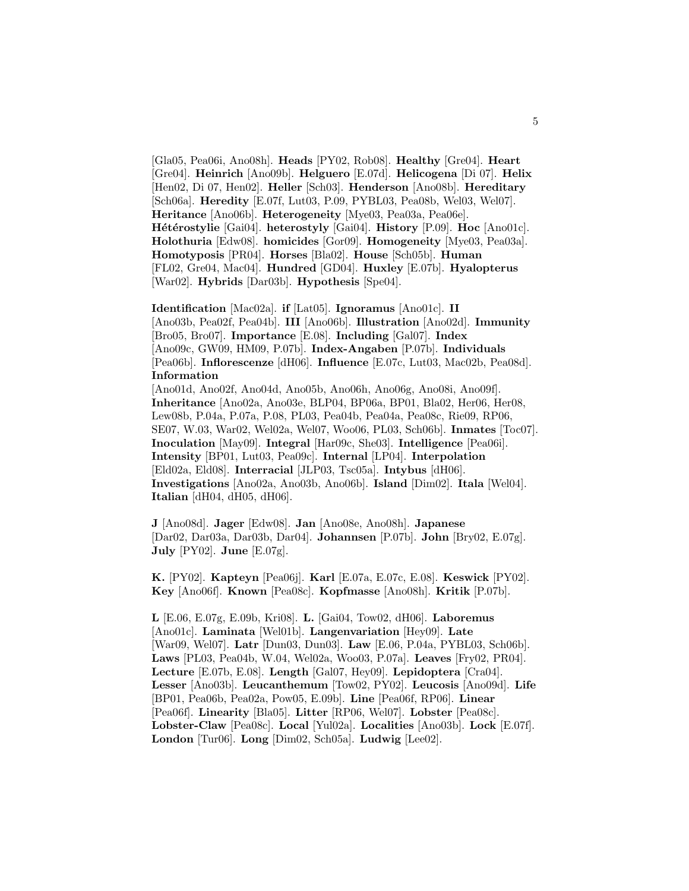[Gla05, Pea06i, Ano08h]. **Heads** [PY02, Rob08]. **Healthy** [Gre04]. **Heart** [Gre04]. **Heinrich** [Ano09b]. **Helguero** [E.07d]. **Helicogena** [Di 07]. **Helix** [Hen02, Di 07, Hen02]. **Heller** [Sch03]. **Henderson** [Ano08b]. **Hereditary** [Sch06a]. **Heredity** [E.07f, Lut03, P.09, PYBL03, Pea08b, Wel03, Wel07]. **Heritance** [Ano06b]. **Heterogeneity** [Mye03, Pea03a, Pea06e]. **Hétérostylie** [Gai04]. **heterostyly** [Gai04]. **History** [P.09]. **Hoc** [Ano01c]. **Holothuria** [Edw08]. **homicides** [Gor09]. **Homogeneity** [Mye03, Pea03a]. **Homotyposis** [PR04]. **Horses** [Bla02]. **House** [Sch05b]. **Human** [FL02, Gre04, Mac04]. **Hundred** [GD04]. **Huxley** [E.07b]. **Hyalopterus** [War02]. **Hybrids** [Dar03b]. **Hypothesis** [Spe04].

**Identification** [Mac02a]. **if** [Lat05]. **Ignoramus** [Ano01c]. **II** [Ano03b, Pea02f, Pea04b]. **III** [Ano06b]. **Illustration** [Ano02d]. **Immunity** [Bro05, Bro07]. **Importance** [E.08]. **Including** [Gal07]. **Index** [Ano09c, GW09, HM09, P.07b]. **Index-Angaben** [P.07b]. **Individuals** [Pea06b]. **Inflorescenze** [dH06]. **Influence** [E.07c, Lut03, Mac02b, Pea08d]. **Information** [Ano01d, Ano02f, Ano04d, Ano05b, Ano06h, Ano06g, Ano08i, Ano09f]. **Inheritance** [Ano02a, Ano03e, BLP04, BP06a, BP01, Bla02, Her06, Her08, Lew08b, P.04a, P.07a, P.08, PL03, Pea04b, Pea04a, Pea08c, Rie09, RP06, SE07, W.03, War02, Wel02a, Wel07, Woo06, PL03, Sch06b]. **Inmates** [Toc07]. **Inoculation** [May09]. **Integral** [Har09c, She03]. **Intelligence** [Pea06i]. **Intensity** [BP01, Lut03, Pea09c]. **Internal** [LP04]. **Interpolation** [Eld02a, Eld08]. **Interracial** [JLP03, Tsc05a]. **Intybus** [dH06]. **Investigations** [Ano02a, Ano03b, Ano06b]. **Island** [Dim02]. **Itala** [Wel04]. **Italian** [dH04, dH05, dH06].

**J** [Ano08d]. **Jager** [Edw08]. **Jan** [Ano08e, Ano08h]. **Japanese** [Dar02, Dar03a, Dar03b, Dar04]. **Johannsen** [P.07b]. **John** [Bry02, E.07g]. **July** [PY02]. **June** [E.07g].

**K.** [PY02]. **Kapteyn** [Pea06j]. **Karl** [E.07a, E.07c, E.08]. **Keswick** [PY02]. **Key** [Ano06f]. **Known** [Pea08c]. **Kopfmasse** [Ano08h]. **Kritik** [P.07b].

**L** [E.06, E.07g, E.09b, Kri08]. **L.** [Gai04, Tow02, dH06]. **Laboremus** [Ano01c]. **Laminata** [Wel01b]. **Langenvariation** [Hey09]. **Late** [War09, Wel07]. **Latr** [Dun03, Dun03]. **Law** [E.06, P.04a, PYBL03, Sch06b]. **Laws** [PL03, Pea04b, W.04, Wel02a, Woo03, P.07a]. **Leaves** [Fry02, PR04]. **Lecture** [E.07b, E.08]. **Length** [Gal07, Hey09]. **Lepidoptera** [Cra04]. **Lesser** [Ano03b]. **Leucanthemum** [Tow02, PY02]. **Leucosis** [Ano09d]. **Life** [BP01, Pea06b, Pea02a, Pow05, E.09b]. **Line** [Pea06f, RP06]. **Linear** [Pea06f]. **Linearity** [Bla05]. **Litter** [RP06, Wel07]. **Lobster** [Pea08c]. **Lobster-Claw** [Pea08c]. **Local** [Yul02a]. **Localities** [Ano03b]. **Lock** [E.07f]. **London** [Tur06]. **Long** [Dim02, Sch05a]. **Ludwig** [Lee02].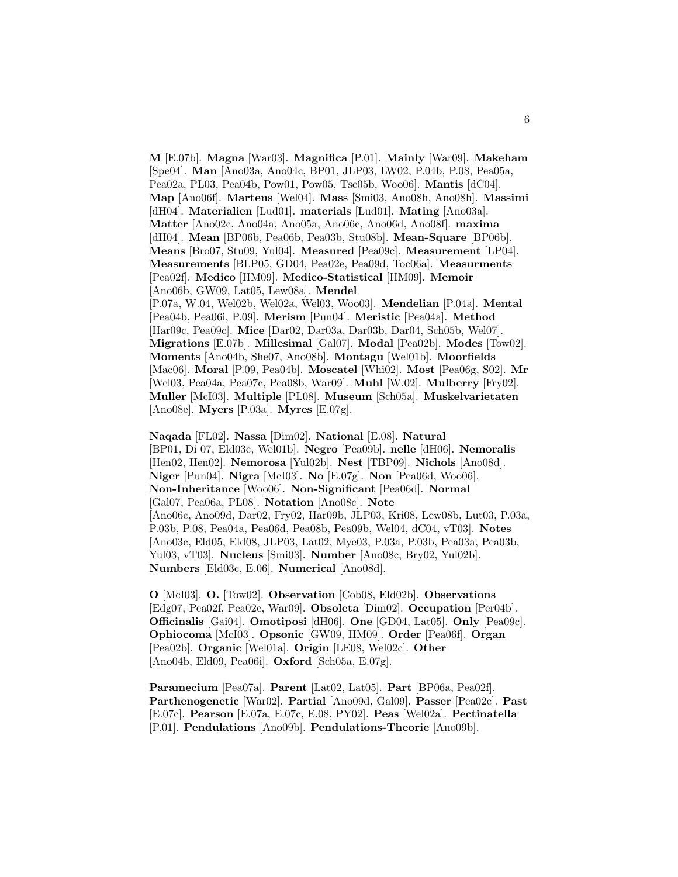**M** [E.07b]. **Magna** [War03]. **Magnifica** [P.01]. **Mainly** [War09]. **Makeham** [Spe04]. **Man** [Ano03a, Ano04c, BP01, JLP03, LW02, P.04b, P.08, Pea05a, Pea02a, PL03, Pea04b, Pow01, Pow05, Tsc05b, Woo06]. **Mantis** [dC04]. **Map** [Ano06f]. **Martens** [Wel04]. **Mass** [Smi03, Ano08h, Ano08h]. **Massimi** [dH04]. **Materialien** [Lud01]. **materials** [Lud01]. **Mating** [Ano03a]. **Matter** [Ano02c, Ano04a, Ano05a, Ano06e, Ano06d, Ano08f]. **maxima** [dH04]. **Mean** [BP06b, Pea06b, Pea03b, Stu08b]. **Mean-Square** [BP06b]. **Means** [Bro07, Stu09, Yul04]. **Measured** [Pea09c]. **Measurement** [LP04]. **Measurements** [BLP05, GD04, Pea02e, Pea09d, Toc06a]. **Measurments** [Pea02f]. **Medico** [HM09]. **Medico-Statistical** [HM09]. **Memoir** [Ano06b, GW09, Lat05, Lew08a]. **Mendel** [P.07a, W.04, Wel02b, Wel02a, Wel03, Woo03]. **Mendelian** [P.04a]. **Mental** [Pea04b, Pea06i, P.09]. **Merism** [Pun04]. **Meristic** [Pea04a]. **Method** [Har09c, Pea09c]. **Mice** [Dar02, Dar03a, Dar03b, Dar04, Sch05b, Wel07]. **Migrations** [E.07b]. **Millesimal** [Gal07]. **Modal** [Pea02b]. **Modes** [Tow02]. **Moments** [Ano04b, She07, Ano08b]. **Montagu** [Wel01b]. **Moorfields** [Mac06]. **Moral** [P.09, Pea04b]. **Moscatel** [Whi02]. **Most** [Pea06g, S02]. **Mr** [Wel03, Pea04a, Pea07c, Pea08b, War09]. **Muhl** [W.02]. **Mulberry** [Fry02]. **Muller** [McI03]. **Multiple** [PL08]. **Museum** [Sch05a]. **Muskelvarietaten** [Ano08e]. **Myers** [P.03a]. **Myres** [E.07g].

**Naqada** [FL02]. **Nassa** [Dim02]. **National** [E.08]. **Natural** [BP01, Di 07, Eld03c, Wel01b]. **Negro** [Pea09b]. **nelle** [dH06]. **Nemoralis** [Hen02, Hen02]. **Nemorosa** [Yul02b]. **Nest** [TBP09]. **Nichols** [Ano08d]. **Niger** [Pun04]. **Nigra** [McI03]. **No** [E.07g]. **Non** [Pea06d, Woo06]. **Non-Inheritance** [Woo06]. **Non-Significant** [Pea06d]. **Normal** [Gal07, Pea06a, PL08]. **Notation** [Ano08c]. **Note** [Ano06c, Ano09d, Dar02, Fry02, Har09b, JLP03, Kri08, Lew08b, Lut03, P.03a, P.03b, P.08, Pea04a, Pea06d, Pea08b, Pea09b, Wel04, dC04, vT03]. **Notes** [Ano03c, Eld05, Eld08, JLP03, Lat02, Mye03, P.03a, P.03b, Pea03a, Pea03b, Yul03, vT03]. **Nucleus** [Smi03]. **Number** [Ano08c, Bry02, Yul02b]. **Numbers** [Eld03c, E.06]. **Numerical** [Ano08d].

**O** [McI03]. **O.** [Tow02]. **Observation** [Cob08, Eld02b]. **Observations** [Edg07, Pea02f, Pea02e, War09]. **Obsoleta** [Dim02]. **Occupation** [Per04b]. **Officinalis** [Gai04]. **Omotiposi** [dH06]. **One** [GD04, Lat05]. **Only** [Pea09c]. **Ophiocoma** [McI03]. **Opsonic** [GW09, HM09]. **Order** [Pea06f]. **Organ** [Pea02b]. **Organic** [Wel01a]. **Origin** [LE08, Wel02c]. **Other** [Ano04b, Eld09, Pea06i]. **Oxford** [Sch05a, E.07g].

**Paramecium** [Pea07a]. **Parent** [Lat02, Lat05]. **Part** [BP06a, Pea02f]. **Parthenogenetic** [War02]. **Partial** [Ano09d, Gal09]. **Passer** [Pea02c]. **Past** [E.07c]. **Pearson** [E.07a, E.07c, E.08, PY02]. **Peas** [Wel02a]. **Pectinatella** [P.01]. **Pendulations** [Ano09b]. **Pendulations-Theorie** [Ano09b].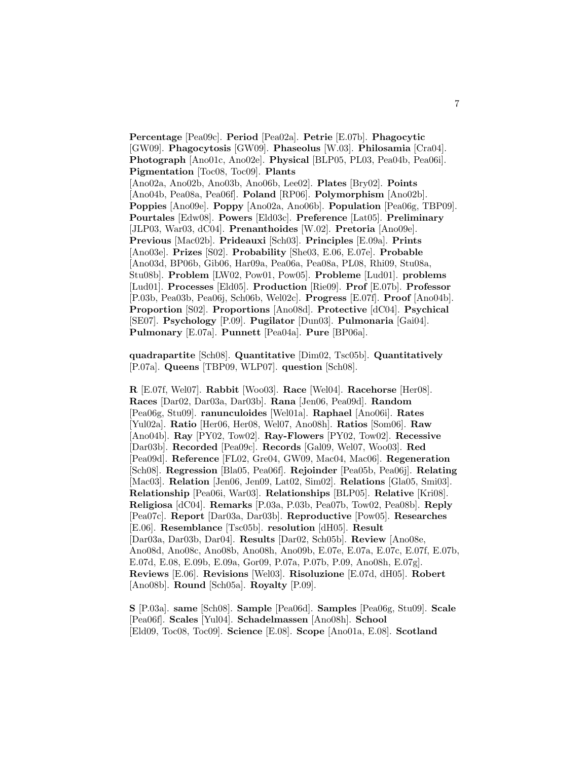**Percentage** [Pea09c]. **Period** [Pea02a]. **Petrie** [E.07b]. **Phagocytic** [GW09]. **Phagocytosis** [GW09]. **Phaseolus** [W.03]. **Philosamia** [Cra04]. **Photograph** [Ano01c, Ano02e]. **Physical** [BLP05, PL03, Pea04b, Pea06i]. **Pigmentation** [Toc08, Toc09]. **Plants** [Ano02a, Ano02b, Ano03b, Ano06b, Lee02]. **Plates** [Bry02]. **Points** [Ano04b, Pea08a, Pea06f]. **Poland** [RP06]. **Polymorphism** [Ano02b]. **Poppies** [Ano09e]. **Poppy** [Ano02a, Ano06b]. **Population** [Pea06g, TBP09]. **Pourtales** [Edw08]. **Powers** [Eld03c]. **Preference** [Lat05]. **Preliminary** [JLP03, War03, dC04]. **Prenanthoides** [W.02]. **Pretoria** [Ano09e]. **Previous** [Mac02b]. **Prideauxi** [Sch03]. **Principles** [E.09a]. **Prints** [Ano03e]. **Prizes** [S02]. **Probability** [She03, E.06, E.07e]. **Probable** [Ano03d, BP06b, Gib06, Har09a, Pea06a, Pea08a, PL08, Rhi09, Stu08a, Stu08b]. **Problem** [LW02, Pow01, Pow05]. **Probleme** [Lud01]. **problems** [Lud01]. **Processes** [Eld05]. **Production** [Rie09]. **Prof** [E.07b]. **Professor** [P.03b, Pea03b, Pea06j, Sch06b, Wel02c]. **Progress** [E.07f]. **Proof** [Ano04b]. **Proportion** [S02]. **Proportions** [Ano08d]. **Protective** [dC04]. **Psychical** [SE07]. **Psychology** [P.09]. **Pugilator** [Dun03]. **Pulmonaria** [Gai04]. **Pulmonary** [E.07a]. **Punnett** [Pea04a]. **Pure** [BP06a].

**quadrapartite** [Sch08]. **Quantitative** [Dim02, Tsc05b]. **Quantitatively** [P.07a]. **Queens** [TBP09, WLP07]. **question** [Sch08].

**R** [E.07f, Wel07]. **Rabbit** [Woo03]. **Race** [Wel04]. **Racehorse** [Her08]. **Races** [Dar02, Dar03a, Dar03b]. **Rana** [Jen06, Pea09d]. **Random** [Pea06g, Stu09]. **ranunculoides** [Wel01a]. **Raphael** [Ano06i]. **Rates** [Yul02a]. **Ratio** [Her06, Her08, Wel07, Ano08h]. **Ratios** [Som06]. **Raw** [Ano04b]. **Ray** [PY02, Tow02]. **Ray-Flowers** [PY02, Tow02]. **Recessive** [Dar03b]. **Recorded** [Pea09c]. **Records** [Gal09, Wel07, Woo03]. **Red** [Pea09d]. **Reference** [FL02, Gre04, GW09, Mac04, Mac06]. **Regeneration** [Sch08]. **Regression** [Bla05, Pea06f]. **Rejoinder** [Pea05b, Pea06j]. **Relating** [Mac03]. **Relation** [Jen06, Jen09, Lat02, Sim02]. **Relations** [Gla05, Smi03]. **Relationship** [Pea06i, War03]. **Relationships** [BLP05]. **Relative** [Kri08]. **Religiosa** [dC04]. **Remarks** [P.03a, P.03b, Pea07b, Tow02, Pea08b]. **Reply** [Pea07c]. **Report** [Dar03a, Dar03b]. **Reproductive** [Pow05]. **Researches** [E.06]. **Resemblance** [Tsc05b]. **resolution** [dH05]. **Result** [Dar03a, Dar03b, Dar04]. **Results** [Dar02, Sch05b]. **Review** [Ano08e, Ano08d, Ano08c, Ano08b, Ano08h, Ano09b, E.07e, E.07a, E.07c, E.07f, E.07b, E.07d, E.08, E.09b, E.09a, Gor09, P.07a, P.07b, P.09, Ano08h, E.07g]. **Reviews** [E.06]. **Revisions** [Wel03]. **Risoluzione** [E.07d, dH05]. **Robert** [Ano08b]. **Round** [Sch05a]. **Royalty** [P.09].

**S** [P.03a]. **same** [Sch08]. **Sample** [Pea06d]. **Samples** [Pea06g, Stu09]. **Scale** [Pea06f]. **Scales** [Yul04]. **Schadelmassen** [Ano08h]. **School** [Eld09, Toc08, Toc09]. **Science** [E.08]. **Scope** [Ano01a, E.08]. **Scotland**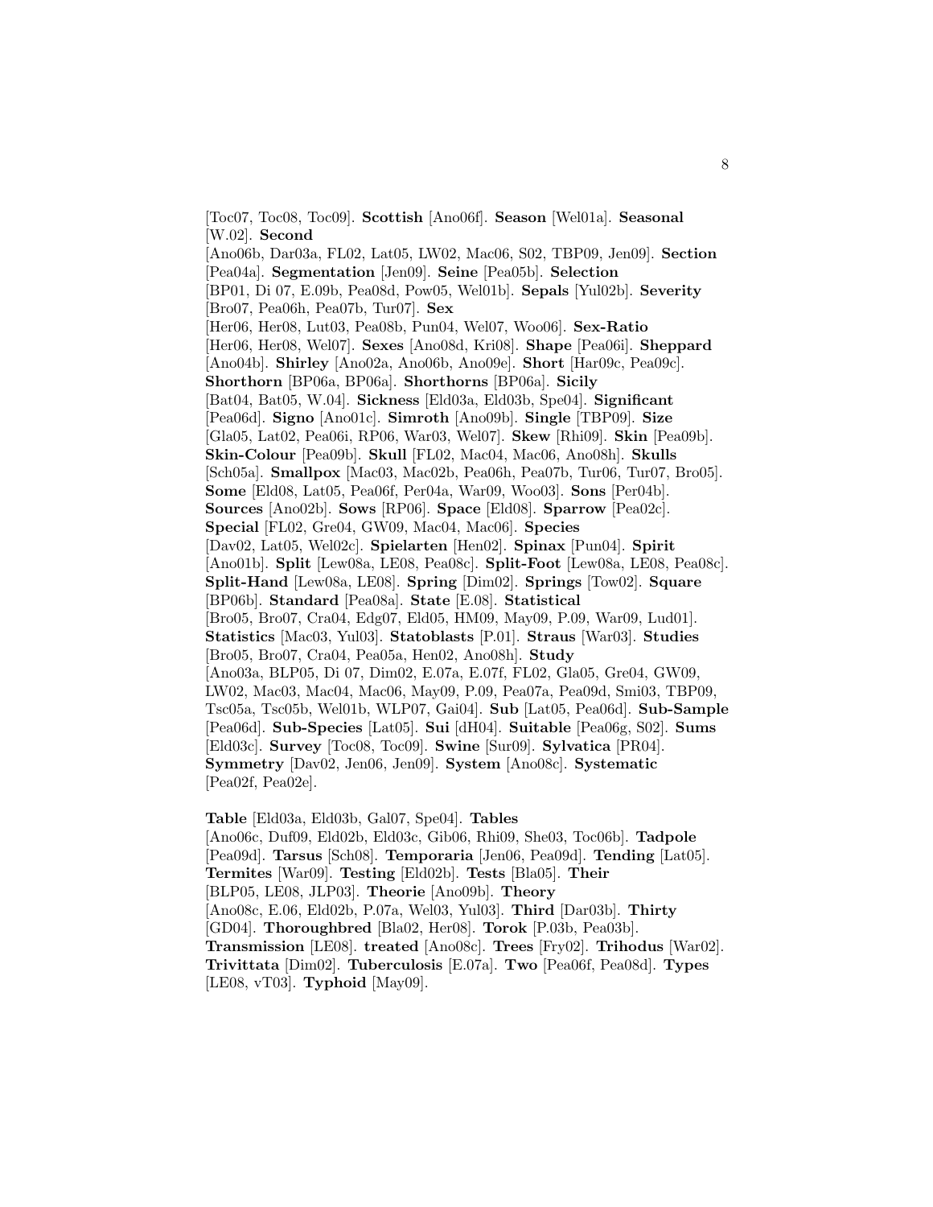[Toc07, Toc08, Toc09]. **Scottish** [Ano06f]. **Season** [Wel01a]. **Seasonal** [W.02]. **Second** [Ano06b, Dar03a, FL02, Lat05, LW02, Mac06, S02, TBP09, Jen09]. **Section** [Pea04a]. **Segmentation** [Jen09]. **Seine** [Pea05b]. **Selection** [BP01, Di 07, E.09b, Pea08d, Pow05, Wel01b]. **Sepals** [Yul02b]. **Severity** [Bro07, Pea06h, Pea07b, Tur07]. **Sex** [Her06, Her08, Lut03, Pea08b, Pun04, Wel07, Woo06]. **Sex-Ratio** [Her06, Her08, Wel07]. **Sexes** [Ano08d, Kri08]. **Shape** [Pea06i]. **Sheppard** [Ano04b]. **Shirley** [Ano02a, Ano06b, Ano09e]. **Short** [Har09c, Pea09c]. **Shorthorn** [BP06a, BP06a]. **Shorthorns** [BP06a]. **Sicily** [Bat04, Bat05, W.04]. **Sickness** [Eld03a, Eld03b, Spe04]. **Significant** [Pea06d]. **Signo** [Ano01c]. **Simroth** [Ano09b]. **Single** [TBP09]. **Size** [Gla05, Lat02, Pea06i, RP06, War03, Wel07]. **Skew** [Rhi09]. **Skin** [Pea09b]. **Skin-Colour** [Pea09b]. **Skull** [FL02, Mac04, Mac06, Ano08h]. **Skulls** [Sch05a]. **Smallpox** [Mac03, Mac02b, Pea06h, Pea07b, Tur06, Tur07, Bro05]. **Some** [Eld08, Lat05, Pea06f, Per04a, War09, Woo03]. **Sons** [Per04b]. **Sources** [Ano02b]. **Sows** [RP06]. **Space** [Eld08]. **Sparrow** [Pea02c]. **Special** [FL02, Gre04, GW09, Mac04, Mac06]. **Species** [Dav02, Lat05, Wel02c]. **Spielarten** [Hen02]. **Spinax** [Pun04]. **Spirit** [Ano01b]. **Split** [Lew08a, LE08, Pea08c]. **Split-Foot** [Lew08a, LE08, Pea08c]. **Split-Hand** [Lew08a, LE08]. **Spring** [Dim02]. **Springs** [Tow02]. **Square** [BP06b]. **Standard** [Pea08a]. **State** [E.08]. **Statistical** [Bro05, Bro07, Cra04, Edg07, Eld05, HM09, May09, P.09, War09, Lud01]. **Statistics** [Mac03, Yul03]. **Statoblasts** [P.01]. **Straus** [War03]. **Studies** [Bro05, Bro07, Cra04, Pea05a, Hen02, Ano08h]. **Study** [Ano03a, BLP05, Di 07, Dim02, E.07a, E.07f, FL02, Gla05, Gre04, GW09, LW02, Mac03, Mac04, Mac06, May09, P.09, Pea07a, Pea09d, Smi03, TBP09, Tsc05a, Tsc05b, Wel01b, WLP07, Gai04]. **Sub** [Lat05, Pea06d]. **Sub-Sample** [Pea06d]. **Sub-Species** [Lat05]. **Sui** [dH04]. **Suitable** [Pea06g, S02]. **Sums** [Eld03c]. **Survey** [Toc08, Toc09]. **Swine** [Sur09]. **Sylvatica** [PR04]. **Symmetry** [Dav02, Jen06, Jen09]. **System** [Ano08c]. **Systematic** [Pea02f, Pea02e].

**Table** [Eld03a, Eld03b, Gal07, Spe04]. **Tables** [Ano06c, Duf09, Eld02b, Eld03c, Gib06, Rhi09, She03, Toc06b]. **Tadpole** [Pea09d]. **Tarsus** [Sch08]. **Temporaria** [Jen06, Pea09d]. **Tending** [Lat05]. **Termites** [War09]. **Testing** [Eld02b]. **Tests** [Bla05]. **Their** [BLP05, LE08, JLP03]. **Theorie** [Ano09b]. **Theory** [Ano08c, E.06, Eld02b, P.07a, Wel03, Yul03]. **Third** [Dar03b]. **Thirty** [GD04]. **Thoroughbred** [Bla02, Her08]. **Torok** [P.03b, Pea03b]. **Transmission** [LE08]. **treated** [Ano08c]. **Trees** [Fry02]. **Trihodus** [War02]. **Trivittata** [Dim02]. **Tuberculosis** [E.07a]. **Two** [Pea06f, Pea08d]. **Types** [LE08, vT03]. **Typhoid** [May09].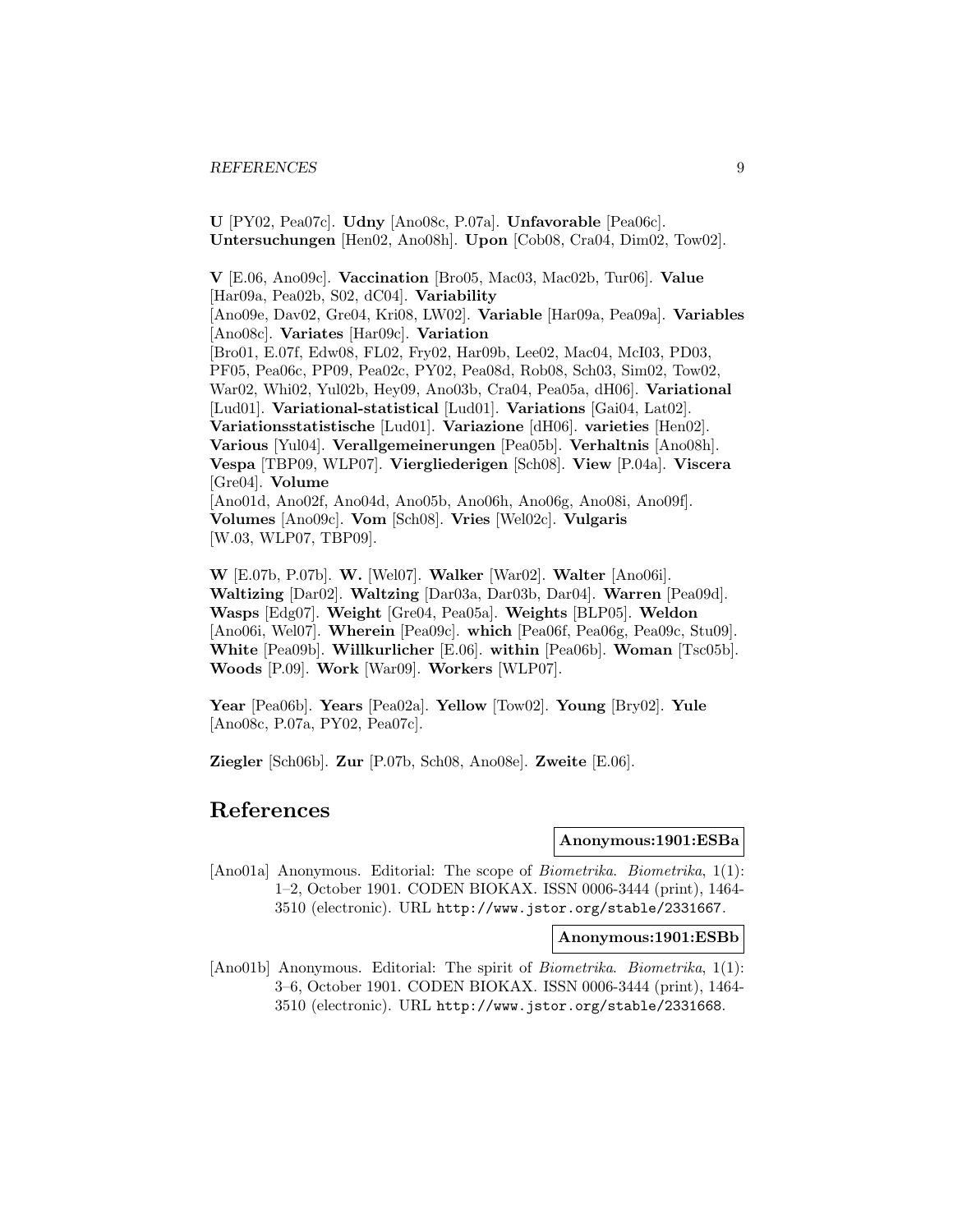**U** [PY02, Pea07c]. **Udny** [Ano08c, P.07a]. **Unfavorable** [Pea06c]. **Untersuchungen** [Hen02, Ano08h]. **Upon** [Cob08, Cra04, Dim02, Tow02].

**V** [E.06, Ano09c]. **Vaccination** [Bro05, Mac03, Mac02b, Tur06]. **Value** [Har09a, Pea02b, S02, dC04]. **Variability** [Ano09e, Dav02, Gre04, Kri08, LW02]. **Variable** [Har09a, Pea09a]. **Variables** [Ano08c]. **Variates** [Har09c]. **Variation** [Bro01, E.07f, Edw08, FL02, Fry02, Har09b, Lee02, Mac04, McI03, PD03, PF05, Pea06c, PP09, Pea02c, PY02, Pea08d, Rob08, Sch03, Sim02, Tow02, War02, Whi02, Yul02b, Hey09, Ano03b, Cra04, Pea05a, dH06]. **Variational** [Lud01]. **Variational-statistical** [Lud01]. **Variations** [Gai04, Lat02]. **Variationsstatistische** [Lud01]. **Variazione** [dH06]. **varieties** [Hen02]. **Various** [Yul04]. **Verallgemeinerungen** [Pea05b]. **Verhaltnis** [Ano08h]. **Vespa** [TBP09, WLP07]. **Viergliederigen** [Sch08]. **View** [P.04a]. **Viscera** [Gre04]. **Volume** [Ano01d, Ano02f, Ano04d, Ano05b, Ano06h, Ano06g, Ano08i, Ano09f]. **Volumes** [Ano09c]. **Vom** [Sch08]. **Vries** [Wel02c]. **Vulgaris** [W.03, WLP07, TBP09].

**W** [E.07b, P.07b]. **W.** [Wel07]. **Walker** [War02]. **Walter** [Ano06i]. **Waltizing** [Dar02]. **Waltzing** [Dar03a, Dar03b, Dar04]. **Warren** [Pea09d]. **Wasps** [Edg07]. **Weight** [Gre04, Pea05a]. **Weights** [BLP05]. **Weldon** [Ano06i, Wel07]. **Wherein** [Pea09c]. **which** [Pea06f, Pea06g, Pea09c, Stu09]. **White** [Pea09b]. **Willkurlicher** [E.06]. **within** [Pea06b]. **Woman** [Tsc05b]. **Woods** [P.09]. **Work** [War09]. **Workers** [WLP07].

**Year** [Pea06b]. **Years** [Pea02a]. **Yellow** [Tow02]. **Young** [Bry02]. **Yule** [Ano08c, P.07a, PY02, Pea07c].

**Ziegler** [Sch06b]. **Zur** [P.07b, Sch08, Ano08e]. **Zweite** [E.06].

# References

**Anonymous:1901:ESBa**

[Ano01a] Anonymous. Editorial: The scope of *Biometrika*. *Biometrika*, 1(1): 1–2, October 1901. CODEN BIOKAX. ISSN 0006-3444 (print), 1464-3510 (electronic). URL http://www.jstor.org/stable/2331667.

**Anonymous:1901:ESBb**

[Ano01b] Anonymous. Editorial: The spirit of *Biometrika*. *Biometrika*, 1(1): 3–6, October 1901. CODEN BIOKAX. ISSN 0006-3444 (print), 1464-3510 (electronic). URL http://www.jstor.org/stable/2331668.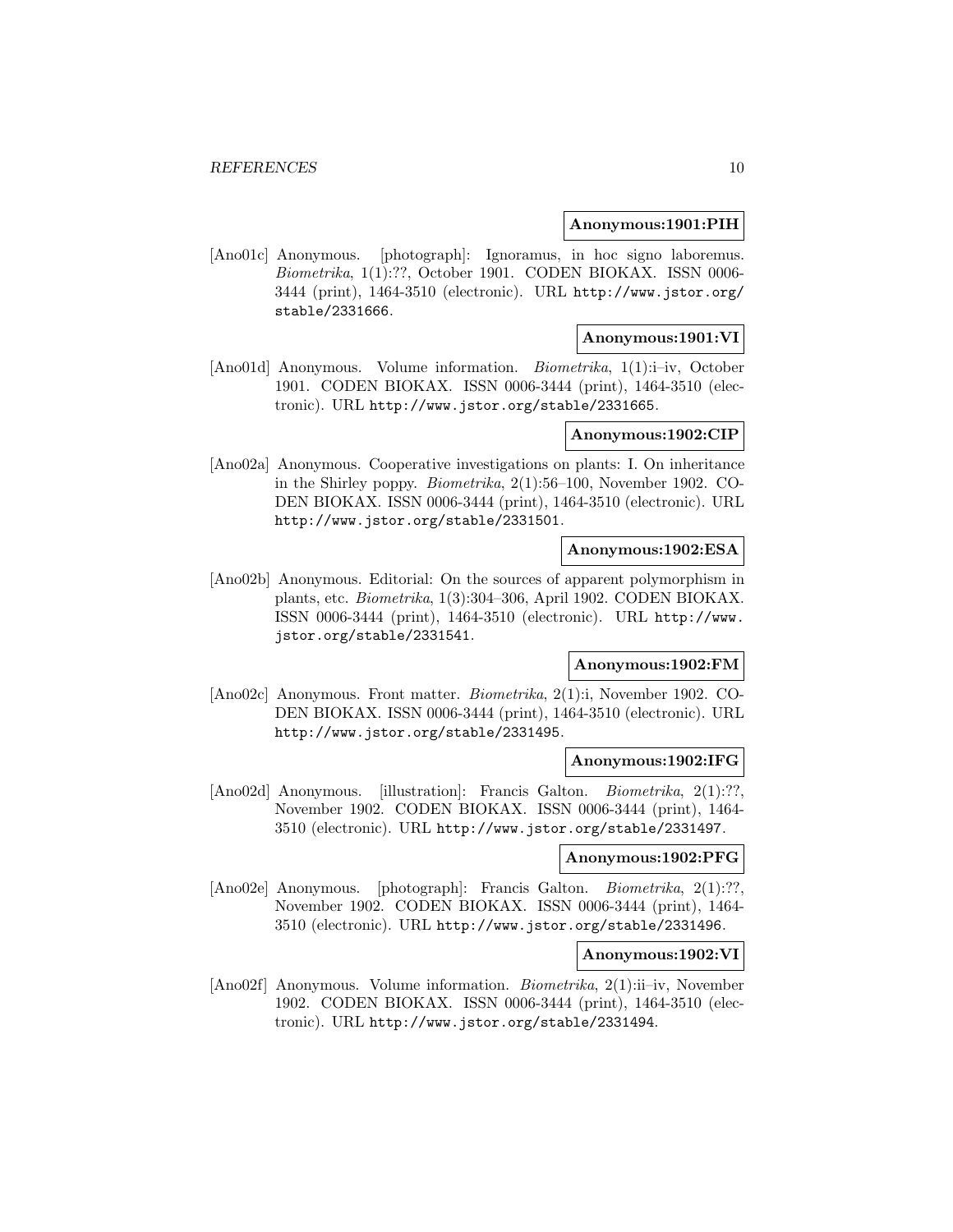**Anonymous:1901:PIH**

[Ano01c] Anonymous. [photograph]: Ignoramus, in hoc signo laboremus. *Biometrika*, 1(1):??, October 1901. CODEN BIOKAX. ISSN 0006-3444 (print), 1464-3510 (electronic). URL http://www.jstor.org/stable/2331666.

**Anonymous:1901:VI**

[Ano01d] Anonymous. Volume information. *Biometrika*, 1(1):i–iv, October 1901. CODEN BIOKAX. ISSN 0006-3444 (print), 1464-3510 (electronic). URL http://www.jstor.org/stable/2331665.

**Anonymous:1902:CIP**

[Ano02a] Anonymous. Cooperative investigations on plants: I. On inheritance in the Shirley poppy. *Biometrika*, 2(1):56–100, November 1902. CODEN BIOKAX. ISSN 0006-3444 (print), 1464-3510 (electronic). URL http://www.jstor.org/stable/2331501.

**Anonymous:1902:ESA**

[Ano02b] Anonymous. Editorial: On the sources of apparent polymorphism in plants, etc. *Biometrika*, 1(3):304–306, April 1902. CODEN BIOKAX. ISSN 0006-3444 (print), 1464-3510 (electronic). URL http://www.jstor.org/stable/2331541.

**Anonymous:1902:FM**

[Ano02c] Anonymous. Front matter. *Biometrika*, 2(1):i, November 1902. CODEN BIOKAX. ISSN 0006-3444 (print), 1464-3510 (electronic). URL http://www.jstor.org/stable/2331495.

**Anonymous:1902:IFG**

[Ano02d] Anonymous. [illustration]: Francis Galton. *Biometrika*, 2(1):??, November 1902. CODEN BIOKAX. ISSN 0006-3444 (print), 1464-3510 (electronic). URL http://www.jstor.org/stable/2331497.

**Anonymous:1902:PFG**

[Ano02e] Anonymous. [photograph]: Francis Galton. *Biometrika*, 2(1):??, November 1902. CODEN BIOKAX. ISSN 0006-3444 (print), 1464-3510 (electronic). URL http://www.jstor.org/stable/2331496.

**Anonymous:1902:VI**

[Ano02f] Anonymous. Volume information. *Biometrika*, 2(1):ii–iv, November 1902. CODEN BIOKAX. ISSN 0006-3444 (print), 1464-3510 (electronic). URL http://www.jstor.org/stable/2331494.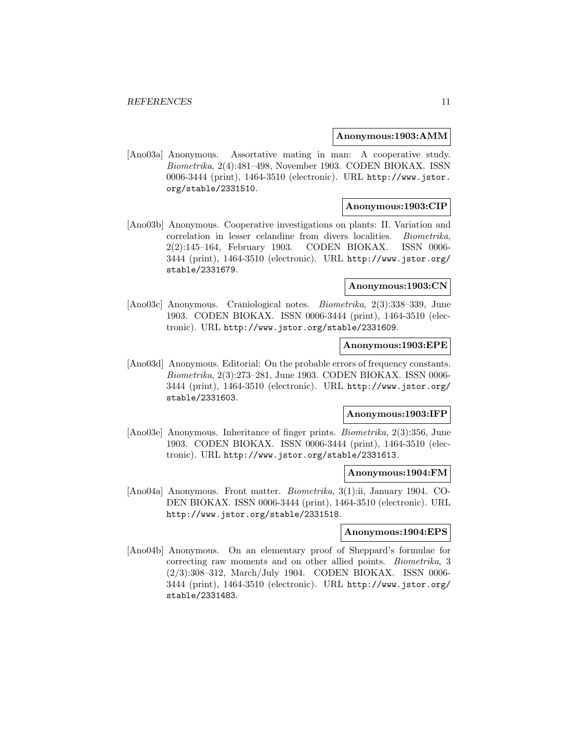**Anonymous:1903:AMM**

[Ano03a] Anonymous. Assortative mating in man: A cooperative study. *Biometrika*, 2(4):481–498, November 1903. CODEN BIOKAX. ISSN 0006-3444 (print), 1464-3510 (electronic). URL `http://www.jstor.org/stable/2331510`.

**Anonymous:1903:CIP**

[Ano03b] Anonymous. Cooperative investigations on plants: II. Variation and correlation in lesser celandine from divers localities. *Biometrika*, 2(2):145–164, February 1903. CODEN BIOKAX. ISSN 0006-3444 (print), 1464-3510 (electronic). URL `http://www.jstor.org/stable/2331679`.

**Anonymous:1903:CN**

[Ano03c] Anonymous. Craniological notes. *Biometrika*, 2(3):338–339, June 1903. CODEN BIOKAX. ISSN 0006-3444 (print), 1464-3510 (electronic). URL `http://www.jstor.org/stable/2331609`.

**Anonymous:1903:EPE**

[Ano03d] Anonymous. Editorial: On the probable errors of frequency constants. *Biometrika*, 2(3):273–281, June 1903. CODEN BIOKAX. ISSN 0006-3444 (print), 1464-3510 (electronic). URL `http://www.jstor.org/stable/2331603`.

**Anonymous:1903:IFP**

[Ano03e] Anonymous. Inheritance of finger prints. *Biometrika*, 2(3):356, June 1903. CODEN BIOKAX. ISSN 0006-3444 (print), 1464-3510 (electronic). URL `http://www.jstor.org/stable/2331613`.

**Anonymous:1904:FM**

[Ano04a] Anonymous. Front matter. *Biometrika*, 3(1):ii, January 1904. CODEN BIOKAX. ISSN 0006-3444 (print), 1464-3510 (electronic). URL `http://www.jstor.org/stable/2331518`.

**Anonymous:1904:EPS**

[Ano04b] Anonymous. On an elementary proof of Sheppard's formulae for correcting raw moments and on other allied points. *Biometrika*, 3 (2/3):308–312, March/July 1904. CODEN BIOKAX. ISSN 0006-3444 (print), 1464-3510 (electronic). URL `http://www.jstor.org/stable/2331483`.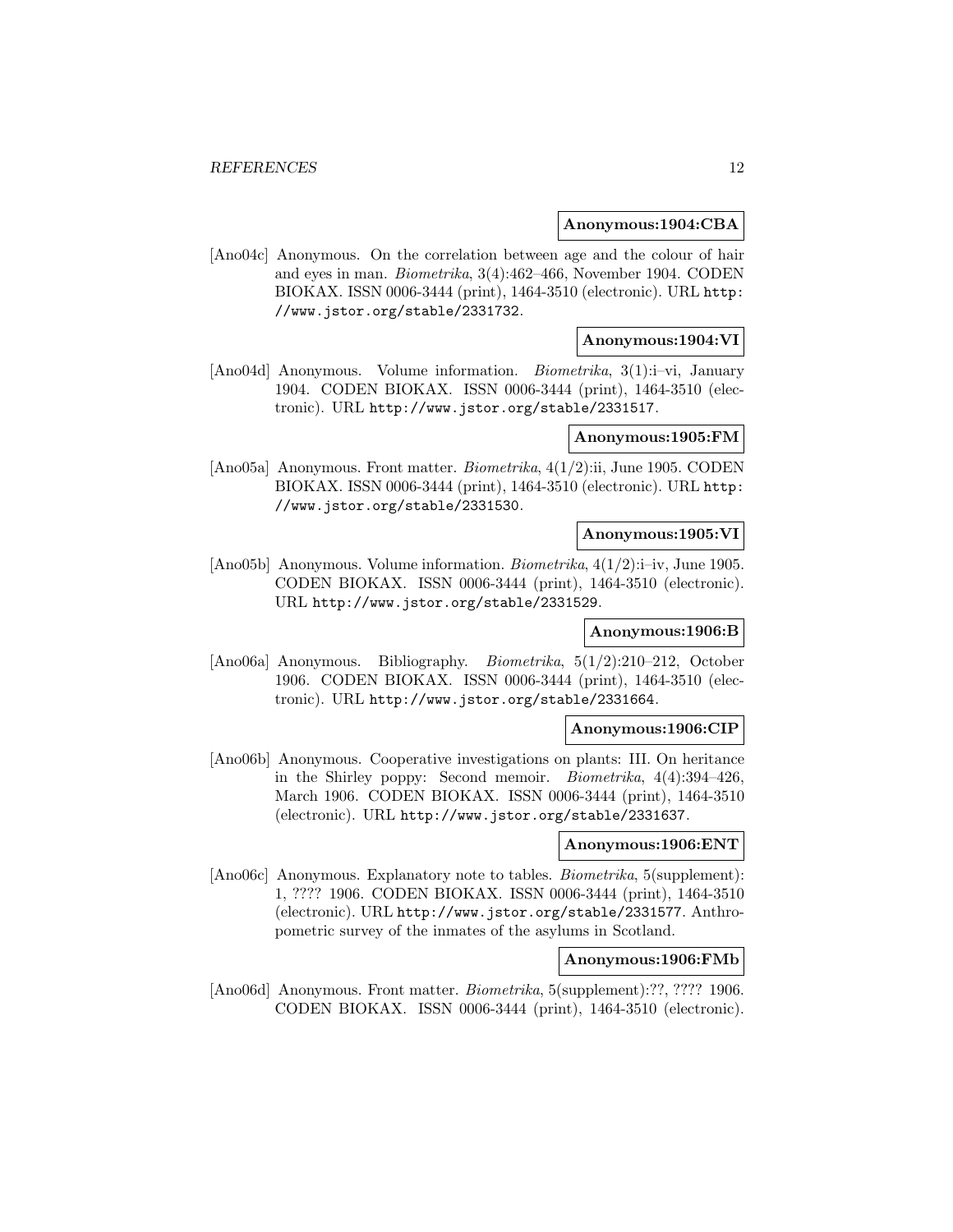**Anonymous:1904:CBA**

[Ano04c] Anonymous. On the correlation between age and the colour of hair and eyes in man. *Biometrika*, 3(4):462–466, November 1904. CODEN BIOKAX. ISSN 0006-3444 (print), 1464-3510 (electronic). URL http://www.jstor.org/stable/2331732.

**Anonymous:1904:VI**

[Ano04d] Anonymous. Volume information. *Biometrika*, 3(1):i–vi, January 1904. CODEN BIOKAX. ISSN 0006-3444 (print), 1464-3510 (electronic). URL http://www.jstor.org/stable/2331517.

**Anonymous:1905:FM**

[Ano05a] Anonymous. Front matter. *Biometrika*, 4(1/2):ii, June 1905. CODEN BIOKAX. ISSN 0006-3444 (print), 1464-3510 (electronic). URL http://www.jstor.org/stable/2331530.

**Anonymous:1905:VI**

[Ano05b] Anonymous. Volume information. *Biometrika*, 4(1/2):i–iv, June 1905. CODEN BIOKAX. ISSN 0006-3444 (print), 1464-3510 (electronic). URL http://www.jstor.org/stable/2331529.

**Anonymous:1906:B**

[Ano06a] Anonymous. Bibliography. *Biometrika*, 5(1/2):210–212, October 1906. CODEN BIOKAX. ISSN 0006-3444 (print), 1464-3510 (electronic). URL http://www.jstor.org/stable/2331664.

**Anonymous:1906:CIP**

[Ano06b] Anonymous. Cooperative investigations on plants: III. On heritance in the Shirley poppy: Second memoir. *Biometrika*, 4(4):394–426, March 1906. CODEN BIOKAX. ISSN 0006-3444 (print), 1464-3510 (electronic). URL http://www.jstor.org/stable/2331637.

**Anonymous:1906:ENT**

[Ano06c] Anonymous. Explanatory note to tables. *Biometrika*, 5(supplement): 1, ???? 1906. CODEN BIOKAX. ISSN 0006-3444 (print), 1464-3510 (electronic). URL http://www.jstor.org/stable/2331577. Anthropometric survey of the inmates of the asylums in Scotland.

**Anonymous:1906:FMb**

[Ano06d] Anonymous. Front matter. *Biometrika*, 5(supplement):??, ???? 1906. CODEN BIOKAX. ISSN 0006-3444 (print), 1464-3510 (electronic).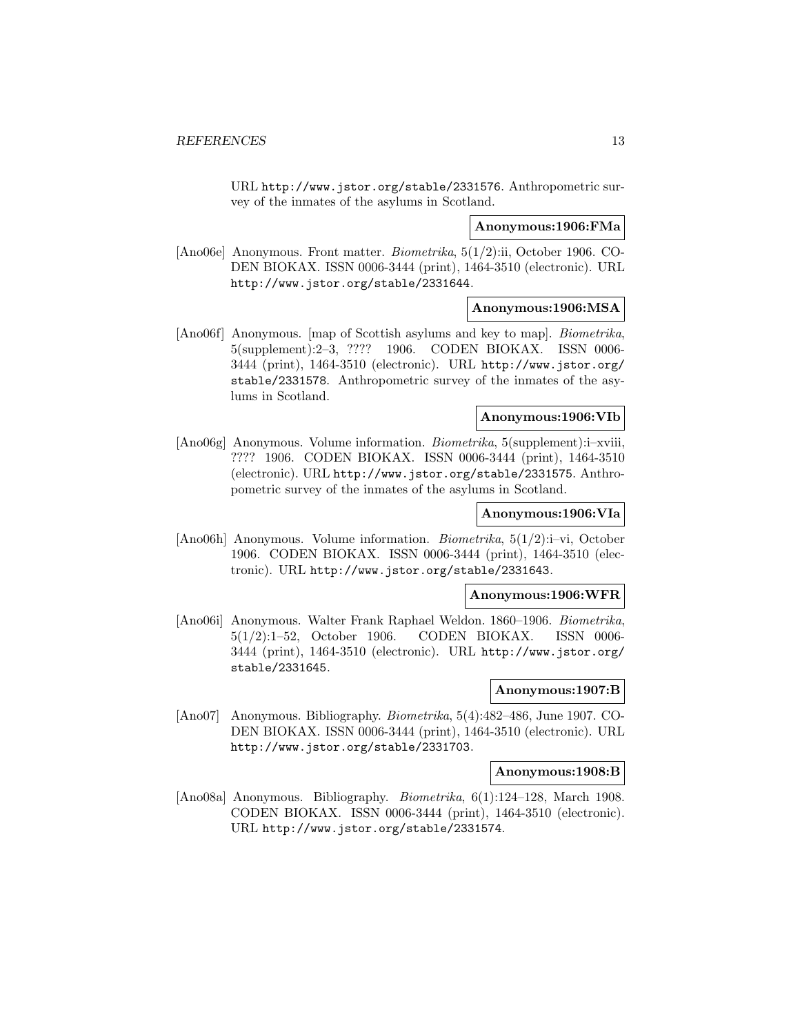URL http://www.jstor.org/stable/2331576. Anthropometric survey of the inmates of the asylums in Scotland.

**Anonymous:1906:FMa**

[Ano06e] Anonymous. Front matter. *Biometrika*, 5(1/2):ii, October 1906. CODEN BIOKAX. ISSN 0006-3444 (print), 1464-3510 (electronic). URL http://www.jstor.org/stable/2331644.

**Anonymous:1906:MSA**

[Ano06f] Anonymous. [map of Scottish asylums and key to map]. *Biometrika*, 5(supplement):2–3, ???? 1906. CODEN BIOKAX. ISSN 0006-3444 (print), 1464-3510 (electronic). URL http://www.jstor.org/stable/2331578. Anthropometric survey of the inmates of the asylums in Scotland.

**Anonymous:1906:VIb**

[Ano06g] Anonymous. Volume information. *Biometrika*, 5(supplement):i–xviii, ???? 1906. CODEN BIOKAX. ISSN 0006-3444 (print), 1464-3510 (electronic). URL http://www.jstor.org/stable/2331575. Anthropometric survey of the inmates of the asylums in Scotland.

**Anonymous:1906:VIa**

[Ano06h] Anonymous. Volume information. *Biometrika*, 5(1/2):i–vi, October 1906. CODEN BIOKAX. ISSN 0006-3444 (print), 1464-3510 (electronic). URL http://www.jstor.org/stable/2331643.

**Anonymous:1906:WFR**

[Ano06i] Anonymous. Walter Frank Raphael Weldon. 1860–1906. *Biometrika*, 5(1/2):1–52, October 1906. CODEN BIOKAX. ISSN 0006-3444 (print), 1464-3510 (electronic). URL http://www.jstor.org/stable/2331645.

**Anonymous:1907:B**

[Ano07] Anonymous. Bibliography. *Biometrika*, 5(4):482–486, June 1907. CODEN BIOKAX. ISSN 0006-3444 (print), 1464-3510 (electronic). URL http://www.jstor.org/stable/2331703.

**Anonymous:1908:B**

[Ano08a] Anonymous. Bibliography. *Biometrika*, 6(1):124–128, March 1908. CODEN BIOKAX. ISSN 0006-3444 (print), 1464-3510 (electronic). URL http://www.jstor.org/stable/2331574.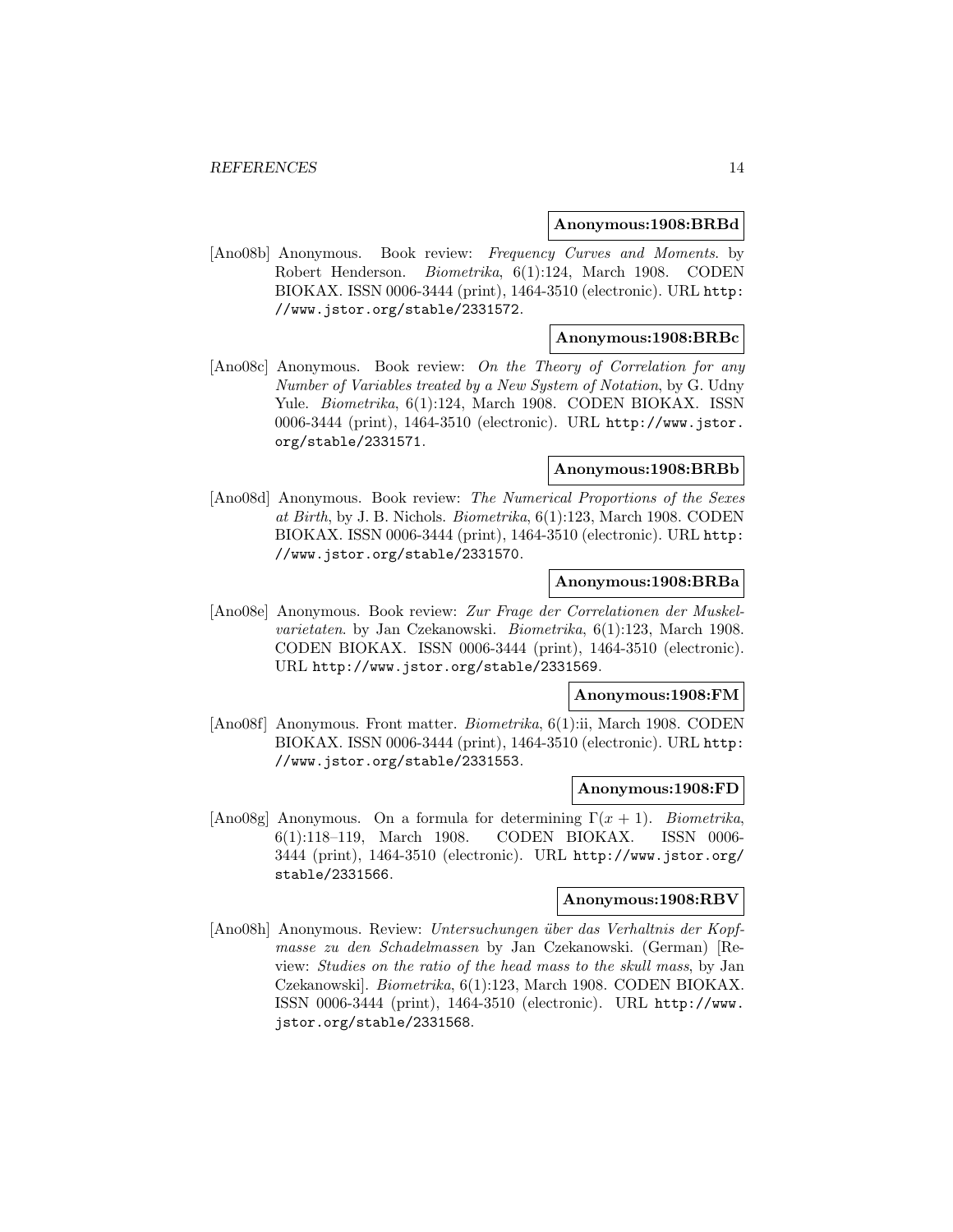**Anonymous:1908:BRBd**

[Ano08b] Anonymous. Book review: *Frequency Curves and Moments*. by Robert Henderson. *Biometrika*, 6(1):124, March 1908. CODEN BIOKAX. ISSN 0006-3444 (print), 1464-3510 (electronic). URL http://www.jstor.org/stable/2331572.

**Anonymous:1908:BRBc**

[Ano08c] Anonymous. Book review: *On the Theory of Correlation for any Number of Variables treated by a New System of Notation*, by G. Udny Yule. *Biometrika*, 6(1):124, March 1908. CODEN BIOKAX. ISSN 0006-3444 (print), 1464-3510 (electronic). URL http://www.jstor.org/stable/2331571.

**Anonymous:1908:BRBb**

[Ano08d] Anonymous. Book review: *The Numerical Proportions of the Sexes at Birth*, by J. B. Nichols. *Biometrika*, 6(1):123, March 1908. CODEN BIOKAX. ISSN 0006-3444 (print), 1464-3510 (electronic). URL http://www.jstor.org/stable/2331570.

**Anonymous:1908:BRBa**

[Ano08e] Anonymous. Book review: *Zur Frage der Correlationen der Muskelvarietaten*. by Jan Czekanowski. *Biometrika*, 6(1):123, March 1908. CODEN BIOKAX. ISSN 0006-3444 (print), 1464-3510 (electronic). URL http://www.jstor.org/stable/2331569.

**Anonymous:1908:FM**

[Ano08f] Anonymous. Front matter. *Biometrika*, 6(1):ii, March 1908. CODEN BIOKAX. ISSN 0006-3444 (print), 1464-3510 (electronic). URL http://www.jstor.org/stable/2331553.

**Anonymous:1908:FD**

[Ano08g] Anonymous. On a formula for determining $\Gamma(x + 1)$. *Biometrika*, 6(1):118–119, March 1908. CODEN BIOKAX. ISSN 0006-3444 (print), 1464-3510 (electronic). URL http://www.jstor.org/stable/2331566.

**Anonymous:1908:RBV**

[Ano08h] Anonymous. Review: *Untersuchungen über das Verhaltnis der Kopfmasse zu den Schadelmassen* by Jan Czekanowski. (German) [Review: *Studies on the ratio of the head mass to the skull mass*, by Jan Czekanowski]. *Biometrika*, 6(1):123, March 1908. CODEN BIOKAX. ISSN 0006-3444 (print), 1464-3510 (electronic). URL http://www.jstor.org/stable/2331568.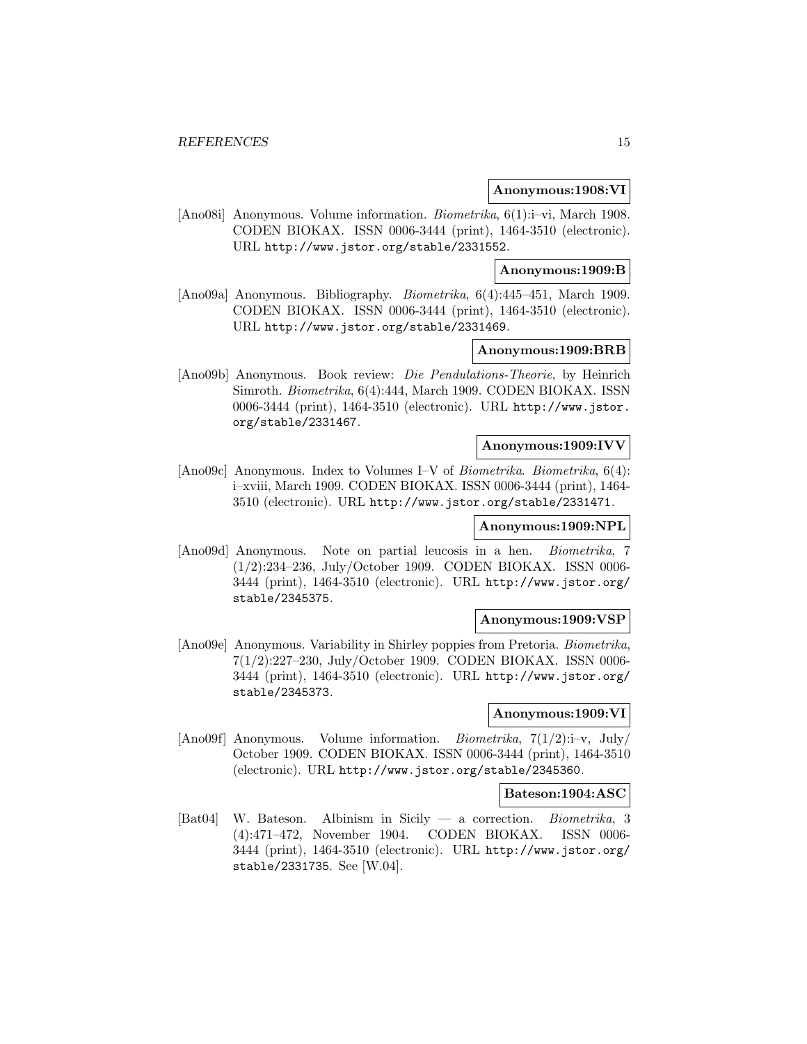**Anonymous:1908:VI**

[Ano08i] Anonymous. Volume information. *Biometrika*, 6(1):i–vi, March 1908. CODEN BIOKAX. ISSN 0006-3444 (print), 1464-3510 (electronic). URL http://www.jstor.org/stable/2331552.

**Anonymous:1909:B**

[Ano09a] Anonymous. Bibliography. *Biometrika*, 6(4):445–451, March 1909. CODEN BIOKAX. ISSN 0006-3444 (print), 1464-3510 (electronic). URL http://www.jstor.org/stable/2331469.

**Anonymous:1909:BRB**

[Ano09b] Anonymous. Book review: *Die Pendulations-Theorie*, by Heinrich Simroth. *Biometrika*, 6(4):444, March 1909. CODEN BIOKAX. ISSN 0006-3444 (print), 1464-3510 (electronic). URL http://www.jstor.org/stable/2331467.

**Anonymous:1909:IVV**

[Ano09c] Anonymous. Index to Volumes I–V of *Biometrika*. *Biometrika*, 6(4): i–xviii, March 1909. CODEN BIOKAX. ISSN 0006-3444 (print), 1464-3510 (electronic). URL http://www.jstor.org/stable/2331471.

**Anonymous:1909:NPL**

[Ano09d] Anonymous. Note on partial leucosis in a hen. *Biometrika*, 7 (1/2):234–236, July/October 1909. CODEN BIOKAX. ISSN 0006-3444 (print), 1464-3510 (electronic). URL http://www.jstor.org/stable/2345375.

**Anonymous:1909:VSP**

[Ano09e] Anonymous. Variability in Shirley poppies from Pretoria. *Biometrika*, 7(1/2):227–230, July/October 1909. CODEN BIOKAX. ISSN 0006-3444 (print), 1464-3510 (electronic). URL http://www.jstor.org/stable/2345373.

**Anonymous:1909:VI**

[Ano09f] Anonymous. Volume information. *Biometrika*, 7(1/2):i–v, July/October 1909. CODEN BIOKAX. ISSN 0006-3444 (print), 1464-3510 (electronic). URL http://www.jstor.org/stable/2345360.

**Bateson:1904:ASC**

[Bat04] W. Bateson. Albinism in Sicily — a correction. *Biometrika*, 3 (4):471–472, November 1904. CODEN BIOKAX. ISSN 0006-3444 (print), 1464-3510 (electronic). URL http://www.jstor.org/stable/2331735. See [W.04].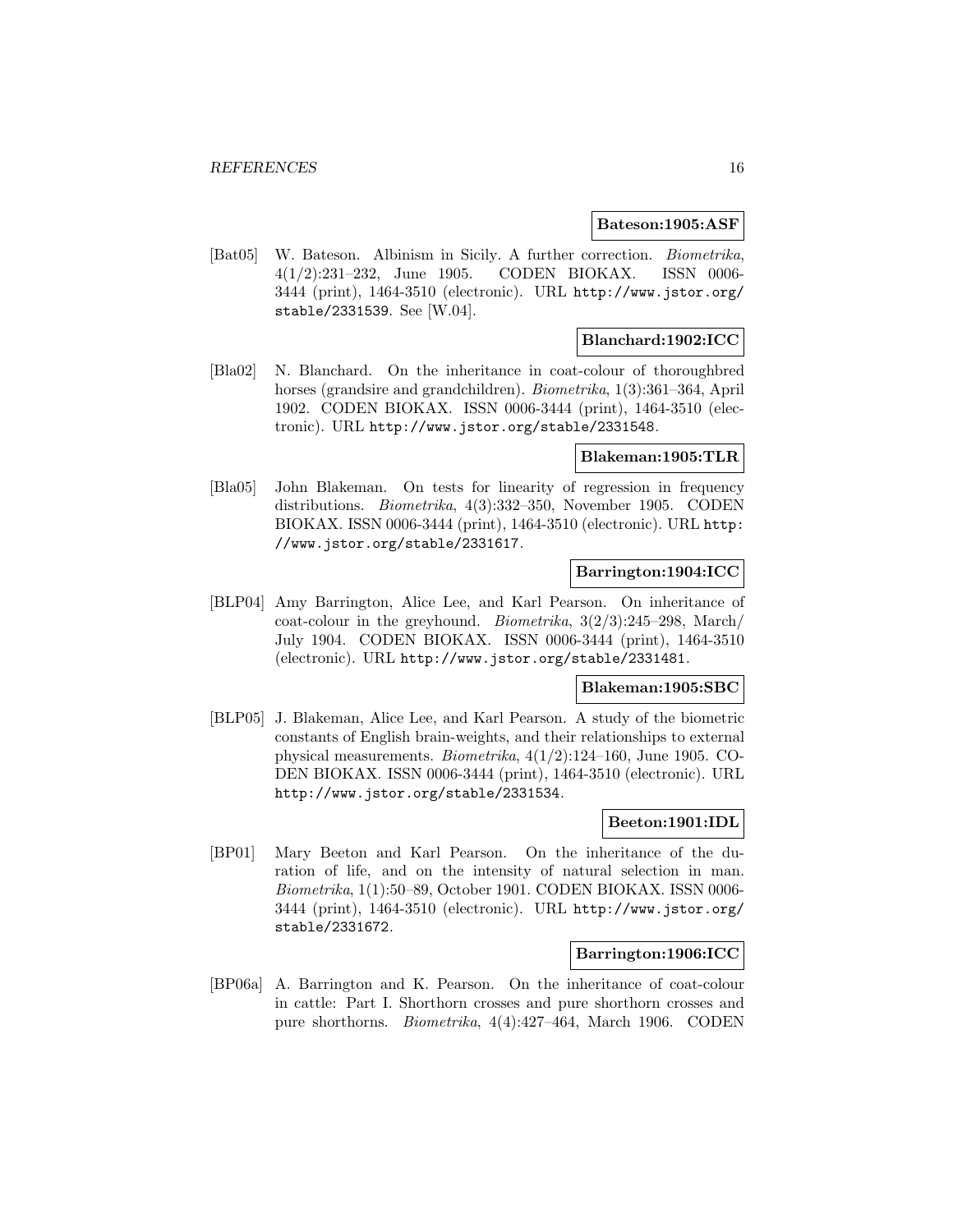**Bateson:1905:ASF**

[Bat05] W. Bateson. Albinism in Sicily. A further correction. *Biometrika*, 4(1/2):231–232, June 1905. CODEN BIOKAX. ISSN 0006-3444 (print), 1464-3510 (electronic). URL `http://www.jstor.org/stable/2331539`. See [W.04].

**Blanchard:1902:ICC**

[Bla02] N. Blanchard. On the inheritance in coat-colour of thoroughbred horses (grandsire and grandchildren). *Biometrika*, 1(3):361–364, April 1902. CODEN BIOKAX. ISSN 0006-3444 (print), 1464-3510 (electronic). URL `http://www.jstor.org/stable/2331548`.

**Blakeman:1905:TLR**

[Bla05] John Blakeman. On tests for linearity of regression in frequency distributions. *Biometrika*, 4(3):332–350, November 1905. CODEN BIOKAX. ISSN 0006-3444 (print), 1464-3510 (electronic). URL `http://www.jstor.org/stable/2331617`.

**Barrington:1904:ICC**

[BLP04] Amy Barrington, Alice Lee, and Karl Pearson. On inheritance of coat-colour in the greyhound. *Biometrika*, 3(2/3):245–298, March/July 1904. CODEN BIOKAX. ISSN 0006-3444 (print), 1464-3510 (electronic). URL `http://www.jstor.org/stable/2331481`.

**Blakeman:1905:SBC**

[BLP05] J. Blakeman, Alice Lee, and Karl Pearson. A study of the biometric constants of English brain-weights, and their relationships to external physical measurements. *Biometrika*, 4(1/2):124–160, June 1905. CODEN BIOKAX. ISSN 0006-3444 (print), 1464-3510 (electronic). URL `http://www.jstor.org/stable/2331534`.

**Beeton:1901:IDL**

[BP01] Mary Beeton and Karl Pearson. On the inheritance of the duration of life, and on the intensity of natural selection in man. *Biometrika*, 1(1):50–89, October 1901. CODEN BIOKAX. ISSN 0006-3444 (print), 1464-3510 (electronic). URL `http://www.jstor.org/stable/2331672`.

**Barrington:1906:ICC**

[BP06a] A. Barrington and K. Pearson. On the inheritance of coat-colour in cattle: Part I. Shorthorn crosses and pure shorthorn crosses and pure shorthorns. *Biometrika*, 4(4):427–464, March 1906. CODEN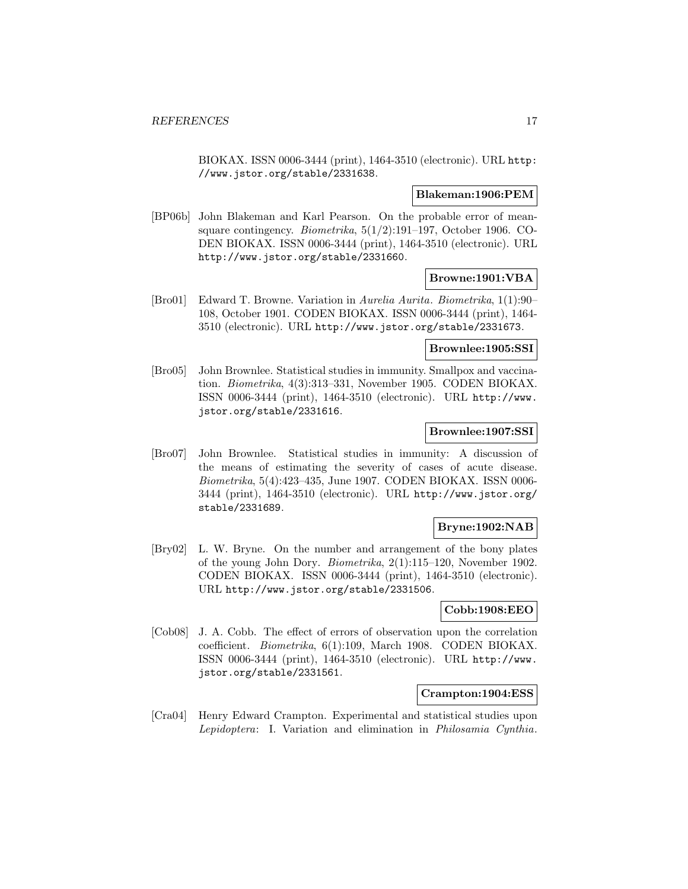BIOKAX. ISSN 0006-3444 (print), 1464-3510 (electronic). URL http://www.jstor.org/stable/2331638.

**Blakeman:1906:PEM**

[BP06b] John Blakeman and Karl Pearson. On the probable error of mean-square contingency. *Biometrika*, 5(1/2):191–197, October 1906. CODEN BIOKAX. ISSN 0006-3444 (print), 1464-3510 (electronic). URL http://www.jstor.org/stable/2331660.

**Browne:1901:VBA**

[Bro01] Edward T. Browne. Variation in *Aurelia Aurita*. *Biometrika*, 1(1):90–108, October 1901. CODEN BIOKAX. ISSN 0006-3444 (print), 1464-3510 (electronic). URL http://www.jstor.org/stable/2331673.

**Brownlee:1905:SSI**

[Bro05] John Brownlee. Statistical studies in immunity. Smallpox and vaccination. *Biometrika*, 4(3):313–331, November 1905. CODEN BIOKAX. ISSN 0006-3444 (print), 1464-3510 (electronic). URL http://www.jstor.org/stable/2331616.

**Brownlee:1907:SSI**

[Bro07] John Brownlee. Statistical studies in immunity: A discussion of the means of estimating the severity of cases of acute disease. *Biometrika*, 5(4):423–435, June 1907. CODEN BIOKAX. ISSN 0006-3444 (print), 1464-3510 (electronic). URL http://www.jstor.org/stable/2331689.

**Bryne:1902:NAB**

[Bry02] L. W. Bryne. On the number and arrangement of the bony plates of the young John Dory. *Biometrika*, 2(1):115–120, November 1902. CODEN BIOKAX. ISSN 0006-3444 (print), 1464-3510 (electronic). URL http://www.jstor.org/stable/2331506.

**Cobb:1908:EEO**

[Cob08] J. A. Cobb. The effect of errors of observation upon the correlation coefficient. *Biometrika*, 6(1):109, March 1908. CODEN BIOKAX. ISSN 0006-3444 (print), 1464-3510 (electronic). URL http://www.jstor.org/stable/2331561.

**Crampton:1904:ESS**

[Cra04] Henry Edward Crampton. Experimental and statistical studies upon *Lepidoptera*: I. Variation and elimination in *Philosamia Cynthia*.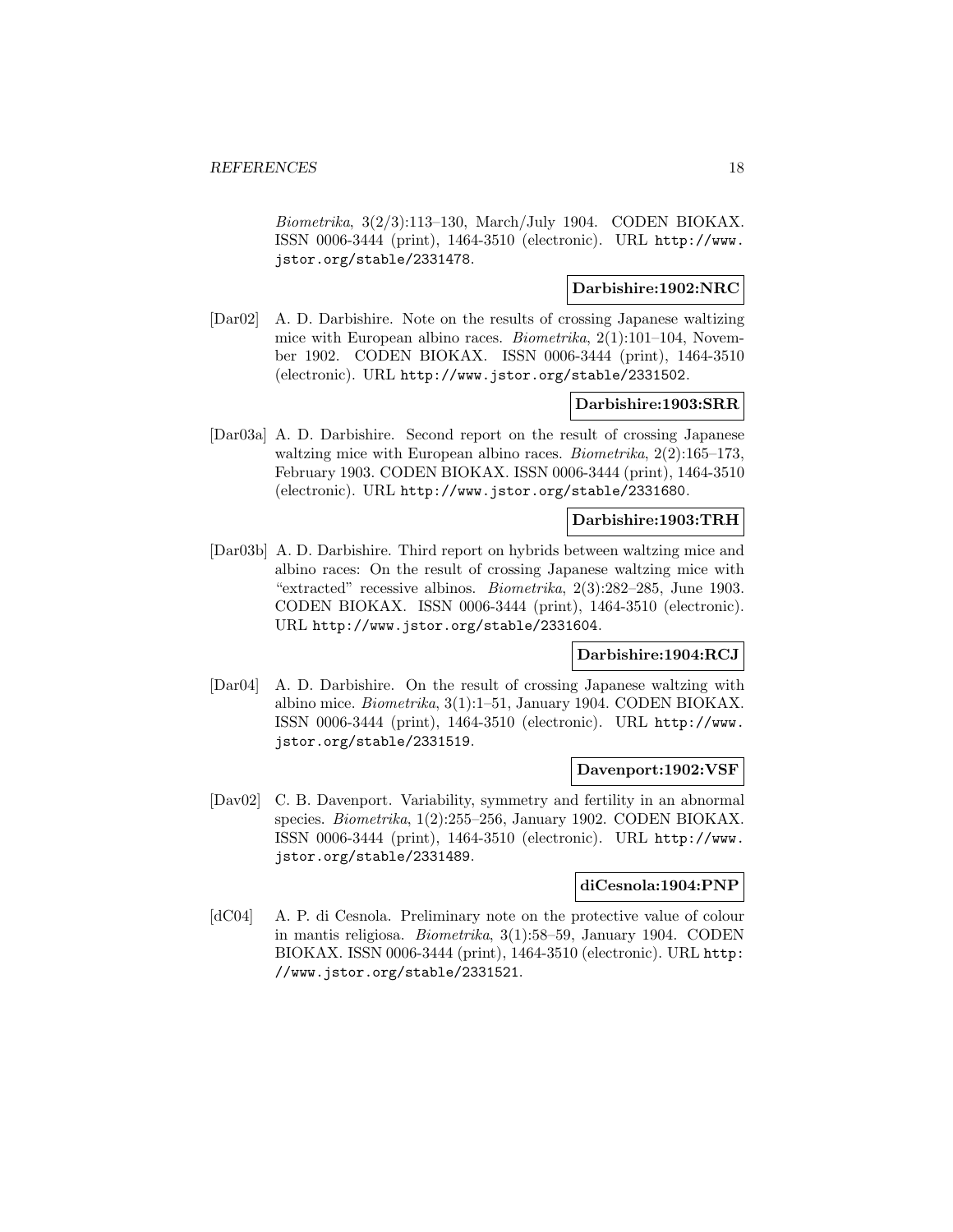*Biometrika*, 3(2/3):113–130, March/July 1904. CODEN BIOKAX. ISSN 0006-3444 (print), 1464-3510 (electronic). URL http://www.jstor.org/stable/2331478.

**Darbishire:1902:NRC**

[Dar02] A. D. Darbishire. Note on the results of crossing Japanese waltizing mice with European albino races. *Biometrika*, 2(1):101–104, November 1902. CODEN BIOKAX. ISSN 0006-3444 (print), 1464-3510 (electronic). URL http://www.jstor.org/stable/2331502.

**Darbishire:1903:SRR**

[Dar03a] A. D. Darbishire. Second report on the result of crossing Japanese waltzing mice with European albino races. *Biometrika*, 2(2):165–173, February 1903. CODEN BIOKAX. ISSN 0006-3444 (print), 1464-3510 (electronic). URL http://www.jstor.org/stable/2331680.

**Darbishire:1903:TRH**

[Dar03b] A. D. Darbishire. Third report on hybrids between waltzing mice and albino races: On the result of crossing Japanese waltzing mice with "extracted" recessive albinos. *Biometrika*, 2(3):282–285, June 1903. CODEN BIOKAX. ISSN 0006-3444 (print), 1464-3510 (electronic). URL http://www.jstor.org/stable/2331604.

**Darbishire:1904:RCJ**

[Dar04] A. D. Darbishire. On the result of crossing Japanese waltzing with albino mice. *Biometrika*, 3(1):1–51, January 1904. CODEN BIOKAX. ISSN 0006-3444 (print), 1464-3510 (electronic). URL http://www.jstor.org/stable/2331519.

**Davenport:1902:VSF**

[Dav02] C. B. Davenport. Variability, symmetry and fertility in an abnormal species. *Biometrika*, 1(2):255–256, January 1902. CODEN BIOKAX. ISSN 0006-3444 (print), 1464-3510 (electronic). URL http://www.jstor.org/stable/2331489.

**diCesnola:1904:PNP**

[dC04] A. P. di Cesnola. Preliminary note on the protective value of colour in mantis religiosa. *Biometrika*, 3(1):58–59, January 1904. CODEN BIOKAX. ISSN 0006-3444 (print), 1464-3510 (electronic). URL http://www.jstor.org/stable/2331521.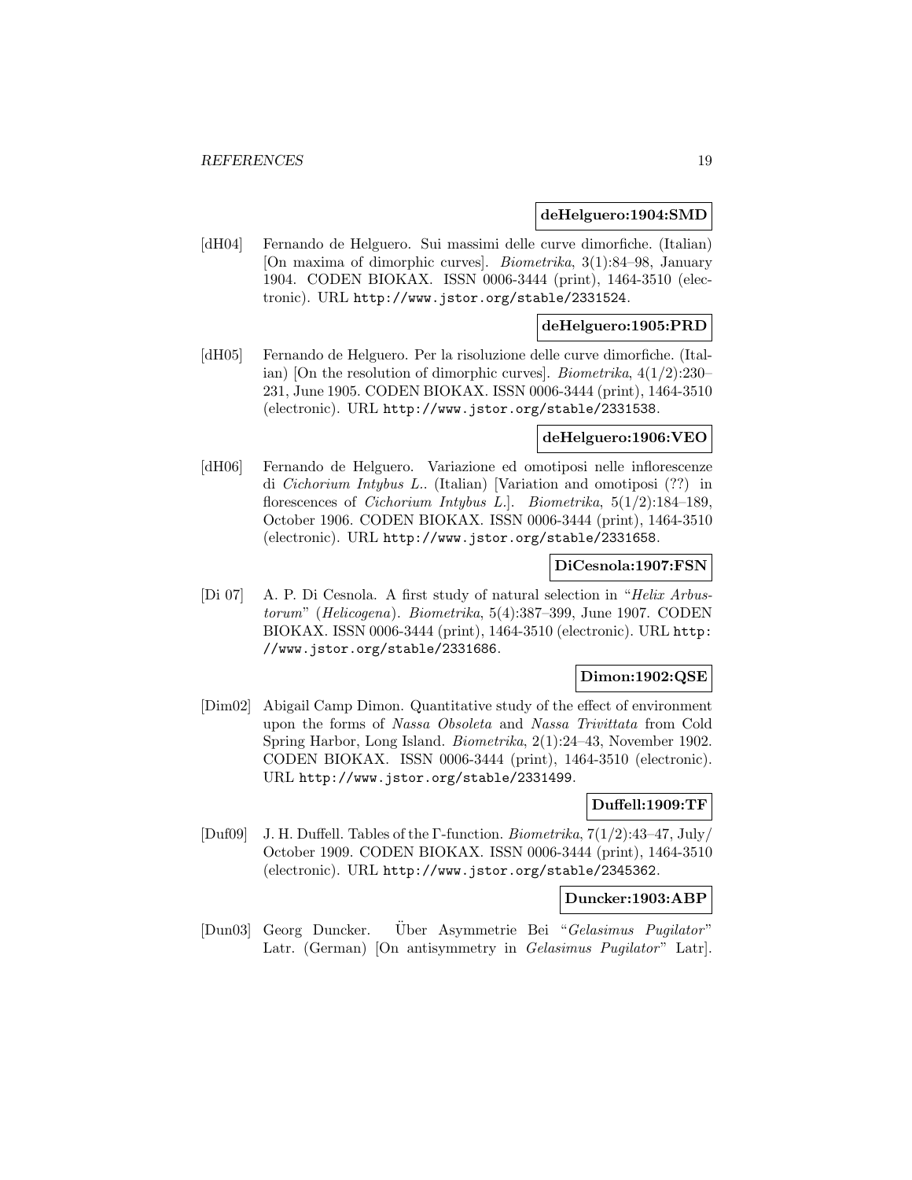**deHelguero:1904:SMD**

[dH04] Fernando de Helguero. Sui massimi delle curve dimorfiche. (Italian) [On maxima of dimorphic curves]. *Biometrika*, 3(1):84–98, January 1904. CODEN BIOKAX. ISSN 0006-3444 (print), 1464-3510 (electronic). URL http://www.jstor.org/stable/2331524.

**deHelguero:1905:PRD**

[dH05] Fernando de Helguero. Per la risoluzione delle curve dimorfiche. (Italian) [On the resolution of dimorphic curves]. *Biometrika*, 4(1/2):230–231, June 1905. CODEN BIOKAX. ISSN 0006-3444 (print), 1464-3510 (electronic). URL http://www.jstor.org/stable/2331538.

**deHelguero:1906:VEO**

[dH06] Fernando de Helguero. Variazione ed omotiposi nelle inflorescenze di *Cichorium Intybus L.*. (Italian) [Variation and omotiposi (??) in florescences of *Cichorium Intybus L.*]. *Biometrika*, 5(1/2):184–189, October 1906. CODEN BIOKAX. ISSN 0006-3444 (print), 1464-3510 (electronic). URL http://www.jstor.org/stable/2331658.

**DiCesnola:1907:FSN**

[Di 07] A. P. Di Cesnola. A first study of natural selection in "*Helix Arbustorum*" (*Helicogena*). *Biometrika*, 5(4):387–399, June 1907. CODEN BIOKAX. ISSN 0006-3444 (print), 1464-3510 (electronic). URL http://www.jstor.org/stable/2331686.

**Dimon:1902:QSE**

[Dim02] Abigail Camp Dimon. Quantitative study of the effect of environment upon the forms of *Nassa Obsoleta* and *Nassa Trivittata* from Cold Spring Harbor, Long Island. *Biometrika*, 2(1):24–43, November 1902. CODEN BIOKAX. ISSN 0006-3444 (print), 1464-3510 (electronic). URL http://www.jstor.org/stable/2331499.

**Duffell:1909:TF**

[Duf09] J. H. Duffell. Tables of the Γ-function. *Biometrika*, 7(1/2):43–47, July/October 1909. CODEN BIOKAX. ISSN 0006-3444 (print), 1464-3510 (electronic). URL http://www.jstor.org/stable/2345362.

**Duncker:1903:ABP**

[Dun03] Georg Duncker. Über Asymmetrie Bei "*Gelasimus Pugilator*" Latr. (German) [On antisymmetry in *Gelasimus Pugilator*" Latr].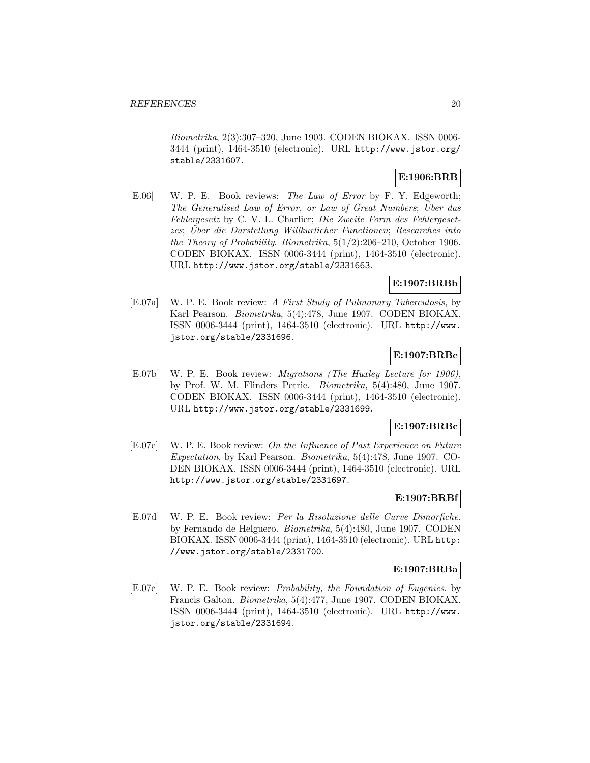*Biometrika*, 2(3):307–320, June 1903. CODEN BIOKAX. ISSN 0006-3444 (print), 1464-3510 (electronic). URL http://www.jstor.org/stable/2331607.

**E:1906:BRB**

[E.06] W. P. E. Book reviews: *The Law of Error* by F. Y. Edgeworth; *The Generalised Law of Error, or Law of Great Numbers*; *Über das Fehlergesetz* by C. V. L. Charlier; *Die Zweite Form des Fehlergesetzes*; *Über die Darstellung Willkurlicher Functionen*; *Researches into the Theory of Probability*. *Biometrika*, 5(1/2):206–210, October 1906. CODEN BIOKAX. ISSN 0006-3444 (print), 1464-3510 (electronic). URL http://www.jstor.org/stable/2331663.

**E:1907:BRBb**

[E.07a] W. P. E. Book review: *A First Study of Pulmonary Tuberculosis*, by Karl Pearson. *Biometrika*, 5(4):478, June 1907. CODEN BIOKAX. ISSN 0006-3444 (print), 1464-3510 (electronic). URL http://www.jstor.org/stable/2331696.

**E:1907:BRBe**

[E.07b] W. P. E. Book review: *Migrations (The Huxley Lecture for 1906)*, by Prof. W. M. Flinders Petrie. *Biometrika*, 5(4):480, June 1907. CODEN BIOKAX. ISSN 0006-3444 (print), 1464-3510 (electronic). URL http://www.jstor.org/stable/2331699.

**E:1907:BRBc**

[E.07c] W. P. E. Book review: *On the Influence of Past Experience on Future Expectation*, by Karl Pearson. *Biometrika*, 5(4):478, June 1907. CODEN BIOKAX. ISSN 0006-3444 (print), 1464-3510 (electronic). URL http://www.jstor.org/stable/2331697.

**E:1907:BRBf**

[E.07d] W. P. E. Book review: *Per la Risoluzione delle Curve Dimorfiche*. by Fernando de Helguero. *Biometrika*, 5(4):480, June 1907. CODEN BIOKAX. ISSN 0006-3444 (print), 1464-3510 (electronic). URL http://www.jstor.org/stable/2331700.

**E:1907:BRBa**

[E.07e] W. P. E. Book review: *Probability, the Foundation of Eugenics*. by Francis Galton. *Biometrika*, 5(4):477, June 1907. CODEN BIOKAX. ISSN 0006-3444 (print), 1464-3510 (electronic). URL http://www.jstor.org/stable/2331694.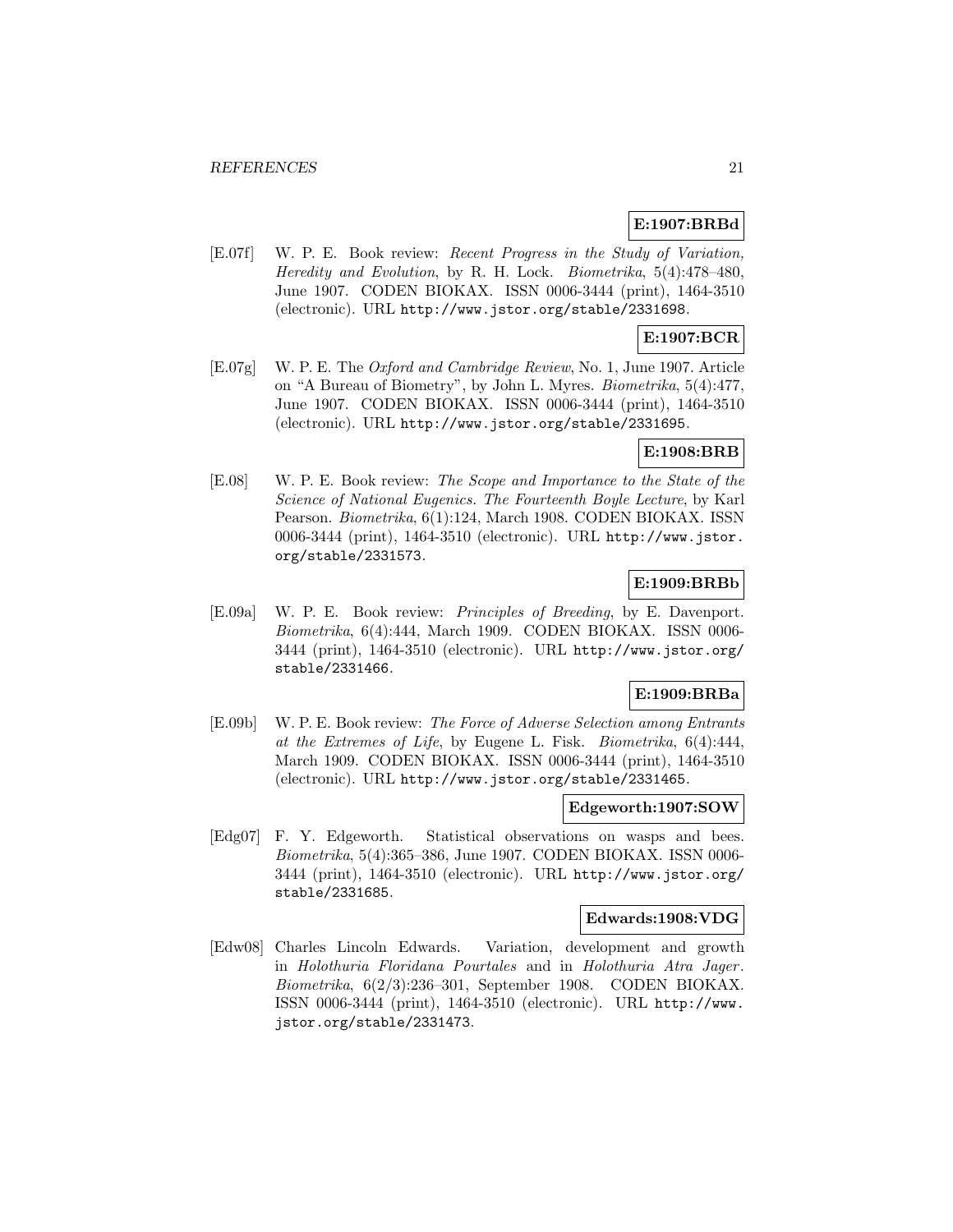**E:1907:BRBd**

[E.07f] W. P. E. Book review: *Recent Progress in the Study of Variation, Heredity and Evolution*, by R. H. Lock. *Biometrika*, 5(4):478–480, June 1907. CODEN BIOKAX. ISSN 0006-3444 (print), 1464-3510 (electronic). URL http://www.jstor.org/stable/2331698.

**E:1907:BCR**

[E.07g] W. P. E. The *Oxford and Cambridge Review*, No. 1, June 1907. Article on "A Bureau of Biometry", by John L. Myres. *Biometrika*, 5(4):477, June 1907. CODEN BIOKAX. ISSN 0006-3444 (print), 1464-3510 (electronic). URL http://www.jstor.org/stable/2331695.

**E:1908:BRB**

[E.08] W. P. E. Book review: *The Scope and Importance to the State of the Science of National Eugenics. The Fourteenth Boyle Lecture*, by Karl Pearson. *Biometrika*, 6(1):124, March 1908. CODEN BIOKAX. ISSN 0006-3444 (print), 1464-3510 (electronic). URL http://www.jstor.org/stable/2331573.

**E:1909:BRBb**

[E.09a] W. P. E. Book review: *Principles of Breeding*, by E. Davenport. *Biometrika*, 6(4):444, March 1909. CODEN BIOKAX. ISSN 0006-3444 (print), 1464-3510 (electronic). URL http://www.jstor.org/stable/2331466.

**E:1909:BRBa**

[E.09b] W. P. E. Book review: *The Force of Adverse Selection among Entrants at the Extremes of Life*, by Eugene L. Fisk. *Biometrika*, 6(4):444, March 1909. CODEN BIOKAX. ISSN 0006-3444 (print), 1464-3510 (electronic). URL http://www.jstor.org/stable/2331465.

**Edgeworth:1907:SOW**

[Edg07] F. Y. Edgeworth. Statistical observations on wasps and bees. *Biometrika*, 5(4):365–386, June 1907. CODEN BIOKAX. ISSN 0006-3444 (print), 1464-3510 (electronic). URL http://www.jstor.org/stable/2331685.

**Edwards:1908:VDG**

[Edw08] Charles Lincoln Edwards. Variation, development and growth in *Holothuria Floridana Pourtales* and in *Holothuria Atra Jager*. *Biometrika*, 6(2/3):236–301, September 1908. CODEN BIOKAX. ISSN 0006-3444 (print), 1464-3510 (electronic). URL http://www.jstor.org/stable/2331473.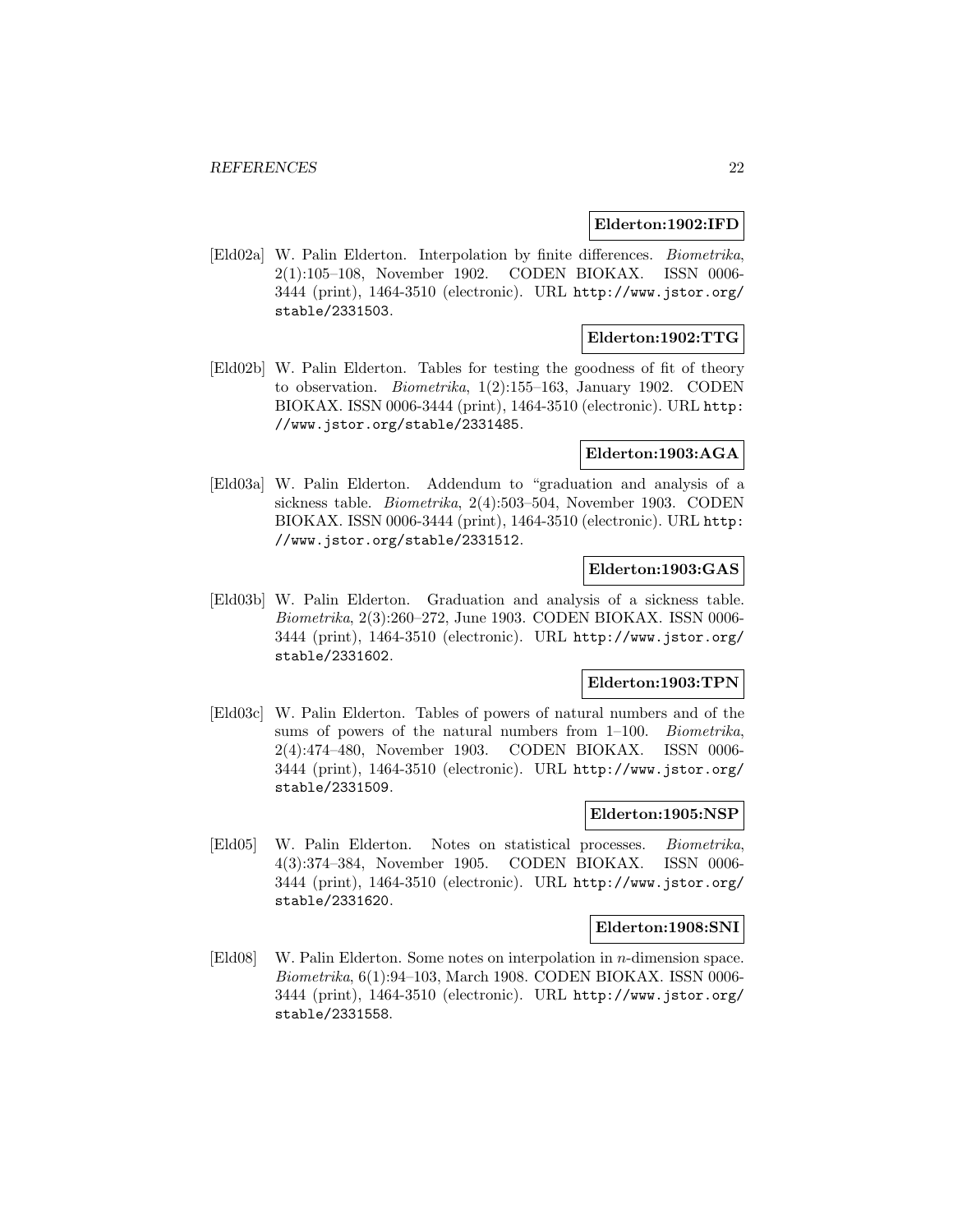**Elderton:1902:IFD**

[Eld02a] W. Palin Elderton. Interpolation by finite differences. *Biometrika*, 2(1):105–108, November 1902. CODEN BIOKAX. ISSN 0006-3444 (print), 1464-3510 (electronic). URL `http://www.jstor.org/stable/2331503`.

**Elderton:1902:TTG**

[Eld02b] W. Palin Elderton. Tables for testing the goodness of fit of theory to observation. *Biometrika*, 1(2):155–163, January 1902. CODEN BIOKAX. ISSN 0006-3444 (print), 1464-3510 (electronic). URL `http://www.jstor.org/stable/2331485`.

**Elderton:1903:AGA**

[Eld03a] W. Palin Elderton. Addendum to "graduation and analysis of a sickness table. *Biometrika*, 2(4):503–504, November 1903. CODEN BIOKAX. ISSN 0006-3444 (print), 1464-3510 (electronic). URL `http://www.jstor.org/stable/2331512`.

**Elderton:1903:GAS**

[Eld03b] W. Palin Elderton. Graduation and analysis of a sickness table. *Biometrika*, 2(3):260–272, June 1903. CODEN BIOKAX. ISSN 0006-3444 (print), 1464-3510 (electronic). URL `http://www.jstor.org/stable/2331602`.

**Elderton:1903:TPN**

[Eld03c] W. Palin Elderton. Tables of powers of natural numbers and of the sums of powers of the natural numbers from 1–100. *Biometrika*, 2(4):474–480, November 1903. CODEN BIOKAX. ISSN 0006-3444 (print), 1464-3510 (electronic). URL `http://www.jstor.org/stable/2331509`.

**Elderton:1905:NSP**

[Eld05] W. Palin Elderton. Notes on statistical processes. *Biometrika*, 4(3):374–384, November 1905. CODEN BIOKAX. ISSN 0006-3444 (print), 1464-3510 (electronic). URL `http://www.jstor.org/stable/2331620`.

**Elderton:1908:SNI**

[Eld08] W. Palin Elderton. Some notes on interpolation in $n$-dimension space. *Biometrika*, 6(1):94–103, March 1908. CODEN BIOKAX. ISSN 0006-3444 (print), 1464-3510 (electronic). URL `http://www.jstor.org/stable/2331558`.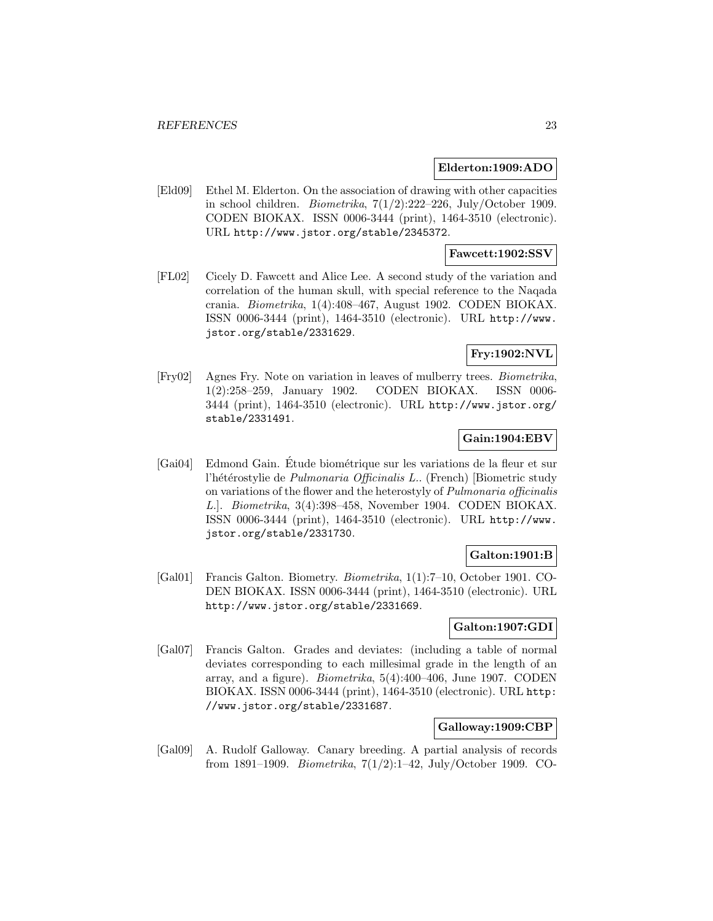**Elderton:1909:ADO**

[Eld09] Ethel M. Elderton. On the association of drawing with other capacities in school children. *Biometrika*, 7(1/2):222–226, July/October 1909. CODEN BIOKAX. ISSN 0006-3444 (print), 1464-3510 (electronic). URL http://www.jstor.org/stable/2345372.

**Fawcett:1902:SSV**

[FL02] Cicely D. Fawcett and Alice Lee. A second study of the variation and correlation of the human skull, with special reference to the Naqada crania. *Biometrika*, 1(4):408–467, August 1902. CODEN BIOKAX. ISSN 0006-3444 (print), 1464-3510 (electronic). URL http://www.jstor.org/stable/2331629.

**Fry:1902:NVL**

[Fry02] Agnes Fry. Note on variation in leaves of mulberry trees. *Biometrika*, 1(2):258–259, January 1902. CODEN BIOKAX. ISSN 0006-3444 (print), 1464-3510 (electronic). URL http://www.jstor.org/stable/2331491.

**Gain:1904:EBV**

[Gai04] Edmond Gain. Étude biométrique sur les variations de la fleur et sur l'hétérostylie de *Pulmonaria Officinalis L.*. (French) [Biometric study on variations of the flower and the heterostyly of *Pulmonaria officinalis L.*]. *Biometrika*, 3(4):398–458, November 1904. CODEN BIOKAX. ISSN 0006-3444 (print), 1464-3510 (electronic). URL http://www.jstor.org/stable/2331730.

**Galton:1901:B**

[Gal01] Francis Galton. Biometry. *Biometrika*, 1(1):7–10, October 1901. CODEN BIOKAX. ISSN 0006-3444 (print), 1464-3510 (electronic). URL http://www.jstor.org/stable/2331669.

**Galton:1907:GDI**

[Gal07] Francis Galton. Grades and deviates: (including a table of normal deviates corresponding to each millesimal grade in the length of an array, and a figure). *Biometrika*, 5(4):400–406, June 1907. CODEN BIOKAX. ISSN 0006-3444 (print), 1464-3510 (electronic). URL http://www.jstor.org/stable/2331687.

**Galloway:1909:CBP**

[Gal09] A. Rudolf Galloway. Canary breeding. A partial analysis of records from 1891–1909. *Biometrika*, 7(1/2):1–42, July/October 1909. CO-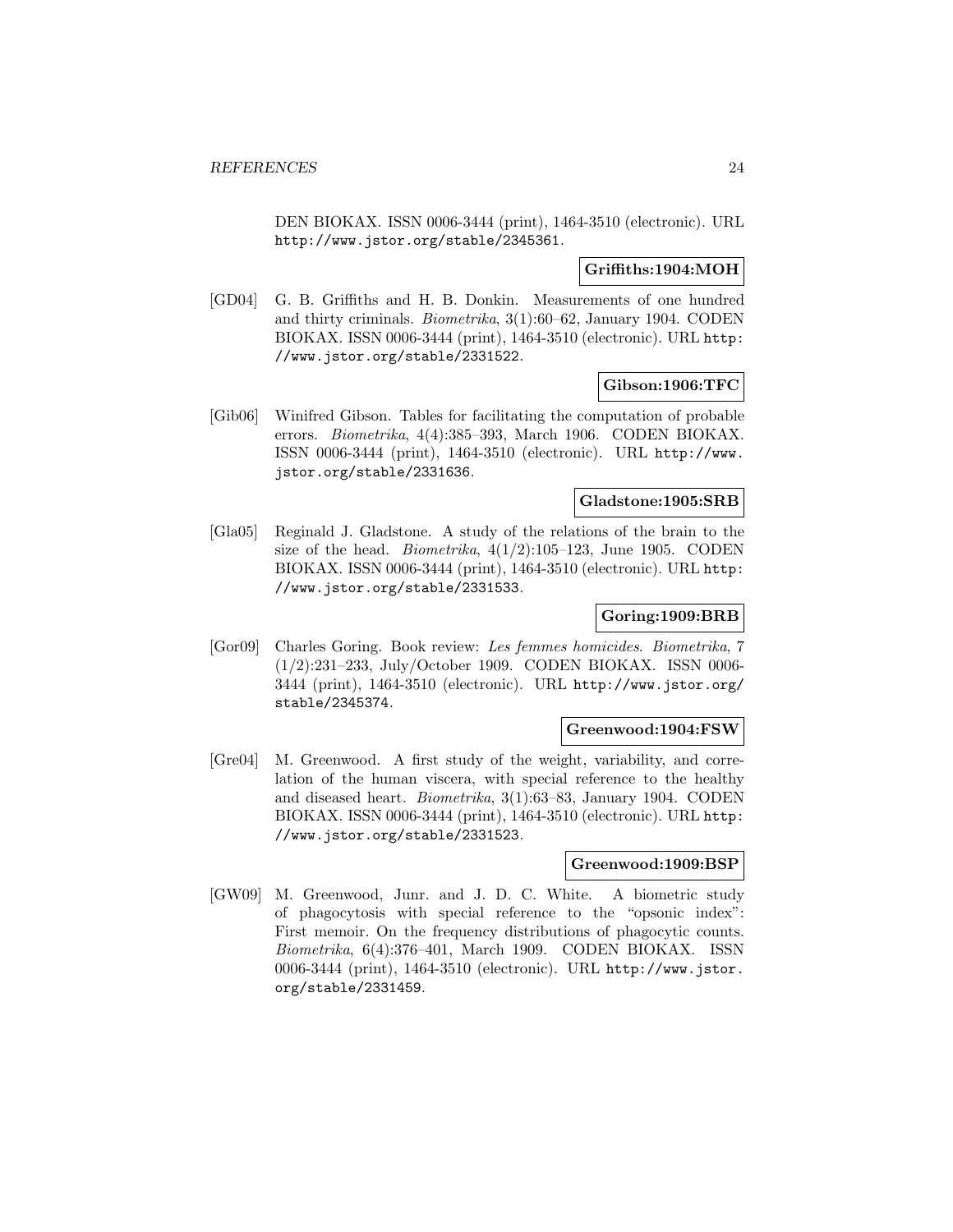DEN BIOKAX. ISSN 0006-3444 (print), 1464-3510 (electronic). URL http://www.jstor.org/stable/2345361.

**Griffiths:1904:MOH**

[GD04] G. B. Griffiths and H. B. Donkin. Measurements of one hundred and thirty criminals. *Biometrika*, 3(1):60–62, January 1904. CODEN BIOKAX. ISSN 0006-3444 (print), 1464-3510 (electronic). URL http://www.jstor.org/stable/2331522.

**Gibson:1906:TFC**

[Gib06] Winifred Gibson. Tables for facilitating the computation of probable errors. *Biometrika*, 4(4):385–393, March 1906. CODEN BIOKAX. ISSN 0006-3444 (print), 1464-3510 (electronic). URL http://www.jstor.org/stable/2331636.

**Gladstone:1905:SRB**

[Gla05] Reginald J. Gladstone. A study of the relations of the brain to the size of the head. *Biometrika*, 4(1/2):105–123, June 1905. CODEN BIOKAX. ISSN 0006-3444 (print), 1464-3510 (electronic). URL http://www.jstor.org/stable/2331533.

**Goring:1909:BRB**

[Gor09] Charles Goring. Book review: *Les femmes homicides*. *Biometrika*, 7 (1/2):231–233, July/October 1909. CODEN BIOKAX. ISSN 0006-3444 (print), 1464-3510 (electronic). URL http://www.jstor.org/stable/2345374.

**Greenwood:1904:FSW**

[Gre04] M. Greenwood. A first study of the weight, variability, and correlation of the human viscera, with special reference to the healthy and diseased heart. *Biometrika*, 3(1):63–83, January 1904. CODEN BIOKAX. ISSN 0006-3444 (print), 1464-3510 (electronic). URL http://www.jstor.org/stable/2331523.

**Greenwood:1909:BSP**

[GW09] M. Greenwood, Junr. and J. D. C. White. A biometric study of phagocytosis with special reference to the "opsonic index": First memoir. On the frequency distributions of phagocytic counts. *Biometrika*, 6(4):376–401, March 1909. CODEN BIOKAX. ISSN 0006-3444 (print), 1464-3510 (electronic). URL http://www.jstor.org/stable/2331459.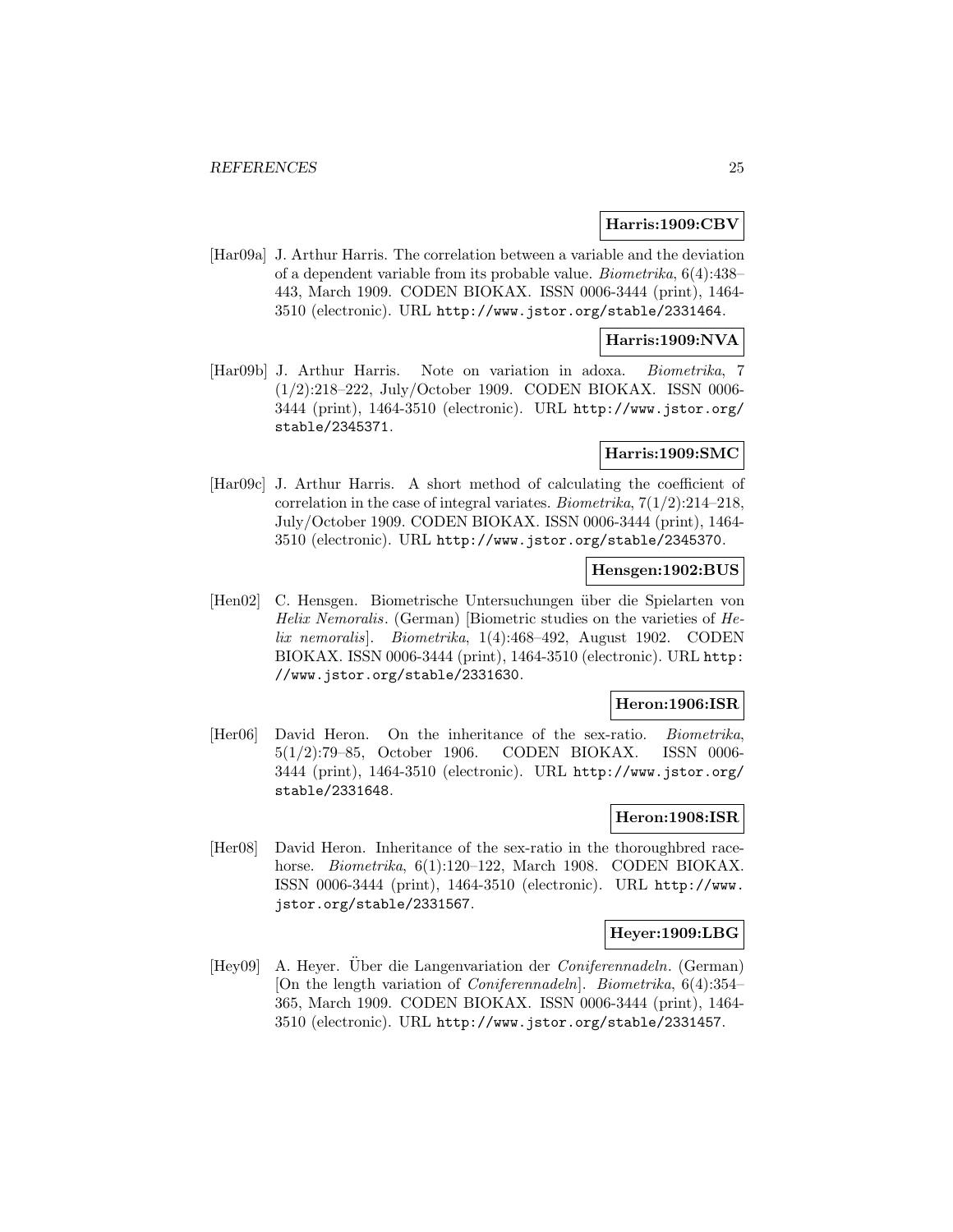**Harris:1909:CBV**

[Har09a] J. Arthur Harris. The correlation between a variable and the deviation of a dependent variable from its probable value. *Biometrika*, 6(4):438–443, March 1909. CODEN BIOKAX. ISSN 0006-3444 (print), 1464-3510 (electronic). URL http://www.jstor.org/stable/2331464.

**Harris:1909:NVA**

[Har09b] J. Arthur Harris. Note on variation in adoxa. *Biometrika*, 7 (1/2):218–222, July/October 1909. CODEN BIOKAX. ISSN 0006-3444 (print), 1464-3510 (electronic). URL http://www.jstor.org/stable/2345371.

**Harris:1909:SMC**

[Har09c] J. Arthur Harris. A short method of calculating the coefficient of correlation in the case of integral variates. *Biometrika*, 7(1/2):214–218, July/October 1909. CODEN BIOKAX. ISSN 0006-3444 (print), 1464-3510 (electronic). URL http://www.jstor.org/stable/2345370.

**Hensgen:1902:BUS**

[Hen02] C. Hensgen. Biometrische Untersuchungen über die Spielarten von *Helix Nemoralis*. (German) [Biometric studies on the varieties of *Helix nemoralis*]. *Biometrika*, 1(4):468–492, August 1902. CODEN BIOKAX. ISSN 0006-3444 (print), 1464-3510 (electronic). URL http://www.jstor.org/stable/2331630.

**Heron:1906:ISR**

[Her06] David Heron. On the inheritance of the sex-ratio. *Biometrika*, 5(1/2):79–85, October 1906. CODEN BIOKAX. ISSN 0006-3444 (print), 1464-3510 (electronic). URL http://www.jstor.org/stable/2331648.

**Heron:1908:ISR**

[Her08] David Heron. Inheritance of the sex-ratio in the thoroughbred racehorse. *Biometrika*, 6(1):120–122, March 1908. CODEN BIOKAX. ISSN 0006-3444 (print), 1464-3510 (electronic). URL http://www.jstor.org/stable/2331567.

**Heyer:1909:LBG**

[Hey09] A. Heyer. Über die Langenvariation der *Coniferennadeln*. (German) [On the length variation of *Coniferennadeln*]. *Biometrika*, 6(4):354–365, March 1909. CODEN BIOKAX. ISSN 0006-3444 (print), 1464-3510 (electronic). URL http://www.jstor.org/stable/2331457.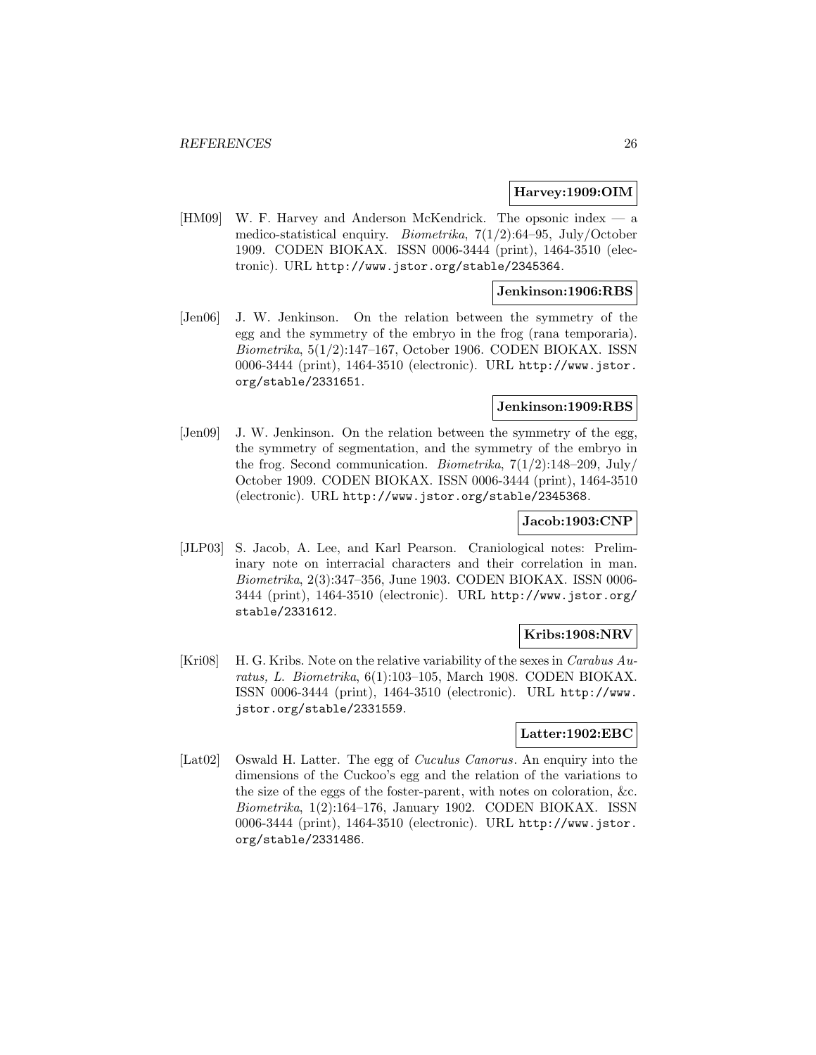**Harvey:1909:OIM**

[HM09] W. F. Harvey and Anderson McKendrick. The opsonic index — a medico-statistical enquiry. *Biometrika*, 7(1/2):64–95, July/October 1909. CODEN BIOKAX. ISSN 0006-3444 (print), 1464-3510 (electronic). URL http://www.jstor.org/stable/2345364.

**Jenkinson:1906:RBS**

[Jen06] J. W. Jenkinson. On the relation between the symmetry of the egg and the symmetry of the embryo in the frog (rana temporaria). *Biometrika*, 5(1/2):147–167, October 1906. CODEN BIOKAX. ISSN 0006-3444 (print), 1464-3510 (electronic). URL http://www.jstor.org/stable/2331651.

**Jenkinson:1909:RBS**

[Jen09] J. W. Jenkinson. On the relation between the symmetry of the egg, the symmetry of segmentation, and the symmetry of the embryo in the frog. Second communication. *Biometrika*, 7(1/2):148–209, July/October 1909. CODEN BIOKAX. ISSN 0006-3444 (print), 1464-3510 (electronic). URL http://www.jstor.org/stable/2345368.

**Jacob:1903:CNP**

[JLP03] S. Jacob, A. Lee, and Karl Pearson. Craniological notes: Preliminary note on interracial characters and their correlation in man. *Biometrika*, 2(3):347–356, June 1903. CODEN BIOKAX. ISSN 0006-3444 (print), 1464-3510 (electronic). URL http://www.jstor.org/stable/2331612.

**Kribs:1908:NRV**

[Kri08] H. G. Kribs. Note on the relative variability of the sexes in *Carabus Auratus, L*. *Biometrika*, 6(1):103–105, March 1908. CODEN BIOKAX. ISSN 0006-3444 (print), 1464-3510 (electronic). URL http://www.jstor.org/stable/2331559.

**Latter:1902:EBC**

[Lat02] Oswald H. Latter. The egg of *Cuculus Canorus*. An enquiry into the dimensions of the Cuckoo's egg and the relation of the variations to the size of the eggs of the foster-parent, with notes on coloration, &c. *Biometrika*, 1(2):164–176, January 1902. CODEN BIOKAX. ISSN 0006-3444 (print), 1464-3510 (electronic). URL http://www.jstor.org/stable/2331486.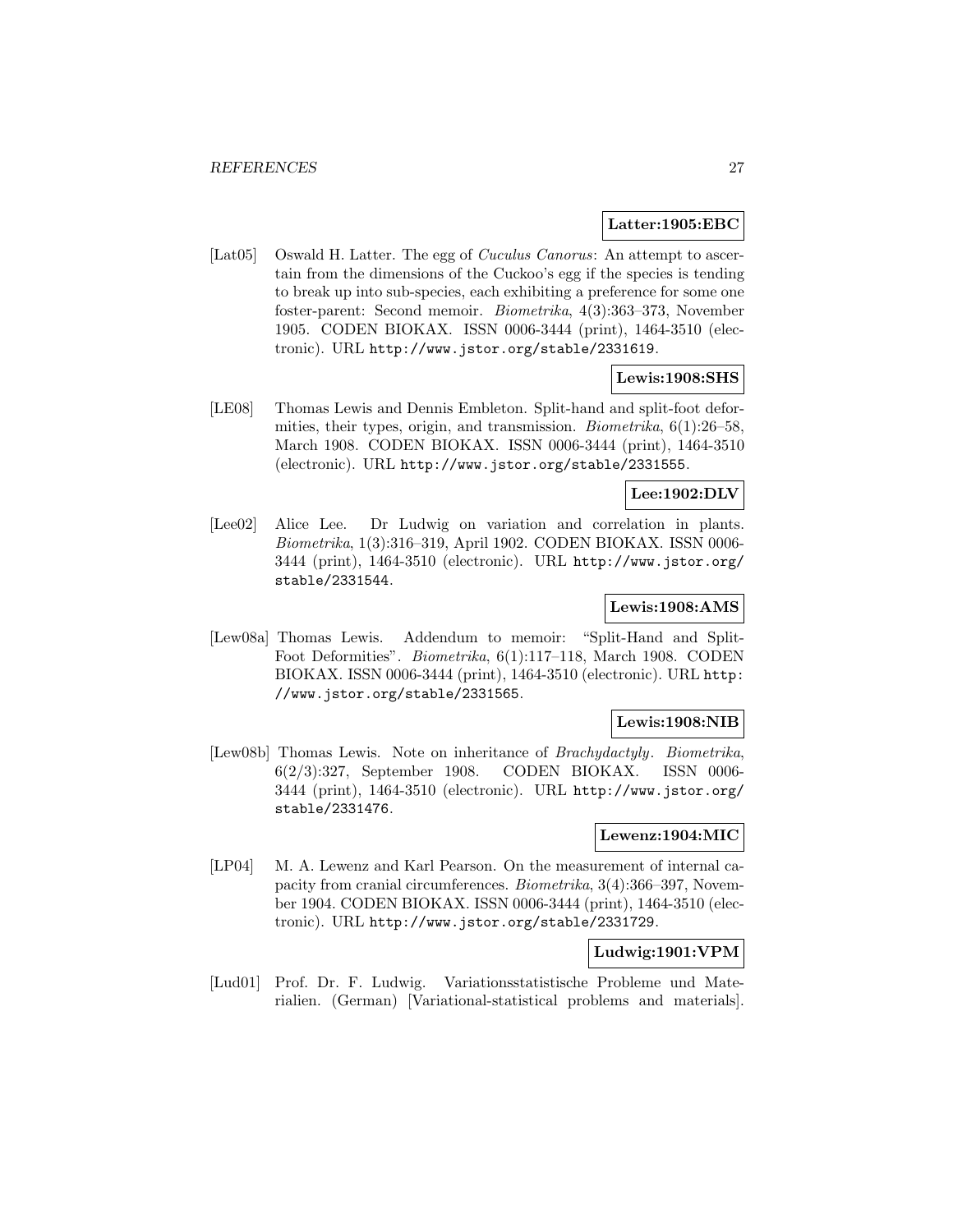**Latter:1905:EBC**

[Lat05] Oswald H. Latter. The egg of *Cuculus Canorus*: An attempt to ascertain from the dimensions of the Cuckoo's egg if the species is tending to break up into sub-species, each exhibiting a preference for some one foster-parent: Second memoir. *Biometrika*, 4(3):363–373, November 1905. CODEN BIOKAX. ISSN 0006-3444 (print), 1464-3510 (electronic). URL `http://www.jstor.org/stable/2331619`.

**Lewis:1908:SHS**

[LE08] Thomas Lewis and Dennis Embleton. Split-hand and split-foot deformities, their types, origin, and transmission. *Biometrika*, 6(1):26–58, March 1908. CODEN BIOKAX. ISSN 0006-3444 (print), 1464-3510 (electronic). URL `http://www.jstor.org/stable/2331555`.

**Lee:1902:DLV**

[Lee02] Alice Lee. Dr Ludwig on variation and correlation in plants. *Biometrika*, 1(3):316–319, April 1902. CODEN BIOKAX. ISSN 0006-3444 (print), 1464-3510 (electronic). URL `http://www.jstor.org/stable/2331544`.

**Lewis:1908:AMS**

[Lew08a] Thomas Lewis. Addendum to memoir: "Split-Hand and Split-Foot Deformities". *Biometrika*, 6(1):117–118, March 1908. CODEN BIOKAX. ISSN 0006-3444 (print), 1464-3510 (electronic). URL `http://www.jstor.org/stable/2331565`.

**Lewis:1908:NIB**

[Lew08b] Thomas Lewis. Note on inheritance of *Brachydactyly*. *Biometrika*, 6(2/3):327, September 1908. CODEN BIOKAX. ISSN 0006-3444 (print), 1464-3510 (electronic). URL `http://www.jstor.org/stable/2331476`.

**Lewenz:1904:MIC**

[LP04] M. A. Lewenz and Karl Pearson. On the measurement of internal capacity from cranial circumferences. *Biometrika*, 3(4):366–397, November 1904. CODEN BIOKAX. ISSN 0006-3444 (print), 1464-3510 (electronic). URL `http://www.jstor.org/stable/2331729`.

**Ludwig:1901:VPM**

[Lud01] Prof. Dr. F. Ludwig. Variationsstatistische Probleme und Materialien. (German) [Variational-statistical problems and materials].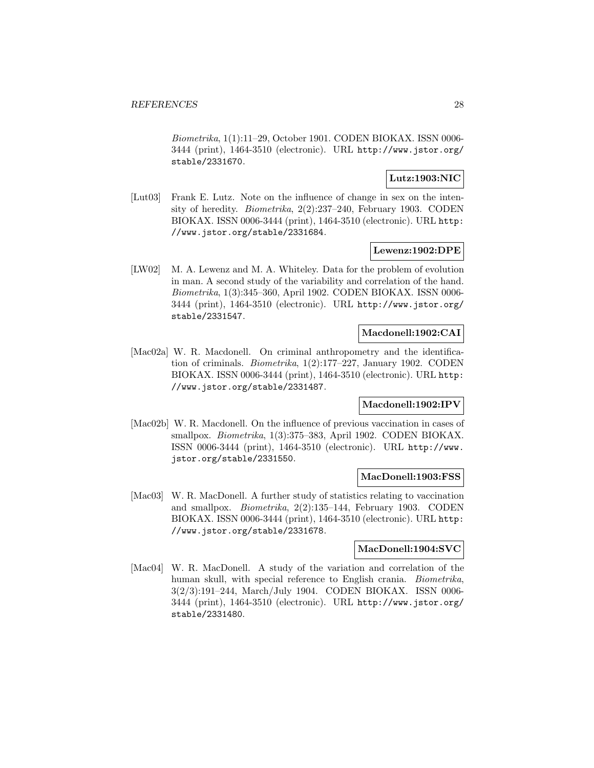*Biometrika*, 1(1):11–29, October 1901. CODEN BIOKAX. ISSN 0006-3444 (print), 1464-3510 (electronic). URL http://www.jstor.org/stable/2331670.

**Lutz:1903:NIC**

[Lut03] Frank E. Lutz. Note on the influence of change in sex on the intensity of heredity. *Biometrika*, 2(2):237–240, February 1903. CODEN BIOKAX. ISSN 0006-3444 (print), 1464-3510 (electronic). URL http://www.jstor.org/stable/2331684.

**Lewenz:1902:DPE**

[LW02] M. A. Lewenz and M. A. Whiteley. Data for the problem of evolution in man. A second study of the variability and correlation of the hand. *Biometrika*, 1(3):345–360, April 1902. CODEN BIOKAX. ISSN 0006-3444 (print), 1464-3510 (electronic). URL http://www.jstor.org/stable/2331547.

**Macdonell:1902:CAI**

[Mac02a] W. R. Macdonell. On criminal anthropometry and the identification of criminals. *Biometrika*, 1(2):177–227, January 1902. CODEN BIOKAX. ISSN 0006-3444 (print), 1464-3510 (electronic). URL http://www.jstor.org/stable/2331487.

**Macdonell:1902:IPV**

[Mac02b] W. R. Macdonell. On the influence of previous vaccination in cases of smallpox. *Biometrika*, 1(3):375–383, April 1902. CODEN BIOKAX. ISSN 0006-3444 (print), 1464-3510 (electronic). URL http://www.jstor.org/stable/2331550.

**MacDonell:1903:FSS**

[Mac03] W. R. MacDonell. A further study of statistics relating to vaccination and smallpox. *Biometrika*, 2(2):135–144, February 1903. CODEN BIOKAX. ISSN 0006-3444 (print), 1464-3510 (electronic). URL http://www.jstor.org/stable/2331678.

**MacDonell:1904:SVC**

[Mac04] W. R. MacDonell. A study of the variation and correlation of the human skull, with special reference to English crania. *Biometrika*, 3(2/3):191–244, March/July 1904. CODEN BIOKAX. ISSN 0006-3444 (print), 1464-3510 (electronic). URL http://www.jstor.org/stable/2331480.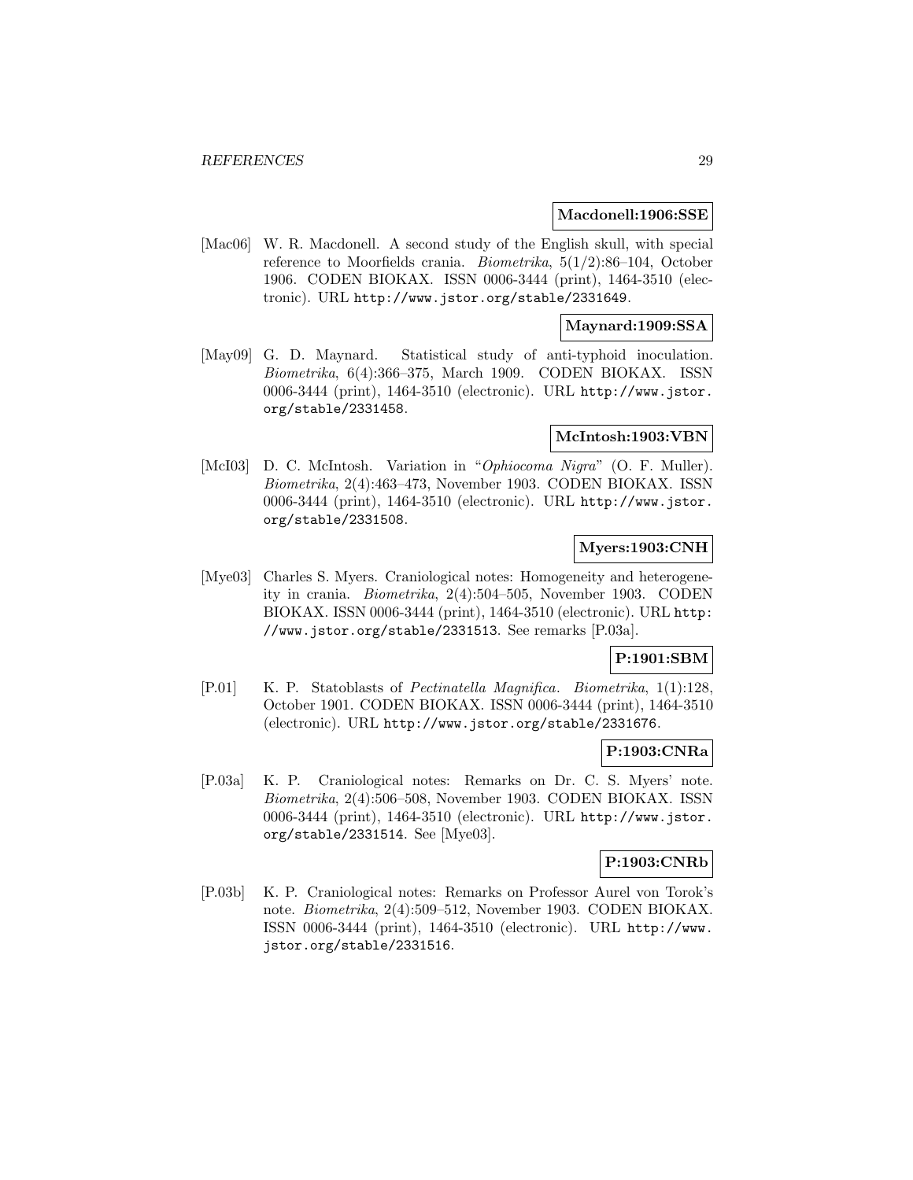**Macdonell:1906:SSE**

[Mac06] W. R. Macdonell. A second study of the English skull, with special reference to Moorfields crania. *Biometrika*, 5(1/2):86–104, October 1906. CODEN BIOKAX. ISSN 0006-3444 (print), 1464-3510 (electronic). URL http://www.jstor.org/stable/2331649.

**Maynard:1909:SSA**

[May09] G. D. Maynard. Statistical study of anti-typhoid inoculation. *Biometrika*, 6(4):366–375, March 1909. CODEN BIOKAX. ISSN 0006-3444 (print), 1464-3510 (electronic). URL http://www.jstor.org/stable/2331458.

**McIntosh:1903:VBN**

[McI03] D. C. McIntosh. Variation in "*Ophiocoma Nigra*" (O. F. Muller). *Biometrika*, 2(4):463–473, November 1903. CODEN BIOKAX. ISSN 0006-3444 (print), 1464-3510 (electronic). URL http://www.jstor.org/stable/2331508.

**Myers:1903:CNH**

[Mye03] Charles S. Myers. Craniological notes: Homogeneity and heterogeneity in crania. *Biometrika*, 2(4):504–505, November 1903. CODEN BIOKAX. ISSN 0006-3444 (print), 1464-3510 (electronic). URL http://www.jstor.org/stable/2331513. See remarks [P.03a].

**P:1901:SBM**

[P.01] K. P. Statoblasts of *Pectinatella Magnifica*. *Biometrika*, 1(1):128, October 1901. CODEN BIOKAX. ISSN 0006-3444 (print), 1464-3510 (electronic). URL http://www.jstor.org/stable/2331676.

**P:1903:CNRa**

[P.03a] K. P. Craniological notes: Remarks on Dr. C. S. Myers' note. *Biometrika*, 2(4):506–508, November 1903. CODEN BIOKAX. ISSN 0006-3444 (print), 1464-3510 (electronic). URL http://www.jstor.org/stable/2331514. See [Mye03].

**P:1903:CNRb**

[P.03b] K. P. Craniological notes: Remarks on Professor Aurel von Torok's note. *Biometrika*, 2(4):509–512, November 1903. CODEN BIOKAX. ISSN 0006-3444 (print), 1464-3510 (electronic). URL http://www.jstor.org/stable/2331516.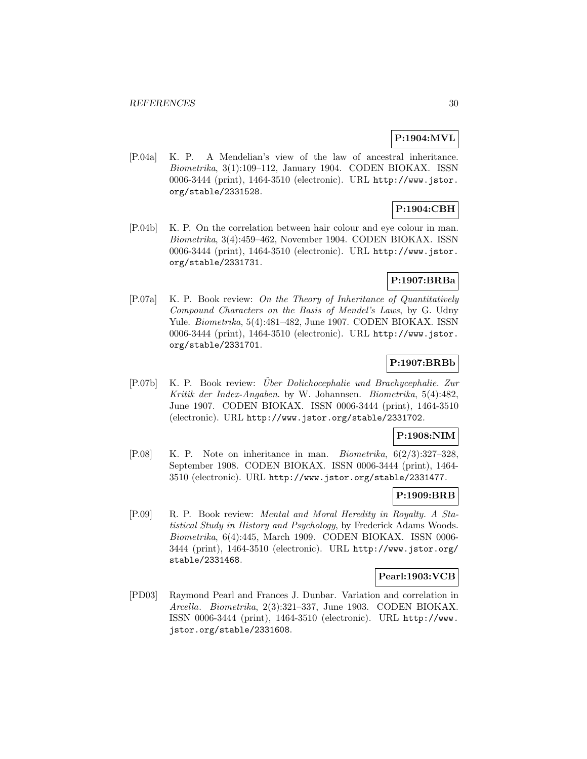**P:1904:MVL**

[P.04a] K. P. A Mendelian's view of the law of ancestral inheritance. *Biometrika*, 3(1):109–112, January 1904. CODEN BIOKAX. ISSN 0006-3444 (print), 1464-3510 (electronic). URL `http://www.jstor.org/stable/2331528`.

**P:1904:CBH**

[P.04b] K. P. On the correlation between hair colour and eye colour in man. *Biometrika*, 3(4):459–462, November 1904. CODEN BIOKAX. ISSN 0006-3444 (print), 1464-3510 (electronic). URL `http://www.jstor.org/stable/2331731`.

**P:1907:BRBa**

[P.07a] K. P. Book review: *On the Theory of Inheritance of Quantitatively Compound Characters on the Basis of Mendel's Laws*, by G. Udny Yule. *Biometrika*, 5(4):481–482, June 1907. CODEN BIOKAX. ISSN 0006-3444 (print), 1464-3510 (electronic). URL `http://www.jstor.org/stable/2331701`.

**P:1907:BRBb**

[P.07b] K. P. Book review: *Über Dolichocephalie und Brachycephalie. Zur Kritik der Index-Angaben*. by W. Johannsen. *Biometrika*, 5(4):482, June 1907. CODEN BIOKAX. ISSN 0006-3444 (print), 1464-3510 (electronic). URL `http://www.jstor.org/stable/2331702`.

**P:1908:NIM**

[P.08] K. P. Note on inheritance in man. *Biometrika*, 6(2/3):327–328, September 1908. CODEN BIOKAX. ISSN 0006-3444 (print), 1464-3510 (electronic). URL `http://www.jstor.org/stable/2331477`.

**P:1909:BRB**

[P.09] R. P. Book review: *Mental and Moral Heredity in Royalty. A Statistical Study in History and Psychology*, by Frederick Adams Woods. *Biometrika*, 6(4):445, March 1909. CODEN BIOKAX. ISSN 0006-3444 (print), 1464-3510 (electronic). URL `http://www.jstor.org/stable/2331468`.

**Pearl:1903:VCB**

[PD03] Raymond Pearl and Frances J. Dunbar. Variation and correlation in *Arcella*. *Biometrika*, 2(3):321–337, June 1903. CODEN BIOKAX. ISSN 0006-3444 (print), 1464-3510 (electronic). URL `http://www.jstor.org/stable/2331608`.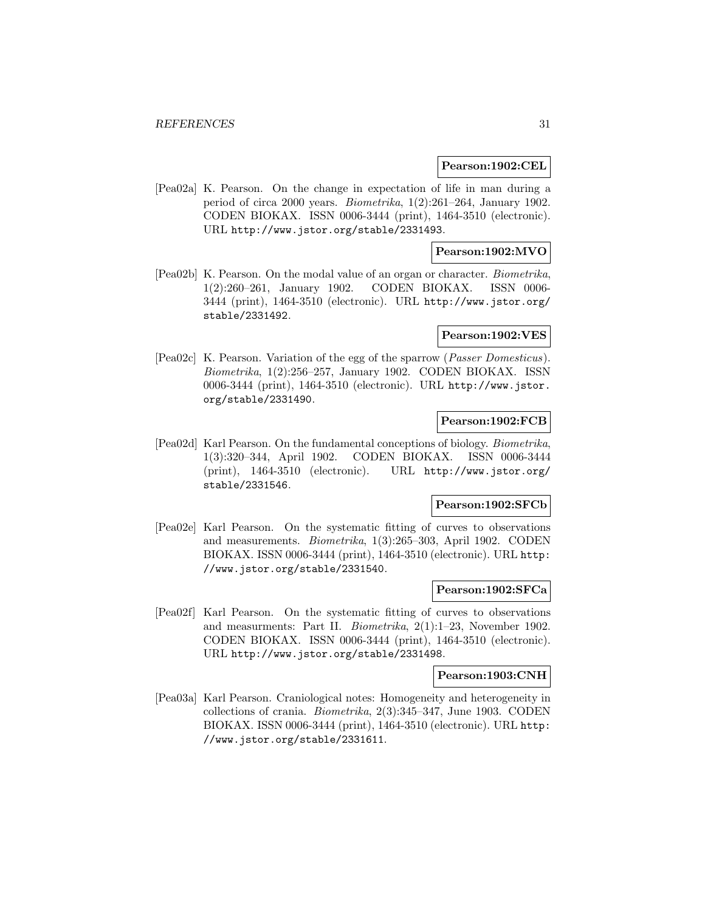**Pearson:1902:CEL**

[Pea02a] K. Pearson. On the change in expectation of life in man during a period of circa 2000 years. *Biometrika*, 1(2):261–264, January 1902. CODEN BIOKAX. ISSN 0006-3444 (print), 1464-3510 (electronic). URL http://www.jstor.org/stable/2331493.

**Pearson:1902:MVO**

[Pea02b] K. Pearson. On the modal value of an organ or character. *Biometrika*, 1(2):260–261, January 1902. CODEN BIOKAX. ISSN 0006-3444 (print), 1464-3510 (electronic). URL http://www.jstor.org/stable/2331492.

**Pearson:1902:VES**

[Pea02c] K. Pearson. Variation of the egg of the sparrow (*Passer Domesticus*). *Biometrika*, 1(2):256–257, January 1902. CODEN BIOKAX. ISSN 0006-3444 (print), 1464-3510 (electronic). URL http://www.jstor.org/stable/2331490.

**Pearson:1902:FCB**

[Pea02d] Karl Pearson. On the fundamental conceptions of biology. *Biometrika*, 1(3):320–344, April 1902. CODEN BIOKAX. ISSN 0006-3444 (print), 1464-3510 (electronic). URL http://www.jstor.org/stable/2331546.

**Pearson:1902:SFCb**

[Pea02e] Karl Pearson. On the systematic fitting of curves to observations and measurements. *Biometrika*, 1(3):265–303, April 1902. CODEN BIOKAX. ISSN 0006-3444 (print), 1464-3510 (electronic). URL http://www.jstor.org/stable/2331540.

**Pearson:1902:SFCa**

[Pea02f] Karl Pearson. On the systematic fitting of curves to observations and measurments: Part II. *Biometrika*, 2(1):1–23, November 1902. CODEN BIOKAX. ISSN 0006-3444 (print), 1464-3510 (electronic). URL http://www.jstor.org/stable/2331498.

**Pearson:1903:CNH**

[Pea03a] Karl Pearson. Craniological notes: Homogeneity and heterogeneity in collections of crania. *Biometrika*, 2(3):345–347, June 1903. CODEN BIOKAX. ISSN 0006-3444 (print), 1464-3510 (electronic). URL http://www.jstor.org/stable/2331611.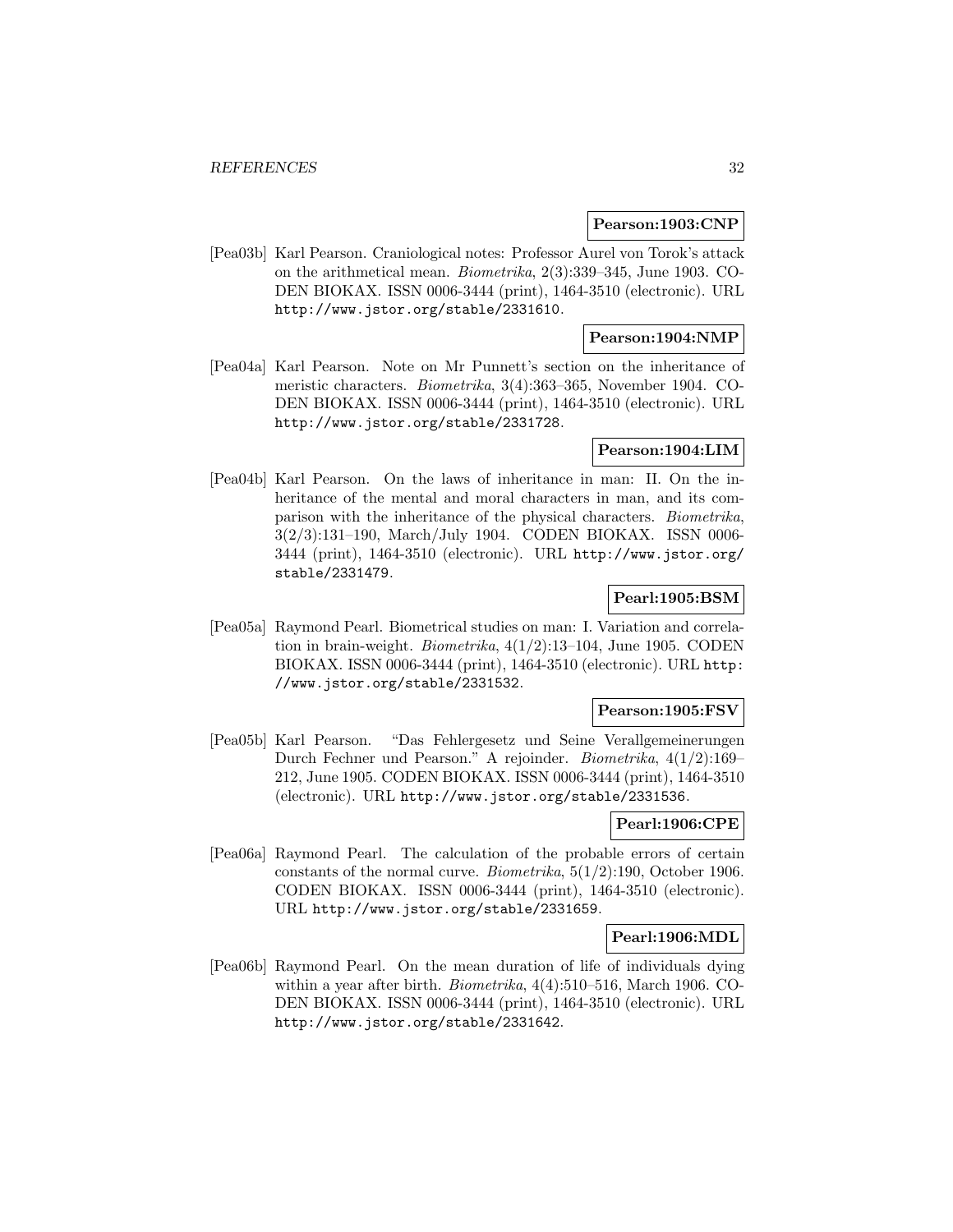**Pearson:1903:CNP**

[Pea03b] Karl Pearson. Craniological notes: Professor Aurel von Torok's attack on the arithmetical mean. *Biometrika*, 2(3):339–345, June 1903. CODEN BIOKAX. ISSN 0006-3444 (print), 1464-3510 (electronic). URL http://www.jstor.org/stable/2331610.

**Pearson:1904:NMP**

[Pea04a] Karl Pearson. Note on Mr Punnett's section on the inheritance of meristic characters. *Biometrika*, 3(4):363–365, November 1904. CODEN BIOKAX. ISSN 0006-3444 (print), 1464-3510 (electronic). URL http://www.jstor.org/stable/2331728.

**Pearson:1904:LIM**

[Pea04b] Karl Pearson. On the laws of inheritance in man: II. On the inheritance of the mental and moral characters in man, and its comparison with the inheritance of the physical characters. *Biometrika*, 3(2/3):131–190, March/July 1904. CODEN BIOKAX. ISSN 0006-3444 (print), 1464-3510 (electronic). URL http://www.jstor.org/stable/2331479.

**Pearl:1905:BSM**

[Pea05a] Raymond Pearl. Biometrical studies on man: I. Variation and correlation in brain-weight. *Biometrika*, 4(1/2):13–104, June 1905. CODEN BIOKAX. ISSN 0006-3444 (print), 1464-3510 (electronic). URL http://www.jstor.org/stable/2331532.

**Pearson:1905:FSV**

[Pea05b] Karl Pearson. "Das Fehlergesetz und Seine Verallgemeinerungen Durch Fechner und Pearson." A rejoinder. *Biometrika*, 4(1/2):169–212, June 1905. CODEN BIOKAX. ISSN 0006-3444 (print), 1464-3510 (electronic). URL http://www.jstor.org/stable/2331536.

**Pearl:1906:CPE**

[Pea06a] Raymond Pearl. The calculation of the probable errors of certain constants of the normal curve. *Biometrika*, 5(1/2):190, October 1906. CODEN BIOKAX. ISSN 0006-3444 (print), 1464-3510 (electronic). URL http://www.jstor.org/stable/2331659.

**Pearl:1906:MDL**

[Pea06b] Raymond Pearl. On the mean duration of life of individuals dying within a year after birth. *Biometrika*, 4(4):510–516, March 1906. CODEN BIOKAX. ISSN 0006-3444 (print), 1464-3510 (electronic). URL http://www.jstor.org/stable/2331642.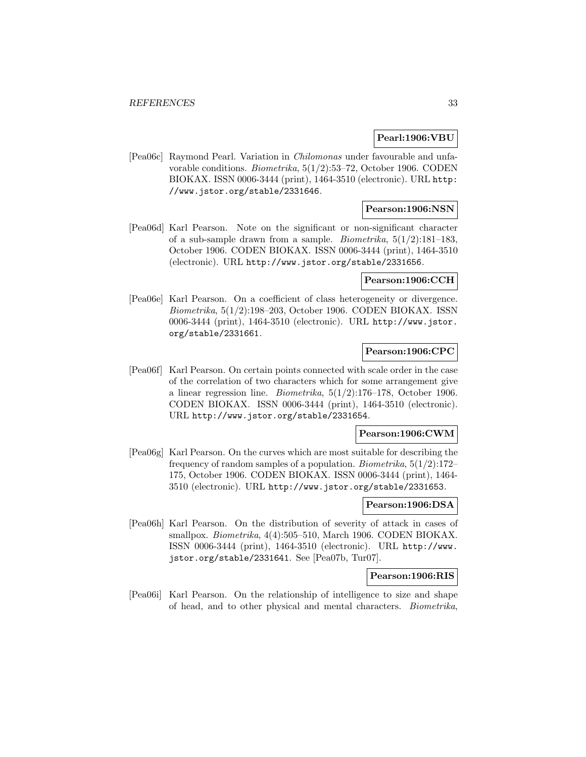**Pearl:1906:VBU**

[Pea06c] Raymond Pearl. Variation in *Chilomonas* under favourable and unfavorable conditions. *Biometrika*, 5(1/2):53–72, October 1906. CODEN BIOKAX. ISSN 0006-3444 (print), 1464-3510 (electronic). URL http://www.jstor.org/stable/2331646.

**Pearson:1906:NSN**

[Pea06d] Karl Pearson. Note on the significant or non-significant character of a sub-sample drawn from a sample. *Biometrika*, 5(1/2):181–183, October 1906. CODEN BIOKAX. ISSN 0006-3444 (print), 1464-3510 (electronic). URL http://www.jstor.org/stable/2331656.

**Pearson:1906:CCH**

[Pea06e] Karl Pearson. On a coefficient of class heterogeneity or divergence. *Biometrika*, 5(1/2):198–203, October 1906. CODEN BIOKAX. ISSN 0006-3444 (print), 1464-3510 (electronic). URL http://www.jstor.org/stable/2331661.

**Pearson:1906:CPC**

[Pea06f] Karl Pearson. On certain points connected with scale order in the case of the correlation of two characters which for some arrangement give a linear regression line. *Biometrika*, 5(1/2):176–178, October 1906. CODEN BIOKAX. ISSN 0006-3444 (print), 1464-3510 (electronic). URL http://www.jstor.org/stable/2331654.

**Pearson:1906:CWM**

[Pea06g] Karl Pearson. On the curves which are most suitable for describing the frequency of random samples of a population. *Biometrika*, 5(1/2):172–175, October 1906. CODEN BIOKAX. ISSN 0006-3444 (print), 1464-3510 (electronic). URL http://www.jstor.org/stable/2331653.

**Pearson:1906:DSA**

[Pea06h] Karl Pearson. On the distribution of severity of attack in cases of smallpox. *Biometrika*, 4(4):505–510, March 1906. CODEN BIOKAX. ISSN 0006-3444 (print), 1464-3510 (electronic). URL http://www.jstor.org/stable/2331641. See [Pea07b, Tur07].

**Pearson:1906:RIS**

[Pea06i] Karl Pearson. On the relationship of intelligence to size and shape of head, and to other physical and mental characters. *Biometrika*,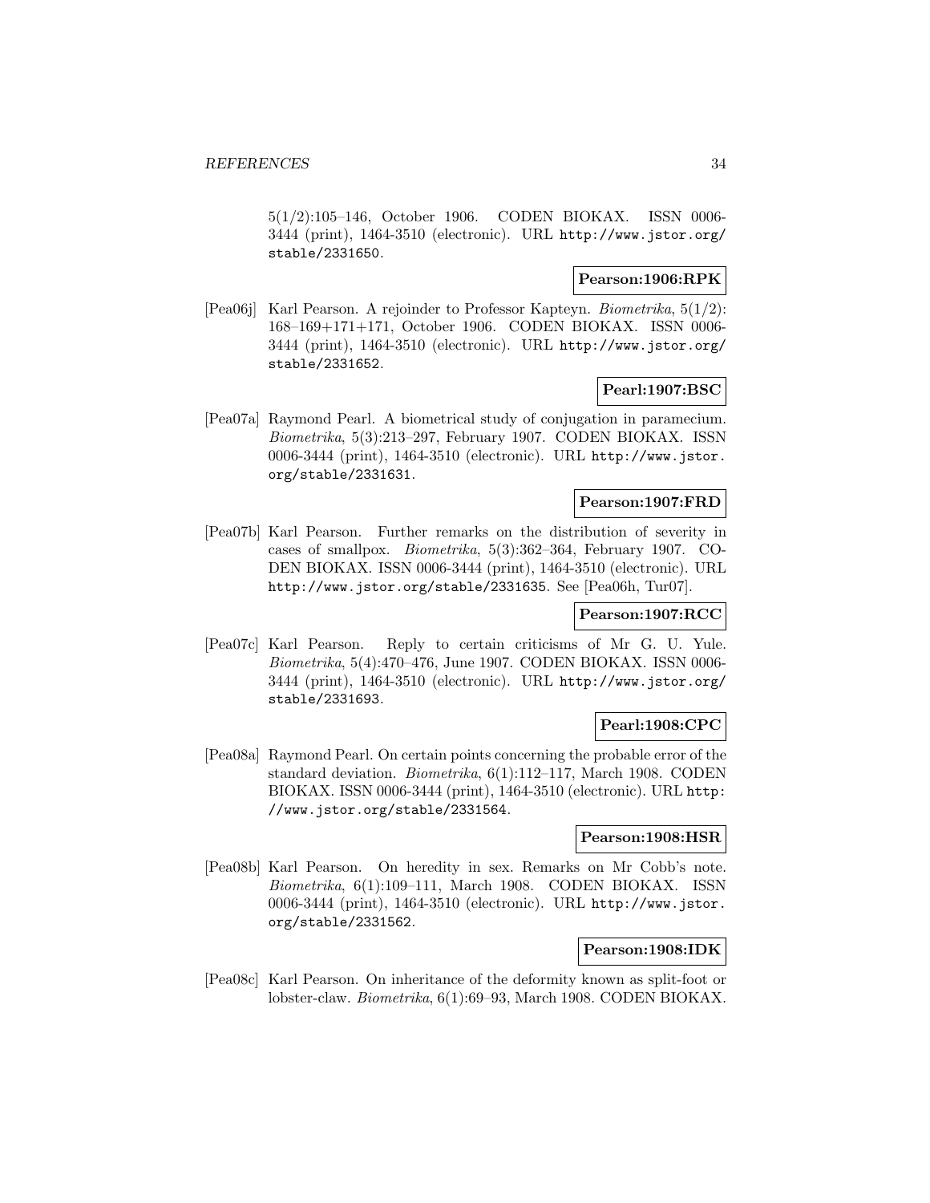5(1/2):105–146, October 1906. CODEN BIOKAX. ISSN 0006-3444 (print), 1464-3510 (electronic). URL http://www.jstor.org/stable/2331650.

**Pearson:1906:RPK**

[Pea06j] Karl Pearson. A rejoinder to Professor Kapteyn. *Biometrika*, 5(1/2): 168–169+171+171, October 1906. CODEN BIOKAX. ISSN 0006-3444 (print), 1464-3510 (electronic). URL http://www.jstor.org/stable/2331652.

**Pearl:1907:BSC**

[Pea07a] Raymond Pearl. A biometrical study of conjugation in paramecium. *Biometrika*, 5(3):213–297, February 1907. CODEN BIOKAX. ISSN 0006-3444 (print), 1464-3510 (electronic). URL http://www.jstor.org/stable/2331631.

**Pearson:1907:FRD**

[Pea07b] Karl Pearson. Further remarks on the distribution of severity in cases of smallpox. *Biometrika*, 5(3):362–364, February 1907. CODEN BIOKAX. ISSN 0006-3444 (print), 1464-3510 (electronic). URL http://www.jstor.org/stable/2331635. See [Pea06h, Tur07].

**Pearson:1907:RCC**

[Pea07c] Karl Pearson. Reply to certain criticisms of Mr G. U. Yule. *Biometrika*, 5(4):470–476, June 1907. CODEN BIOKAX. ISSN 0006-3444 (print), 1464-3510 (electronic). URL http://www.jstor.org/stable/2331693.

**Pearl:1908:CPC**

[Pea08a] Raymond Pearl. On certain points concerning the probable error of the standard deviation. *Biometrika*, 6(1):112–117, March 1908. CODEN BIOKAX. ISSN 0006-3444 (print), 1464-3510 (electronic). URL http://www.jstor.org/stable/2331564.

**Pearson:1908:HSR**

[Pea08b] Karl Pearson. On heredity in sex. Remarks on Mr Cobb's note. *Biometrika*, 6(1):109–111, March 1908. CODEN BIOKAX. ISSN 0006-3444 (print), 1464-3510 (electronic). URL http://www.jstor.org/stable/2331562.

**Pearson:1908:IDK**

[Pea08c] Karl Pearson. On inheritance of the deformity known as split-foot or lobster-claw. *Biometrika*, 6(1):69–93, March 1908. CODEN BIOKAX.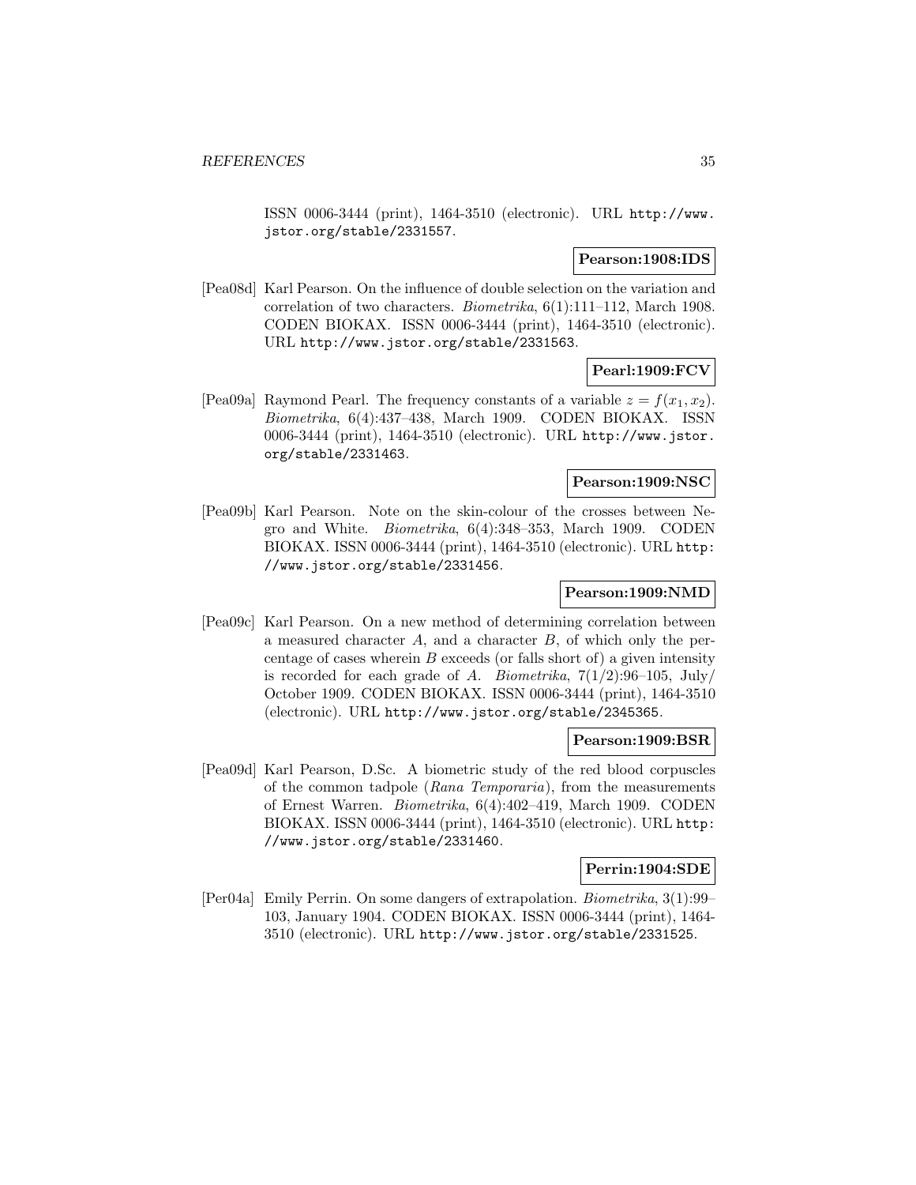ISSN 0006-3444 (print), 1464-3510 (electronic). URL http://www.jstor.org/stable/2331557.

**Pearson:1908:IDS**

[Pea08d] Karl Pearson. On the influence of double selection on the variation and correlation of two characters. *Biometrika*, 6(1):111–112, March 1908. CODEN BIOKAX. ISSN 0006-3444 (print), 1464-3510 (electronic). URL http://www.jstor.org/stable/2331563.

**Pearl:1909:FCV**

[Pea09a] Raymond Pearl. The frequency constants of a variable $z = f(x_1, x_2)$. *Biometrika*, 6(4):437–438, March 1909. CODEN BIOKAX. ISSN 0006-3444 (print), 1464-3510 (electronic). URL http://www.jstor.org/stable/2331463.

**Pearson:1909:NSC**

[Pea09b] Karl Pearson. Note on the skin-colour of the crosses between Negro and White. *Biometrika*, 6(4):348–353, March 1909. CODEN BIOKAX. ISSN 0006-3444 (print), 1464-3510 (electronic). URL http://www.jstor.org/stable/2331456.

**Pearson:1909:NMD**

[Pea09c] Karl Pearson. On a new method of determining correlation between a measured character $A$, and a character $B$, of which only the percentage of cases wherein $B$ exceeds (or falls short of) a given intensity is recorded for each grade of $A$. *Biometrika*, 7(1/2):96–105, July/October 1909. CODEN BIOKAX. ISSN 0006-3444 (print), 1464-3510 (electronic). URL http://www.jstor.org/stable/2345365.

**Pearson:1909:BSR**

[Pea09d] Karl Pearson, D.Sc. A biometric study of the red blood corpuscles of the common tadpole (*Rana Temporaria*), from the measurements of Ernest Warren. *Biometrika*, 6(4):402–419, March 1909. CODEN BIOKAX. ISSN 0006-3444 (print), 1464-3510 (electronic). URL http://www.jstor.org/stable/2331460.

**Perrin:1904:SDE**

[Per04a] Emily Perrin. On some dangers of extrapolation. *Biometrika*, 3(1):99–103, January 1904. CODEN BIOKAX. ISSN 0006-3444 (print), 1464-3510 (electronic). URL http://www.jstor.org/stable/2331525.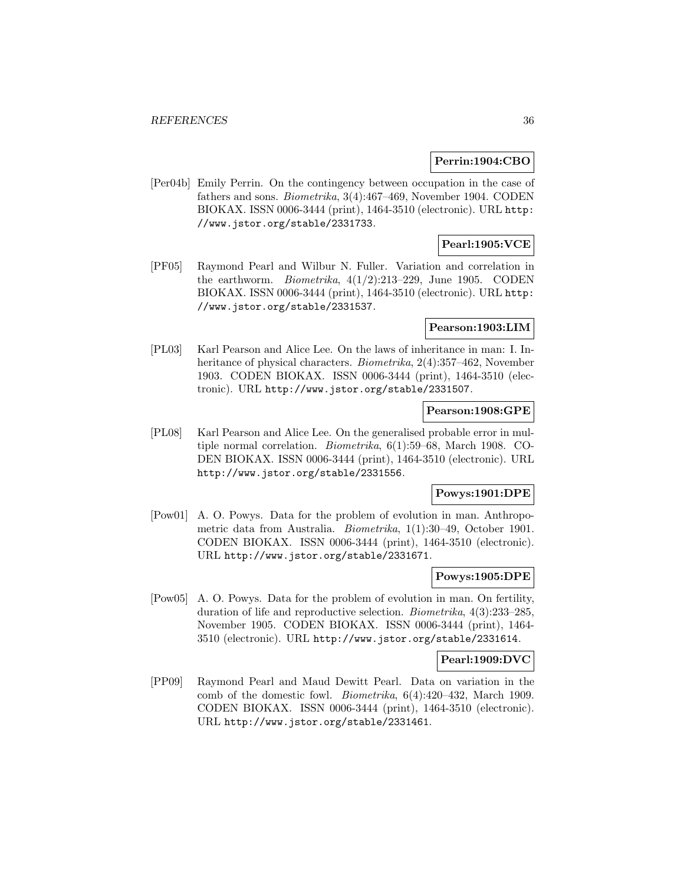**Perrin:1904:CBO**

[Per04b] Emily Perrin. On the contingency between occupation in the case of fathers and sons. *Biometrika*, 3(4):467–469, November 1904. CODEN BIOKAX. ISSN 0006-3444 (print), 1464-3510 (electronic). URL http://www.jstor.org/stable/2331733.

**Pearl:1905:VCE**

[PF05] Raymond Pearl and Wilbur N. Fuller. Variation and correlation in the earthworm. *Biometrika*, 4(1/2):213–229, June 1905. CODEN BIOKAX. ISSN 0006-3444 (print), 1464-3510 (electronic). URL http://www.jstor.org/stable/2331537.

**Pearson:1903:LIM**

[PL03] Karl Pearson and Alice Lee. On the laws of inheritance in man: I. Inheritance of physical characters. *Biometrika*, 2(4):357–462, November 1903. CODEN BIOKAX. ISSN 0006-3444 (print), 1464-3510 (electronic). URL http://www.jstor.org/stable/2331507.

**Pearson:1908:GPE**

[PL08] Karl Pearson and Alice Lee. On the generalised probable error in multiple normal correlation. *Biometrika*, 6(1):59–68, March 1908. CODEN BIOKAX. ISSN 0006-3444 (print), 1464-3510 (electronic). URL http://www.jstor.org/stable/2331556.

**Powys:1901:DPE**

[Pow01] A. O. Powys. Data for the problem of evolution in man. Anthropometric data from Australia. *Biometrika*, 1(1):30–49, October 1901. CODEN BIOKAX. ISSN 0006-3444 (print), 1464-3510 (electronic). URL http://www.jstor.org/stable/2331671.

**Powys:1905:DPE**

[Pow05] A. O. Powys. Data for the problem of evolution in man. On fertility, duration of life and reproductive selection. *Biometrika*, 4(3):233–285, November 1905. CODEN BIOKAX. ISSN 0006-3444 (print), 1464-3510 (electronic). URL http://www.jstor.org/stable/2331614.

**Pearl:1909:DVC**

[PP09] Raymond Pearl and Maud Dewitt Pearl. Data on variation in the comb of the domestic fowl. *Biometrika*, 6(4):420–432, March 1909. CODEN BIOKAX. ISSN 0006-3444 (print), 1464-3510 (electronic). URL http://www.jstor.org/stable/2331461.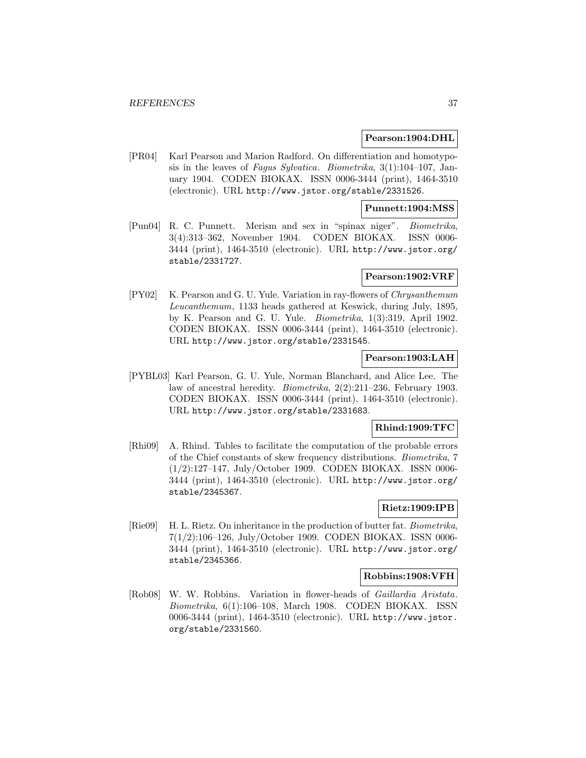**Pearson:1904:DHL**

[PR04] Karl Pearson and Marion Radford. On differentiation and homotyposis in the leaves of *Fagus Sylvatica*. *Biometrika*, 3(1):104–107, January 1904. CODEN BIOKAX. ISSN 0006-3444 (print), 1464-3510 (electronic). URL http://www.jstor.org/stable/2331526.

**Punnett:1904:MSS**

[Pun04] R. C. Punnett. Merism and sex in "spinax niger". *Biometrika*, 3(4):313–362, November 1904. CODEN BIOKAX. ISSN 0006-3444 (print), 1464-3510 (electronic). URL http://www.jstor.org/stable/2331727.

**Pearson:1902:VRF**

[PY02] K. Pearson and G. U. Yule. Variation in ray-flowers of *Chrysanthemum Leucanthemum*, 1133 heads gathered at Keswick, during July, 1895, by K. Pearson and G. U. Yule. *Biometrika*, 1(3):319, April 1902. CODEN BIOKAX. ISSN 0006-3444 (print), 1464-3510 (electronic). URL http://www.jstor.org/stable/2331545.

**Pearson:1903:LAH**

[PYBL03] Karl Pearson, G. U. Yule, Norman Blanchard, and Alice Lee. The law of ancestral heredity. *Biometrika*, 2(2):211–236, February 1903. CODEN BIOKAX. ISSN 0006-3444 (print), 1464-3510 (electronic). URL http://www.jstor.org/stable/2331683.

**Rhind:1909:TFC**

[Rhi09] A. Rhind. Tables to facilitate the computation of the probable errors of the Chief constants of skew frequency distributions. *Biometrika*, 7 (1/2):127–147, July/October 1909. CODEN BIOKAX. ISSN 0006-3444 (print), 1464-3510 (electronic). URL http://www.jstor.org/stable/2345367.

**Rietz:1909:IPB**

[Rie09] H. L. Rietz. On inheritance in the production of butter fat. *Biometrika*, 7(1/2):106–126, July/October 1909. CODEN BIOKAX. ISSN 0006-3444 (print), 1464-3510 (electronic). URL http://www.jstor.org/stable/2345366.

**Robbins:1908:VFH**

[Rob08] W. W. Robbins. Variation in flower-heads of *Gaillardia Aristata*. *Biometrika*, 6(1):106–108, March 1908. CODEN BIOKAX. ISSN 0006-3444 (print), 1464-3510 (electronic). URL http://www.jstor.org/stable/2331560.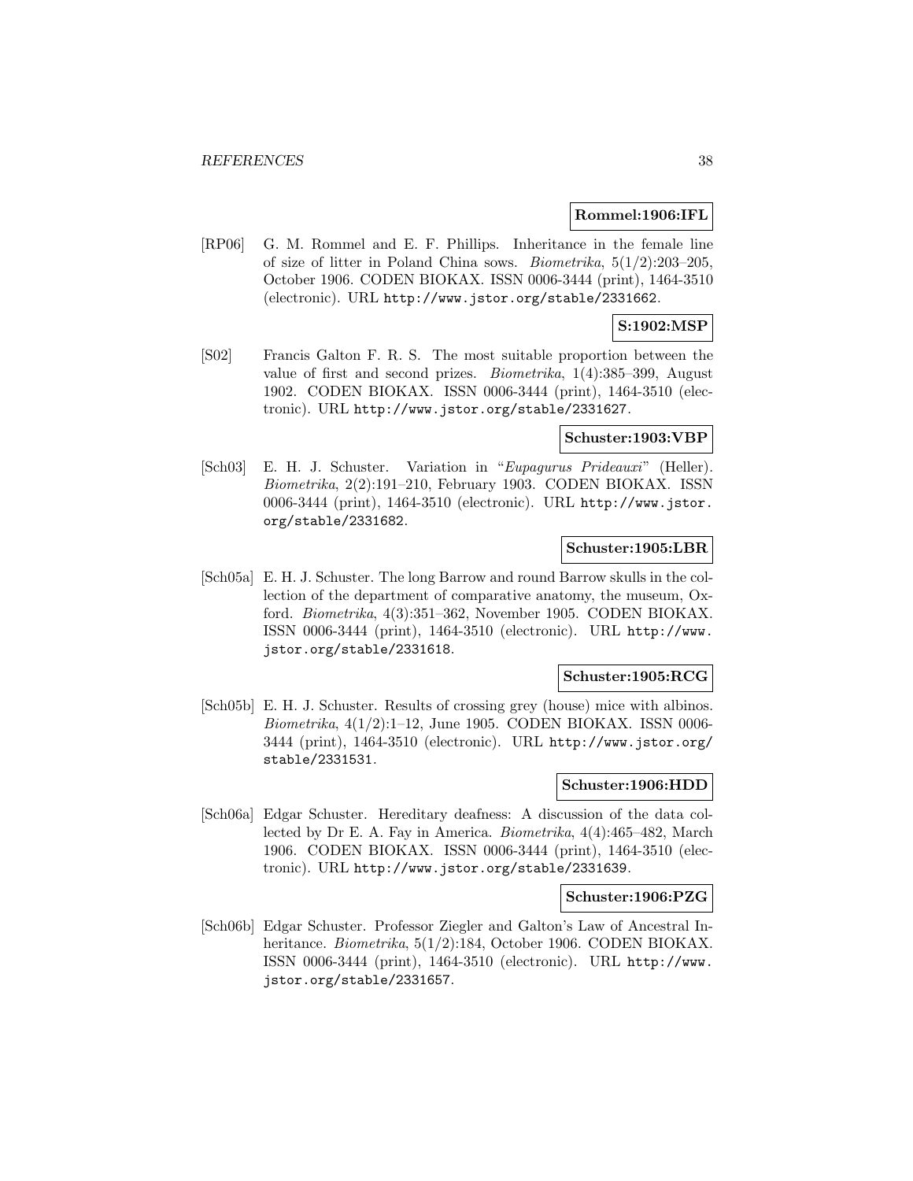**Rommel:1906:IFL**

[RP06] G. M. Rommel and E. F. Phillips. Inheritance in the female line of size of litter in Poland China sows. *Biometrika*, 5(1/2):203–205, October 1906. CODEN BIOKAX. ISSN 0006-3444 (print), 1464-3510 (electronic). URL http://www.jstor.org/stable/2331662.

**S:1902:MSP**

[S02] Francis Galton F. R. S. The most suitable proportion between the value of first and second prizes. *Biometrika*, 1(4):385–399, August 1902. CODEN BIOKAX. ISSN 0006-3444 (print), 1464-3510 (electronic). URL http://www.jstor.org/stable/2331627.

**Schuster:1903:VBP**

[Sch03] E. H. J. Schuster. Variation in "*Eupagurus Prideauxi*" (Heller). *Biometrika*, 2(2):191–210, February 1903. CODEN BIOKAX. ISSN 0006-3444 (print), 1464-3510 (electronic). URL http://www.jstor.org/stable/2331682.

**Schuster:1905:LBR**

[Sch05a] E. H. J. Schuster. The long Barrow and round Barrow skulls in the collection of the department of comparative anatomy, the museum, Oxford. *Biometrika*, 4(3):351–362, November 1905. CODEN BIOKAX. ISSN 0006-3444 (print), 1464-3510 (electronic). URL http://www.jstor.org/stable/2331618.

**Schuster:1905:RCG**

[Sch05b] E. H. J. Schuster. Results of crossing grey (house) mice with albinos. *Biometrika*, 4(1/2):1–12, June 1905. CODEN BIOKAX. ISSN 0006-3444 (print), 1464-3510 (electronic). URL http://www.jstor.org/stable/2331531.

**Schuster:1906:HDD**

[Sch06a] Edgar Schuster. Hereditary deafness: A discussion of the data collected by Dr E. A. Fay in America. *Biometrika*, 4(4):465–482, March 1906. CODEN BIOKAX. ISSN 0006-3444 (print), 1464-3510 (electronic). URL http://www.jstor.org/stable/2331639.

**Schuster:1906:PZG**

[Sch06b] Edgar Schuster. Professor Ziegler and Galton's Law of Ancestral Inheritance. *Biometrika*, 5(1/2):184, October 1906. CODEN BIOKAX. ISSN 0006-3444 (print), 1464-3510 (electronic). URL http://www.jstor.org/stable/2331657.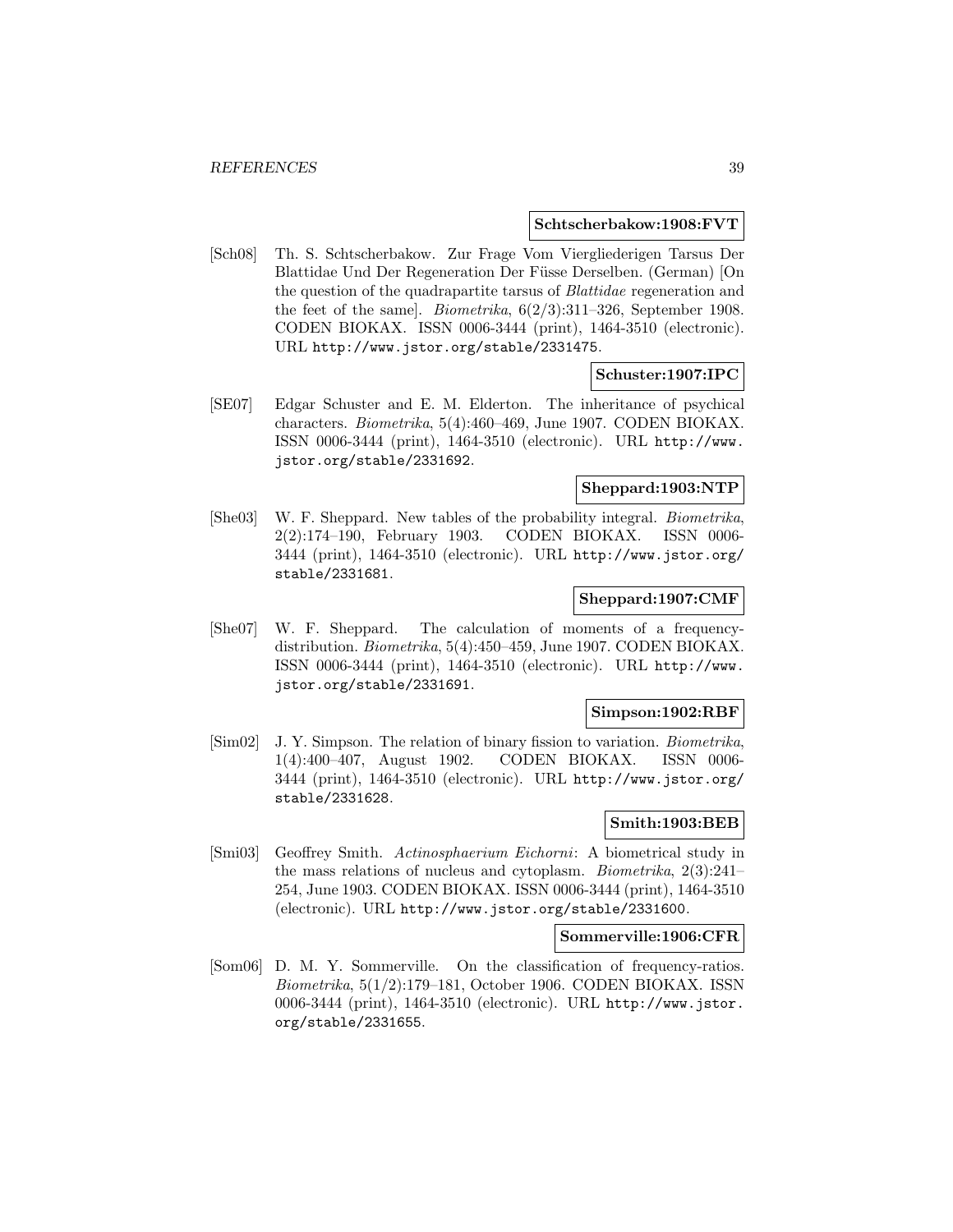**Schtscherbakow:1908:FVT**

[Sch08] Th. S. Schtscherbakow. Zur Frage Vom Viergliederigen Tarsus Der Blattidae Und Der Regeneration Der Füsse Derselben. (German) [On the question of the quadrapartite tarsus of *Blattidae* regeneration and the feet of the same]. *Biometrika*, 6(2/3):311–326, September 1908. CODEN BIOKAX. ISSN 0006-3444 (print), 1464-3510 (electronic). URL http://www.jstor.org/stable/2331475.

**Schuster:1907:IPC**

[SE07] Edgar Schuster and E. M. Elderton. The inheritance of psychical characters. *Biometrika*, 5(4):460–469, June 1907. CODEN BIOKAX. ISSN 0006-3444 (print), 1464-3510 (electronic). URL http://www.jstor.org/stable/2331692.

**Sheppard:1903:NTP**

[She03] W. F. Sheppard. New tables of the probability integral. *Biometrika*, 2(2):174–190, February 1903. CODEN BIOKAX. ISSN 0006-3444 (print), 1464-3510 (electronic). URL http://www.jstor.org/stable/2331681.

**Sheppard:1907:CMF**

[She07] W. F. Sheppard. The calculation of moments of a frequency-distribution. *Biometrika*, 5(4):450–459, June 1907. CODEN BIOKAX. ISSN 0006-3444 (print), 1464-3510 (electronic). URL http://www.jstor.org/stable/2331691.

**Simpson:1902:RBF**

[Sim02] J. Y. Simpson. The relation of binary fission to variation. *Biometrika*, 1(4):400–407, August 1902. CODEN BIOKAX. ISSN 0006-3444 (print), 1464-3510 (electronic). URL http://www.jstor.org/stable/2331628.

**Smith:1903:BEB**

[Smi03] Geoffrey Smith. *Actinosphaerium Eichorni*: A biometrical study in the mass relations of nucleus and cytoplasm. *Biometrika*, 2(3):241–254, June 1903. CODEN BIOKAX. ISSN 0006-3444 (print), 1464-3510 (electronic). URL http://www.jstor.org/stable/2331600.

**Sommerville:1906:CFR**

[Som06] D. M. Y. Sommerville. On the classification of frequency-ratios. *Biometrika*, 5(1/2):179–181, October 1906. CODEN BIOKAX. ISSN 0006-3444 (print), 1464-3510 (electronic). URL http://www.jstor.org/stable/2331655.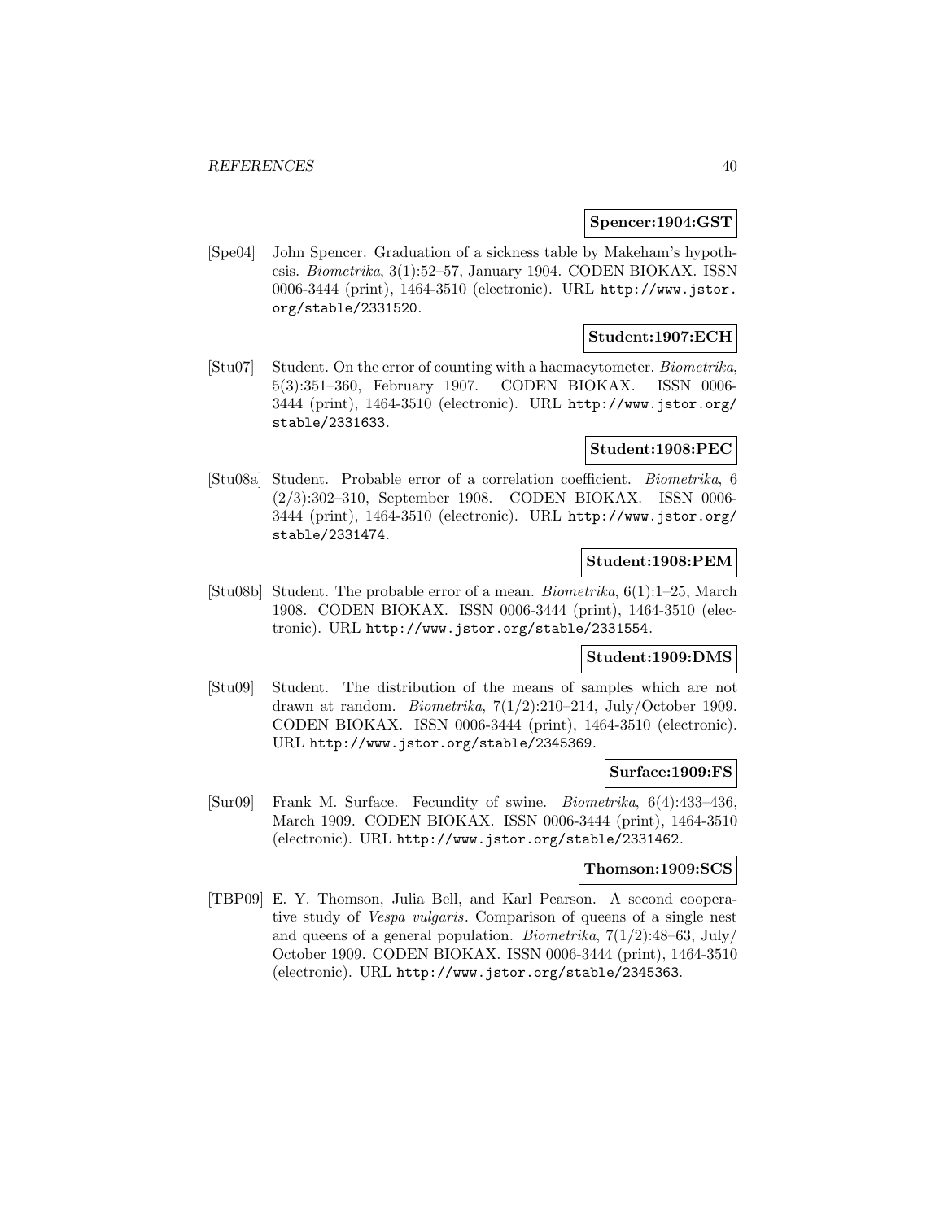**Spencer:1904:GST**

[Spe04] John Spencer. Graduation of a sickness table by Makeham's hypothesis. *Biometrika*, 3(1):52–57, January 1904. CODEN BIOKAX. ISSN 0006-3444 (print), 1464-3510 (electronic). URL http://www.jstor.org/stable/2331520.

**Student:1907:ECH**

[Stu07] Student. On the error of counting with a haemacytometer. *Biometrika*, 5(3):351–360, February 1907. CODEN BIOKAX. ISSN 0006-3444 (print), 1464-3510 (electronic). URL http://www.jstor.org/stable/2331633.

**Student:1908:PEC**

[Stu08a] Student. Probable error of a correlation coefficient. *Biometrika*, 6 (2/3):302–310, September 1908. CODEN BIOKAX. ISSN 0006-3444 (print), 1464-3510 (electronic). URL http://www.jstor.org/stable/2331474.

**Student:1908:PEM**

[Stu08b] Student. The probable error of a mean. *Biometrika*, 6(1):1–25, March 1908. CODEN BIOKAX. ISSN 0006-3444 (print), 1464-3510 (electronic). URL http://www.jstor.org/stable/2331554.

**Student:1909:DMS**

[Stu09] Student. The distribution of the means of samples which are not drawn at random. *Biometrika*, 7(1/2):210–214, July/October 1909. CODEN BIOKAX. ISSN 0006-3444 (print), 1464-3510 (electronic). URL http://www.jstor.org/stable/2345369.

**Surface:1909:FS**

[Sur09] Frank M. Surface. Fecundity of swine. *Biometrika*, 6(4):433–436, March 1909. CODEN BIOKAX. ISSN 0006-3444 (print), 1464-3510 (electronic). URL http://www.jstor.org/stable/2331462.

**Thomson:1909:SCS**

[TBP09] E. Y. Thomson, Julia Bell, and Karl Pearson. A second cooperative study of *Vespa vulgaris*. Comparison of queens of a single nest and queens of a general population. *Biometrika*, 7(1/2):48–63, July/October 1909. CODEN BIOKAX. ISSN 0006-3444 (print), 1464-3510 (electronic). URL http://www.jstor.org/stable/2345363.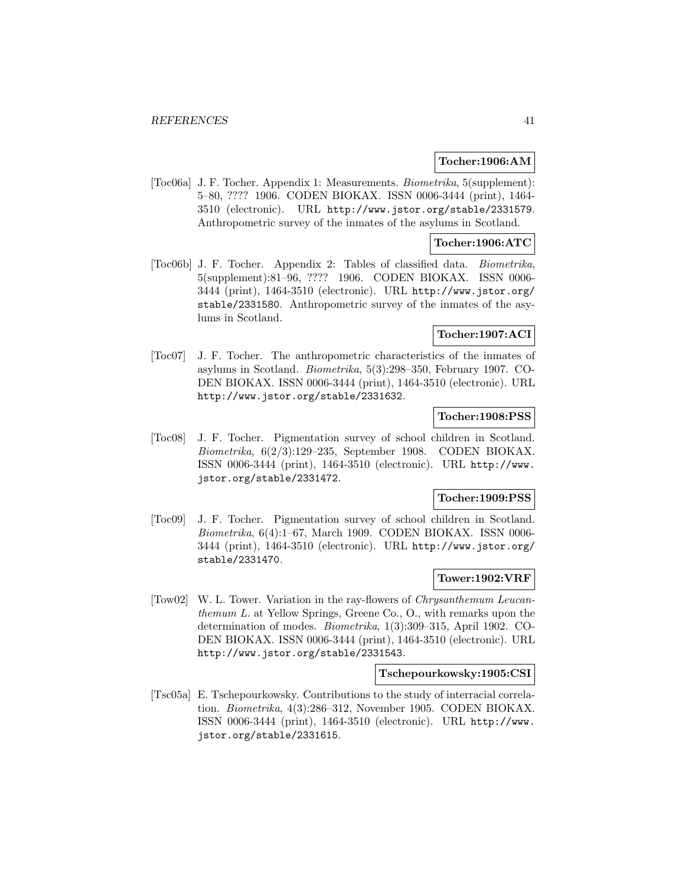**Tocher:1906:AM**

[Toc06a] J. F. Tocher. Appendix 1: Measurements. *Biometrika*, 5(supplement): 5–80, ???? 1906. CODEN BIOKAX. ISSN 0006-3444 (print), 1464-3510 (electronic). URL `http://www.jstor.org/stable/2331579`. Anthropometric survey of the inmates of the asylums in Scotland.

**Tocher:1906:ATC**

[Toc06b] J. F. Tocher. Appendix 2: Tables of classified data. *Biometrika*, 5(supplement):81–96, ???? 1906. CODEN BIOKAX. ISSN 0006-3444 (print), 1464-3510 (electronic). URL `http://www.jstor.org/stable/2331580`. Anthropometric survey of the inmates of the asylums in Scotland.

**Tocher:1907:ACI**

[Toc07] J. F. Tocher. The anthropometric characteristics of the inmates of asylums in Scotland. *Biometrika*, 5(3):298–350, February 1907. CODEN BIOKAX. ISSN 0006-3444 (print), 1464-3510 (electronic). URL `http://www.jstor.org/stable/2331632`.

**Tocher:1908:PSS**

[Toc08] J. F. Tocher. Pigmentation survey of school children in Scotland. *Biometrika*, 6(2/3):129–235, September 1908. CODEN BIOKAX. ISSN 0006-3444 (print), 1464-3510 (electronic). URL `http://www.jstor.org/stable/2331472`.

**Tocher:1909:PSS**

[Toc09] J. F. Tocher. Pigmentation survey of school children in Scotland. *Biometrika*, 6(4):1–67, March 1909. CODEN BIOKAX. ISSN 0006-3444 (print), 1464-3510 (electronic). URL `http://www.jstor.org/stable/2331470`.

**Tower:1902:VRF**

[Tow02] W. L. Tower. Variation in the ray-flowers of *Chrysanthemum Leucanthemum L.* at Yellow Springs, Greene Co., O., with remarks upon the determination of modes. *Biometrika*, 1(3):309–315, April 1902. CODEN BIOKAX. ISSN 0006-3444 (print), 1464-3510 (electronic). URL `http://www.jstor.org/stable/2331543`.

**Tschepourkowsky:1905:CSI**

[Tsc05a] E. Tschepourkowsky. Contributions to the study of interracial correlation. *Biometrika*, 4(3):286–312, November 1905. CODEN BIOKAX. ISSN 0006-3444 (print), 1464-3510 (electronic). URL `http://www.jstor.org/stable/2331615`.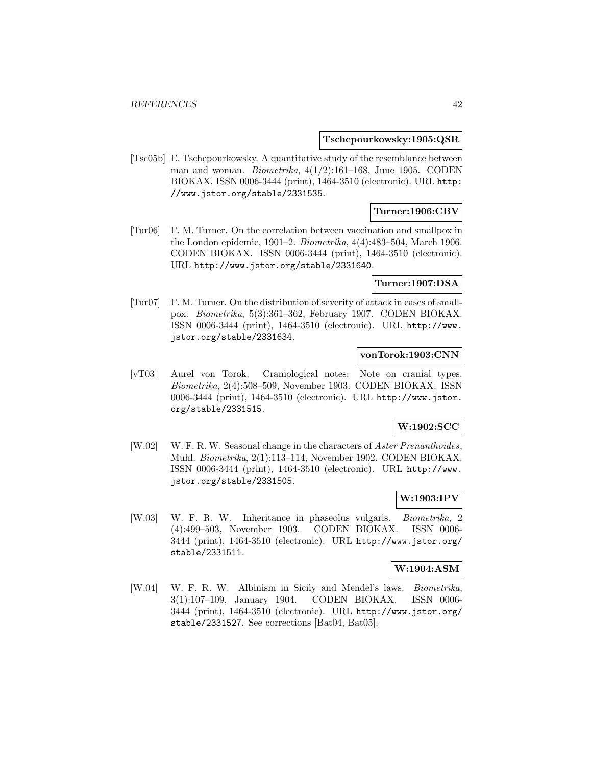**Tschepourkowsky:1905:QSR**

[Tsc05b] E. Tschepourkowsky. A quantitative study of the resemblance between man and woman. *Biometrika*, 4(1/2):161–168, June 1905. CODEN BIOKAX. ISSN 0006-3444 (print), 1464-3510 (electronic). URL http://www.jstor.org/stable/2331535.

**Turner:1906:CBV**

[Tur06] F. M. Turner. On the correlation between vaccination and smallpox in the London epidemic, 1901–2. *Biometrika*, 4(4):483–504, March 1906. CODEN BIOKAX. ISSN 0006-3444 (print), 1464-3510 (electronic). URL http://www.jstor.org/stable/2331640.

**Turner:1907:DSA**

[Tur07] F. M. Turner. On the distribution of severity of attack in cases of smallpox. *Biometrika*, 5(3):361–362, February 1907. CODEN BIOKAX. ISSN 0006-3444 (print), 1464-3510 (electronic). URL http://www.jstor.org/stable/2331634.

**vonTorok:1903:CNN**

[vT03] Aurel von Torok. Craniological notes: Note on cranial types. *Biometrika*, 2(4):508–509, November 1903. CODEN BIOKAX. ISSN 0006-3444 (print), 1464-3510 (electronic). URL http://www.jstor.org/stable/2331515.

**W:1902:SCC**

[W.02] W. F. R. W. Seasonal change in the characters of *Aster Prenanthoides*, Muhl. *Biometrika*, 2(1):113–114, November 1902. CODEN BIOKAX. ISSN 0006-3444 (print), 1464-3510 (electronic). URL http://www.jstor.org/stable/2331505.

**W:1903:IPV**

[W.03] W. F. R. W. Inheritance in phaseolus vulgaris. *Biometrika*, 2 (4):499–503, November 1903. CODEN BIOKAX. ISSN 0006-3444 (print), 1464-3510 (electronic). URL http://www.jstor.org/stable/2331511.

**W:1904:ASM**

[W.04] W. F. R. W. Albinism in Sicily and Mendel's laws. *Biometrika*, 3(1):107–109, January 1904. CODEN BIOKAX. ISSN 0006-3444 (print), 1464-3510 (electronic). URL http://www.jstor.org/stable/2331527. See corrections [Bat04, Bat05].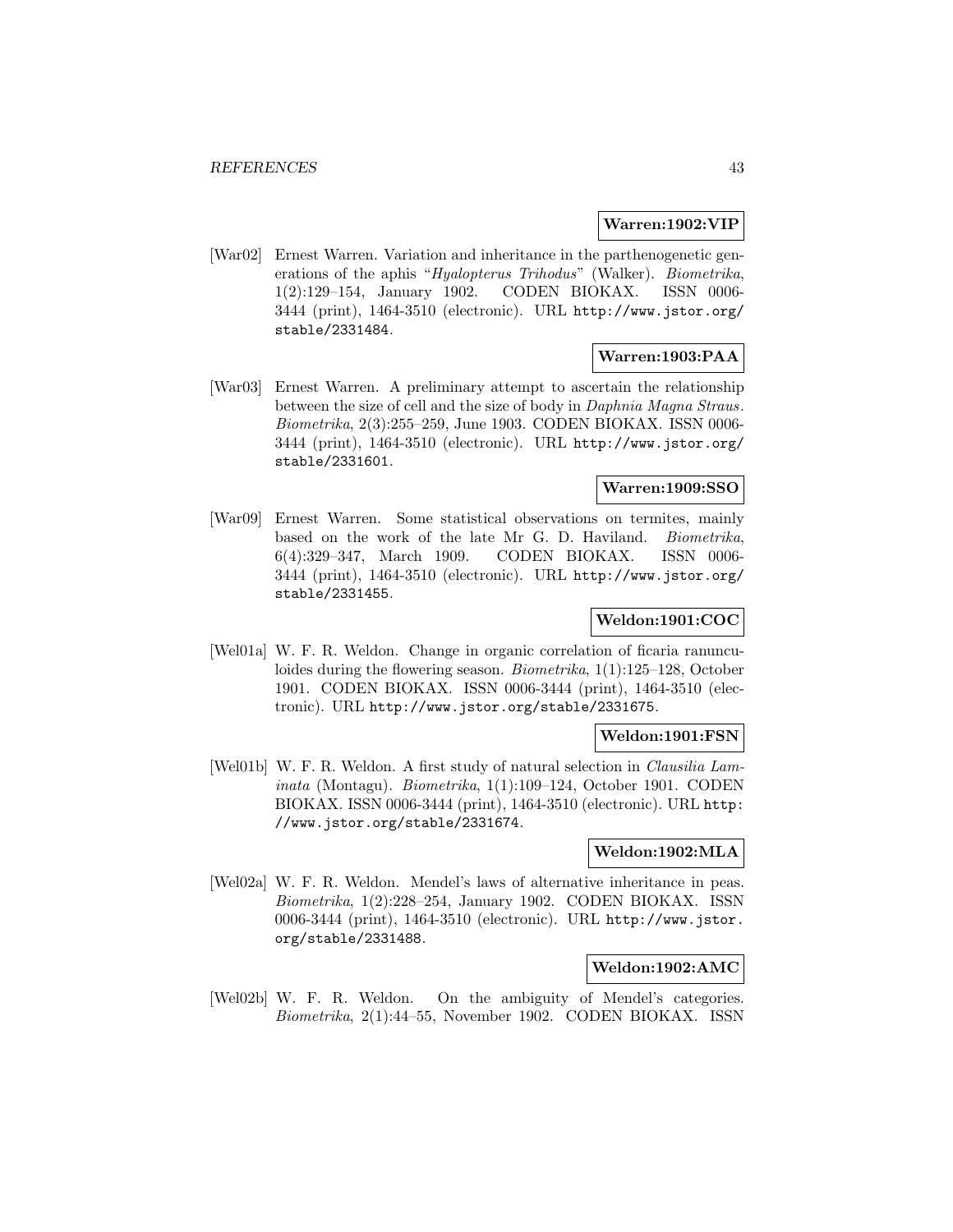**Warren:1902:VIP**

[War02] Ernest Warren. Variation and inheritance in the parthenogenetic generations of the aphis "*Hyalopterus Trihodus*" (Walker). *Biometrika*, 1(2):129–154, January 1902. CODEN BIOKAX. ISSN 0006-3444 (print), 1464-3510 (electronic). URL http://www.jstor.org/stable/2331484.

**Warren:1903:PAA**

[War03] Ernest Warren. A preliminary attempt to ascertain the relationship between the size of cell and the size of body in *Daphnia Magna Straus*. *Biometrika*, 2(3):255–259, June 1903. CODEN BIOKAX. ISSN 0006-3444 (print), 1464-3510 (electronic). URL http://www.jstor.org/stable/2331601.

**Warren:1909:SSO**

[War09] Ernest Warren. Some statistical observations on termites, mainly based on the work of the late Mr G. D. Haviland. *Biometrika*, 6(4):329–347, March 1909. CODEN BIOKAX. ISSN 0006-3444 (print), 1464-3510 (electronic). URL http://www.jstor.org/stable/2331455.

**Weldon:1901:COC**

[Wel01a] W. F. R. Weldon. Change in organic correlation of ficaria ranunculoides during the flowering season. *Biometrika*, 1(1):125–128, October 1901. CODEN BIOKAX. ISSN 0006-3444 (print), 1464-3510 (electronic). URL http://www.jstor.org/stable/2331675.

**Weldon:1901:FSN**

[Wel01b] W. F. R. Weldon. A first study of natural selection in *Clausilia Laminata* (Montagu). *Biometrika*, 1(1):109–124, October 1901. CODEN BIOKAX. ISSN 0006-3444 (print), 1464-3510 (electronic). URL http://www.jstor.org/stable/2331674.

**Weldon:1902:MLA**

[Wel02a] W. F. R. Weldon. Mendel's laws of alternative inheritance in peas. *Biometrika*, 1(2):228–254, January 1902. CODEN BIOKAX. ISSN 0006-3444 (print), 1464-3510 (electronic). URL http://www.jstor.org/stable/2331488.

**Weldon:1902:AMC**

[Wel02b] W. F. R. Weldon. On the ambiguity of Mendel's categories. *Biometrika*, 2(1):44–55, November 1902. CODEN BIOKAX. ISSN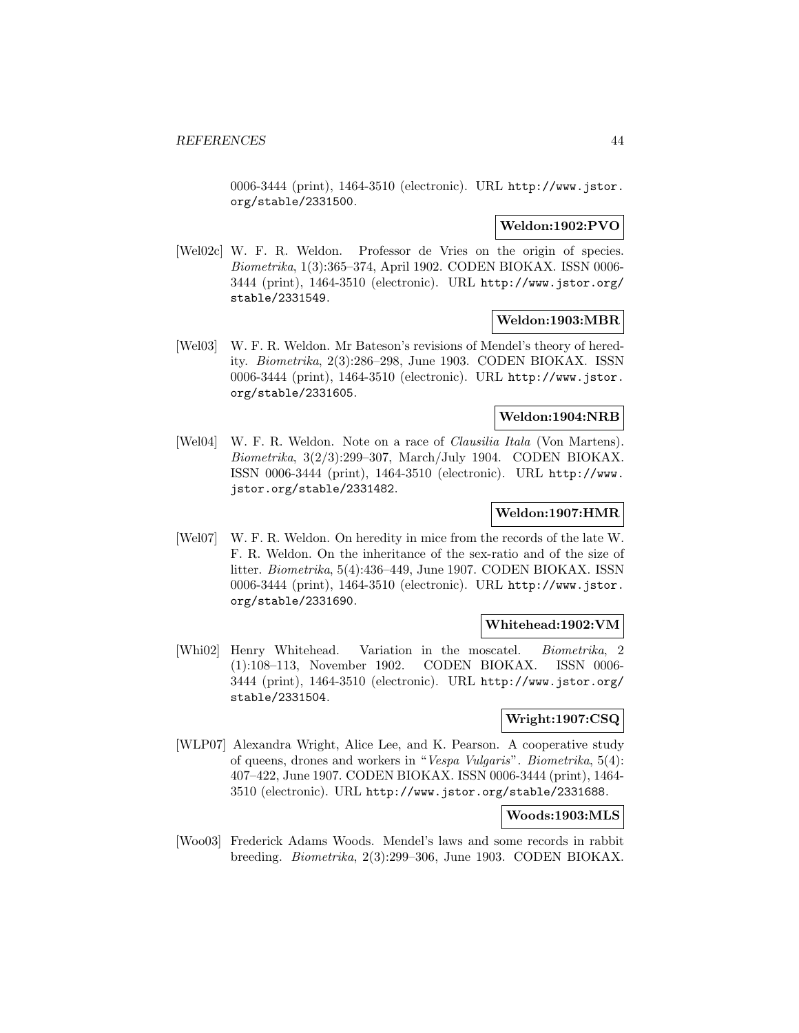0006-3444 (print), 1464-3510 (electronic). URL http://www.jstor.org/stable/2331500.

**Weldon:1902:PVO**

[Wel02c] W. F. R. Weldon. Professor de Vries on the origin of species. *Biometrika*, 1(3):365–374, April 1902. CODEN BIOKAX. ISSN 0006-3444 (print), 1464-3510 (electronic). URL http://www.jstor.org/stable/2331549.

**Weldon:1903:MBR**

[Wel03] W. F. R. Weldon. Mr Bateson's revisions of Mendel's theory of heredity. *Biometrika*, 2(3):286–298, June 1903. CODEN BIOKAX. ISSN 0006-3444 (print), 1464-3510 (electronic). URL http://www.jstor.org/stable/2331605.

**Weldon:1904:NRB**

[Wel04] W. F. R. Weldon. Note on a race of *Clausilia Itala* (Von Martens). *Biometrika*, 3(2/3):299–307, March/July 1904. CODEN BIOKAX. ISSN 0006-3444 (print), 1464-3510 (electronic). URL http://www.jstor.org/stable/2331482.

**Weldon:1907:HMR**

[Wel07] W. F. R. Weldon. On heredity in mice from the records of the late W. F. R. Weldon. On the inheritance of the sex-ratio and of the size of litter. *Biometrika*, 5(4):436–449, June 1907. CODEN BIOKAX. ISSN 0006-3444 (print), 1464-3510 (electronic). URL http://www.jstor.org/stable/2331690.

**Whitehead:1902:VM**

[Whi02] Henry Whitehead. Variation in the moscatel. *Biometrika*, 2 (1):108–113, November 1902. CODEN BIOKAX. ISSN 0006-3444 (print), 1464-3510 (electronic). URL http://www.jstor.org/stable/2331504.

**Wright:1907:CSQ**

[WLP07] Alexandra Wright, Alice Lee, and K. Pearson. A cooperative study of queens, drones and workers in "*Vespa Vulgaris*". *Biometrika*, 5(4): 407–422, June 1907. CODEN BIOKAX. ISSN 0006-3444 (print), 1464-3510 (electronic). URL http://www.jstor.org/stable/2331688.

**Woods:1903:MLS**

[Woo03] Frederick Adams Woods. Mendel's laws and some records in rabbit breeding. *Biometrika*, 2(3):299–306, June 1903. CODEN BIOKAX.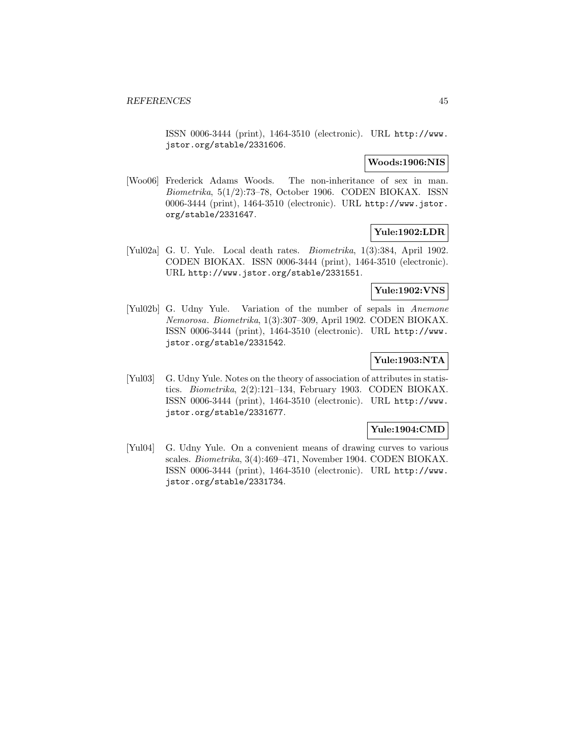ISSN 0006-3444 (print), 1464-3510 (electronic). URL http://www.jstor.org/stable/2331606.

**Woods:1906:NIS**

[Woo06] Frederick Adams Woods. The non-inheritance of sex in man. *Biometrika*, 5(1/2):73–78, October 1906. CODEN BIOKAX. ISSN 0006-3444 (print), 1464-3510 (electronic). URL http://www.jstor.org/stable/2331647.

**Yule:1902:LDR**

[Yul02a] G. U. Yule. Local death rates. *Biometrika*, 1(3):384, April 1902. CODEN BIOKAX. ISSN 0006-3444 (print), 1464-3510 (electronic). URL http://www.jstor.org/stable/2331551.

**Yule:1902:VNS**

[Yul02b] G. Udny Yule. Variation of the number of sepals in *Anemone Nemorosa*. *Biometrika*, 1(3):307–309, April 1902. CODEN BIOKAX. ISSN 0006-3444 (print), 1464-3510 (electronic). URL http://www.jstor.org/stable/2331542.

**Yule:1903:NTA**

[Yul03] G. Udny Yule. Notes on the theory of association of attributes in statistics. *Biometrika*, 2(2):121–134, February 1903. CODEN BIOKAX. ISSN 0006-3444 (print), 1464-3510 (electronic). URL http://www.jstor.org/stable/2331677.

**Yule:1904:CMD**

[Yul04] G. Udny Yule. On a convenient means of drawing curves to various scales. *Biometrika*, 3(4):469–471, November 1904. CODEN BIOKAX. ISSN 0006-3444 (print), 1464-3510 (electronic). URL http://www.jstor.org/stable/2331734.